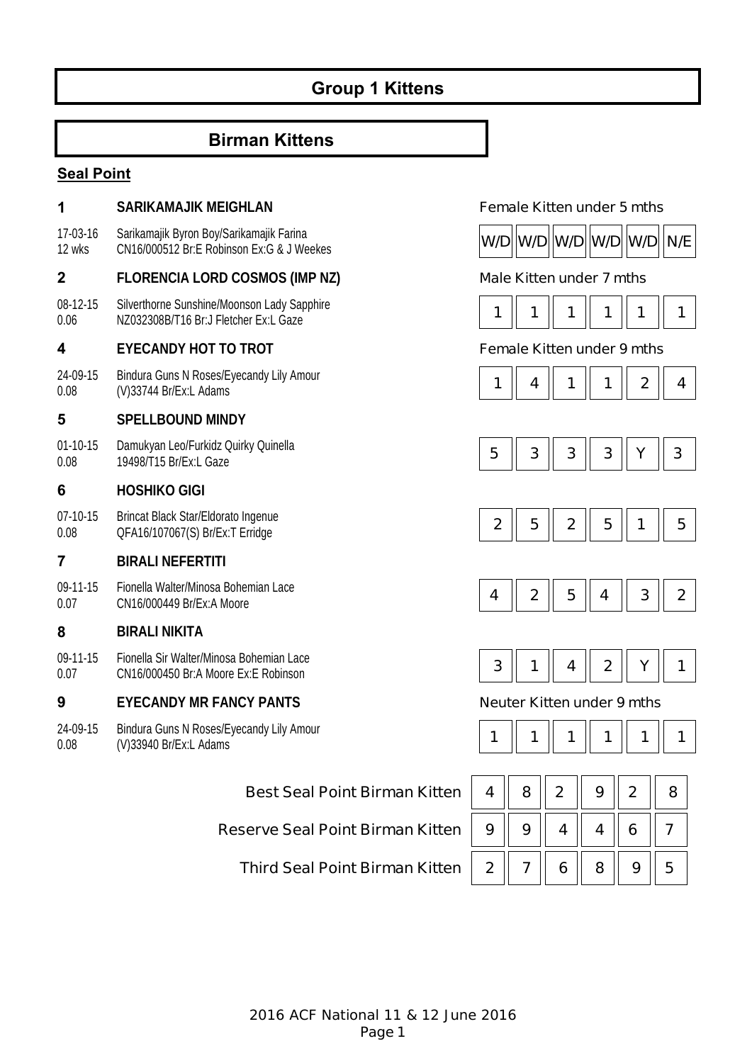# Group 1 Kittens

## Birman Kittens

**Seal Point**

**1 SARIKAMAJIK MEIGHLAN** — Female Kitten under 5 mths

17-03-16 / 12 wks — Sarikamajik Byron Boy/Sarikamajik Farina
CN16/000512 Br:E Robinson Ex:G & J Weekes

| W/D | W/D | W/D | W/D | W/D | N/E |
|---|---|---|---|---|---|

**2 FLORENCIA LORD COSMOS (IMP NZ)** — Male Kitten under 7 mths

08-12-15 / 0.06 — Silverthorne Sunshine/Moonson Lady Sapphire
NZ032308B/T16 Br:J Fletcher Ex:L Gaze

| 1 | 1 | 1 | 1 | 1 | 1 |
|---|---|---|---|---|---|

**4 EYECANDY HOT TO TROT** — Female Kitten under 9 mths

24-09-15 / 0.08 — Bindura Guns N Roses/Eyecandy Lily Amour
(V)33744 Br/Ex:L Adams

| 1 | 4 | 1 | 1 | 2 | 4 |
|---|---|---|---|---|---|

**5 SPELLBOUND MINDY**

01-10-15 / 0.08 — Damukyan Leo/Furkidz Quirky Quinella
19498/T15 Br/Ex:L Gaze

| 5 | 3 | 3 | 3 | Y | 3 |
|---|---|---|---|---|---|

**6 HOSHIKO GIGI**

07-10-15 / 0.08 — Brincat Black Star/Eldorato Ingenue
QFA16/107067(S) Br/Ex:T Erridge

| 2 | 5 | 2 | 5 | 1 | 5 |
|---|---|---|---|---|---|

**7 BIRALI NEFERTITI**

09-11-15 / 0.07 — Fionella Walter/Minosa Bohemian Lace
CN16/000449 Br/Ex:A Moore

| 4 | 2 | 5 | 4 | 3 | 2 |
|---|---|---|---|---|---|

**8 BIRALI NIKITA**

09-11-15 / 0.07 — Fionella Sir Walter/Minosa Bohemian Lace
CN16/000450 Br:A Moore Ex:E Robinson

| 3 | 1 | 4 | 2 | Y | 1 |
|---|---|---|---|---|---|

**9 EYECANDY MR FANCY PANTS** — Neuter Kitten under 9 mths

24-09-15 / 0.08 — Bindura Guns N Roses/Eyecandy Lily Amour
(V)33940 Br/Ex:L Adams

| 1 | 1 | 1 | 1 | 1 | 1 |
|---|---|---|---|---|---|

| | | | | | | |
|---|---|---|---|---|---|---|
| Best Seal Point Birman Kitten | 4 | 8 | 2 | 9 | 2 | 8 |
| Reserve Seal Point Birman Kitten | 9 | 9 | 4 | 4 | 6 | 7 |
| Third Seal Point Birman Kitten | 2 | 7 | 6 | 8 | 9 | 5 |

2016 ACF National 11 & 12 June 2016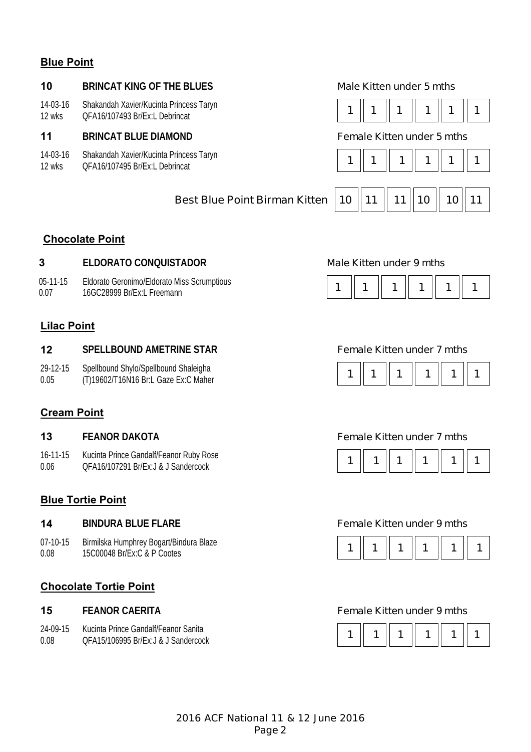## Blue Point

**10** **BRINCAT KING OF THE BLUES** — Male Kitten under 5 mths

14-03-16 Shakandah Xavier/Kucinta Princess Taryn
12 wks QFA16/107493 Br/Ex:L Debrincat

| 1 | 1 | 1 | 1 | 1 | 1 |
|---|---|---|---|---|---|

**11** **BRINCAT BLUE DIAMOND** — Female Kitten under 5 mths

14-03-16 Shakandah Xavier/Kucinta Princess Taryn
12 wks QFA16/107495 Br/Ex:L Debrincat

| 1 | 1 | 1 | 1 | 1 | 1 |
|---|---|---|---|---|---|

Best Blue Point Birman Kitten

| 10 | 11 | 11 | 10 | 10 | 11 |
|---|---|---|---|---|---|

## Chocolate Point

**3** **ELDORATO CONQUISTADOR** — Male Kitten under 9 mths

05-11-15 Eldorato Geronimo/Eldorato Miss Scrumptious
0.07 16GC28999 Br/Ex:L Freemann

| 1 | 1 | 1 | 1 | 1 | 1 |
|---|---|---|---|---|---|

## Lilac Point

**12** **SPELLBOUND AMETRINE STAR** — Female Kitten under 7 mths

29-12-15 Spellbound Shylo/Spellbound Shaleigha
0.05 (T)19602/T16N16 Br:L Gaze Ex:C Maher

| 1 | 1 | 1 | 1 | 1 | 1 |
|---|---|---|---|---|---|

## Cream Point

**13** **FEANOR DAKOTA** — Female Kitten under 7 mths

16-11-15 Kucinta Prince Gandalf/Feanor Ruby Rose
0.06 QFA16/107291 Br/Ex:J & J Sandercock

| 1 | 1 | 1 | 1 | 1 | 1 |
|---|---|---|---|---|---|

## Blue Tortie Point

**14** **BINDURA BLUE FLARE** — Female Kitten under 9 mths

07-10-15 Birmilska Humphrey Bogart/Bindura Blaze
0.08 15C00048 Br/Ex:C & P Cootes

| 1 | 1 | 1 | 1 | 1 | 1 |
|---|---|---|---|---|---|

## Chocolate Tortie Point

**15** **FEANOR CAERITA** — Female Kitten under 9 mths

24-09-15 Kucinta Prince Gandalf/Feanor Sanita
0.08 QFA15/106995 Br/Ex:J & J Sandercock

| 1 | 1 | 1 | 1 | 1 | 1 |
|---|---|---|---|---|---|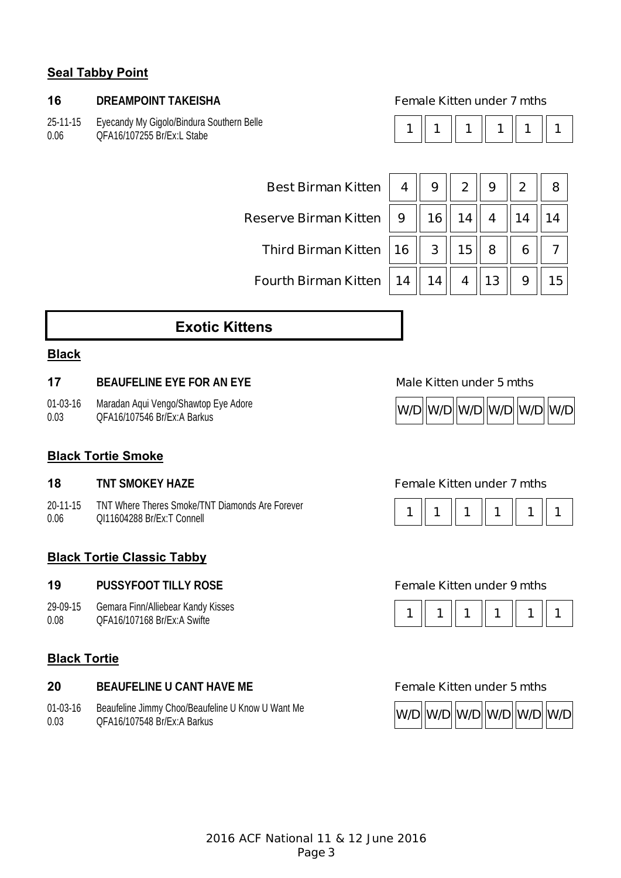### Seal Tabby Point

**16** **DREAMPOINT TAKEISHA** Female Kitten under 7 mths

25-11-15 Eyecandy My Gigolo/Bindura Southern Belle
0.06 QFA16/107255 Br/Ex:L Stabe

| 1 | 1 | 1 | 1 | 1 | 1 |
|---|---|---|---|---|---|

| | | | | | | |
|---|---|---|---|---|---|---|
| Best Birman Kitten | 4 | 9 | 2 | 9 | 2 | 8 |
| Reserve Birman Kitten | 9 | 16 | 14 | 4 | 14 | 14 |
| Third Birman Kitten | 16 | 3 | 15 | 8 | 6 | 7 |
| Fourth Birman Kitten | 14 | 14 | 4 | 13 | 9 | 15 |

## Exotic Kittens

### Black

**17** **BEAUFELINE EYE FOR AN EYE** Male Kitten under 5 mths

01-03-16 Maradan Aqui Vengo/Shawtop Eye Adore
0.03 QFA16/107546 Br/Ex:A Barkus

| W/D | W/D | W/D | W/D | W/D | W/D |
|---|---|---|---|---|---|

### Black Tortie Smoke

**18** **TNT SMOKEY HAZE** Female Kitten under 7 mths

20-11-15 TNT Where Theres Smoke/TNT Diamonds Are Forever
0.06 QI11604288 Br/Ex:T Connell

| 1 | 1 | 1 | 1 | 1 | 1 |
|---|---|---|---|---|---|

### Black Tortie Classic Tabby

**19** **PUSSYFOOT TILLY ROSE** Female Kitten under 9 mths

29-09-15 Gemara Finn/Alliebear Kandy Kisses
0.08 QFA16/107168 Br/Ex:A Swifte

| 1 | 1 | 1 | 1 | 1 | 1 |
|---|---|---|---|---|---|

### Black Tortie

**20** **BEAUFELINE U CANT HAVE ME** Female Kitten under 5 mths

01-03-16 Beaufeline Jimmy Choo/Beaufeline U Know U Want Me
0.03 QFA16/107548 Br/Ex:A Barkus

| W/D | W/D | W/D | W/D | W/D | W/D |
|---|---|---|---|---|---|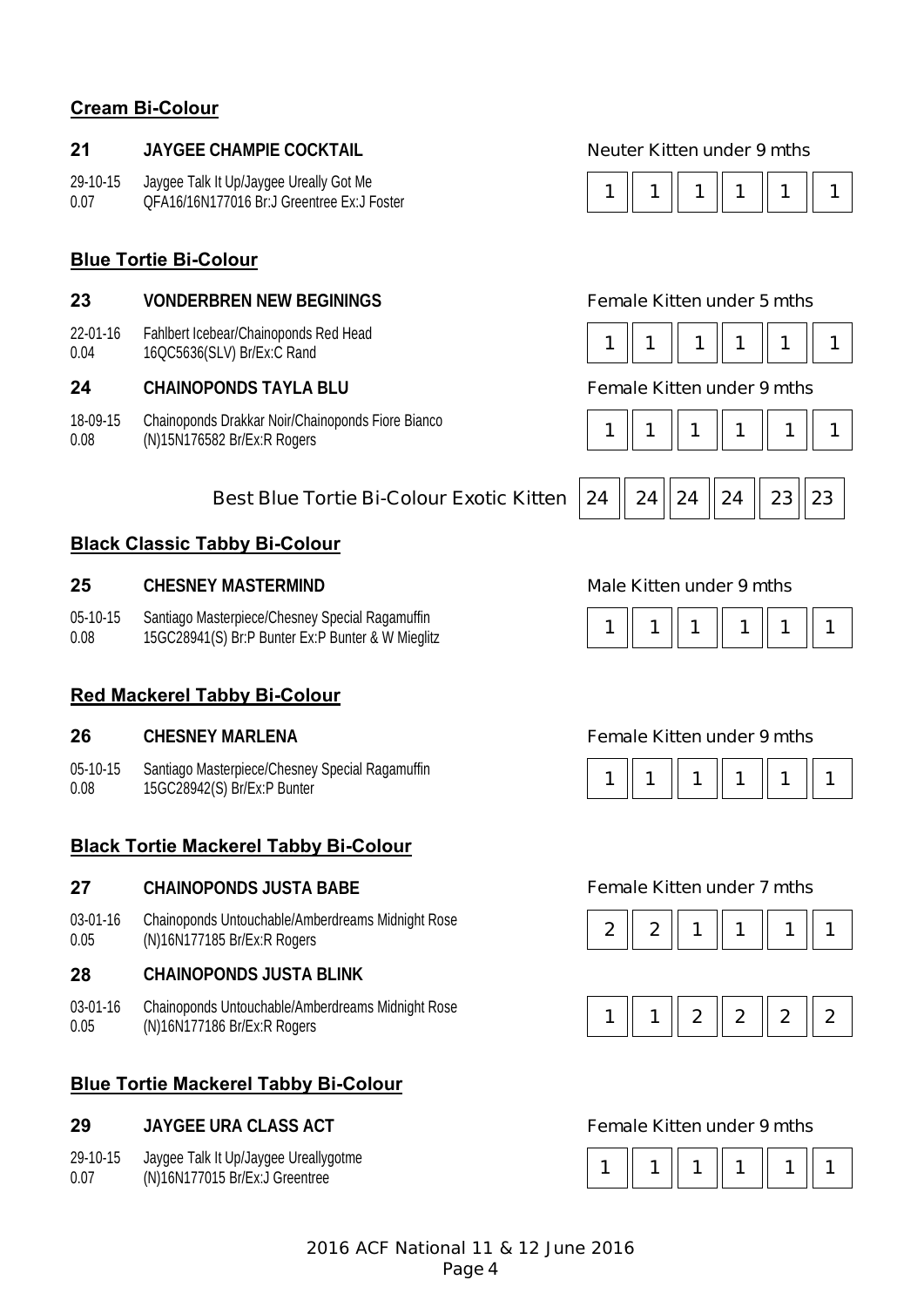## Cream Bi-Colour

**21** **JAYGEE CHAMPIE COCKTAIL** Neuter Kitten under 9 mths

29-10-15 Jaygee Talk It Up/Jaygee Ureally Got Me
0.07 QFA16/16N177016 Br:J Greentree Ex:J Foster

| 1 | 1 | 1 | 1 | 1 | 1 |
|---|---|---|---|---|---|

## Blue Tortie Bi-Colour

**23** **VONDERBREN NEW BEGININGS** Female Kitten under 5 mths

22-01-16 Fahlbert Icebear/Chainoponds Red Head
0.04 16QC5636(SLV) Br/Ex:C Rand

| 1 | 1 | 1 | 1 | 1 | 1 |
|---|---|---|---|---|---|

**24** **CHAINOPONDS TAYLA BLU** Female Kitten under 9 mths

18-09-15 Chainoponds Drakkar Noir/Chainoponds Fiore Bianco
0.08 (N)15N176582 Br/Ex:R Rogers

| 1 | 1 | 1 | 1 | 1 | 1 |
|---|---|---|---|---|---|

Best Blue Tortie Bi-Colour Exotic Kitten

| 24 | 24 | 24 | 24 | 23 | 23 |
|---|---|---|---|---|---|

## Black Classic Tabby Bi-Colour

**25** **CHESNEY MASTERMIND** Male Kitten under 9 mths

05-10-15 Santiago Masterpiece/Chesney Special Ragamuffin
0.08 15GC28941(S) Br:P Bunter Ex:P Bunter & W Mieglitz

| 1 | 1 | 1 | 1 | 1 | 1 |
|---|---|---|---|---|---|

## Red Mackerel Tabby Bi-Colour

**26** **CHESNEY MARLENA** Female Kitten under 9 mths

05-10-15 Santiago Masterpiece/Chesney Special Ragamuffin
0.08 15GC28942(S) Br/Ex:P Bunter

| 1 | 1 | 1 | 1 | 1 | 1 |
|---|---|---|---|---|---|

## Black Tortie Mackerel Tabby Bi-Colour

**27** **CHAINOPONDS JUSTA BABE** Female Kitten under 7 mths

03-01-16 Chainoponds Untouchable/Amberdreams Midnight Rose
0.05 (N)16N177185 Br/Ex:R Rogers

| 2 | 2 | 1 | 1 | 1 | 1 |
|---|---|---|---|---|---|

**28** **CHAINOPONDS JUSTA BLINK**

03-01-16 Chainoponds Untouchable/Amberdreams Midnight Rose
0.05 (N)16N177186 Br/Ex:R Rogers

| 1 | 1 | 2 | 2 | 2 | 2 |
|---|---|---|---|---|---|

## Blue Tortie Mackerel Tabby Bi-Colour

**29** **JAYGEE URA CLASS ACT** Female Kitten under 9 mths

29-10-15 Jaygee Talk It Up/Jaygee Ureallygotme
0.07 (N)16N177015 Br/Ex:J Greentree

| 1 | 1 | 1 | 1 | 1 | 1 |
|---|---|---|---|---|---|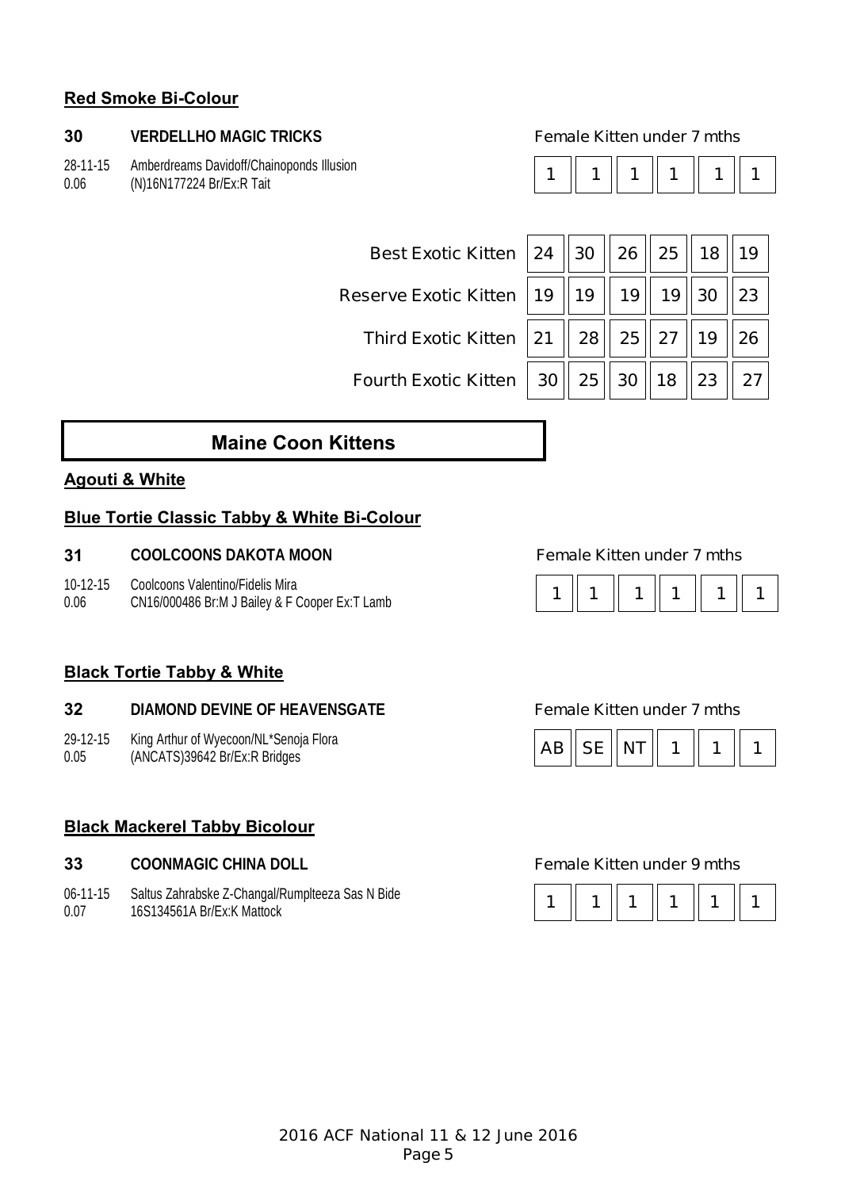### Red Smoke Bi-Colour

**30** **VERDELLHO MAGIC TRICKS** — Female Kitten under 7 mths

28-11-15 Amberdreams Davidoff/Chainoponds Illusion
0.06 (N)16N177224 Br/Ex:R Tait

| 1 | 1 | 1 | 1 | 1 | 1 |
|---|---|---|---|---|---|

| | | | | | | |
|---|---|---|---|---|---|---|
| Best Exotic Kitten | 24 | 30 | 26 | 25 | 18 | 19 |
| Reserve Exotic Kitten | 19 | 19 | 19 | 19 | 30 | 23 |
| Third Exotic Kitten | 21 | 28 | 25 | 27 | 19 | 26 |
| Fourth Exotic Kitten | 30 | 25 | 30 | 18 | 23 | 27 |

## Maine Coon Kittens

### Agouti & White

### Blue Tortie Classic Tabby & White Bi-Colour

**31** **COOLCOONS DAKOTA MOON** — Female Kitten under 7 mths

10-12-15 Coolcoons Valentino/Fidelis Mira
0.06 CN16/000486 Br:M J Bailey & F Cooper Ex:T Lamb

| 1 | 1 | 1 | 1 | 1 | 1 |
|---|---|---|---|---|---|

### Black Tortie Tabby & White

**32** **DIAMOND DEVINE OF HEAVENSGATE** — Female Kitten under 7 mths

29-12-15 King Arthur of Wyecoon/NL*Senoja Flora
0.05 (ANCATS)39642 Br/Ex:R Bridges

| AB | SE | NT | 1 | 1 | 1 |
|---|---|---|---|---|---|

### Black Mackerel Tabby Bicolour

**33** **COONMAGIC CHINA DOLL** — Female Kitten under 9 mths

06-11-15 Saltus Zahrabske Z-Changal/Rumplteeza Sas N Bide
0.07 16S134561A Br/Ex:K Mattock

| 1 | 1 | 1 | 1 | 1 | 1 |
|---|---|---|---|---|---|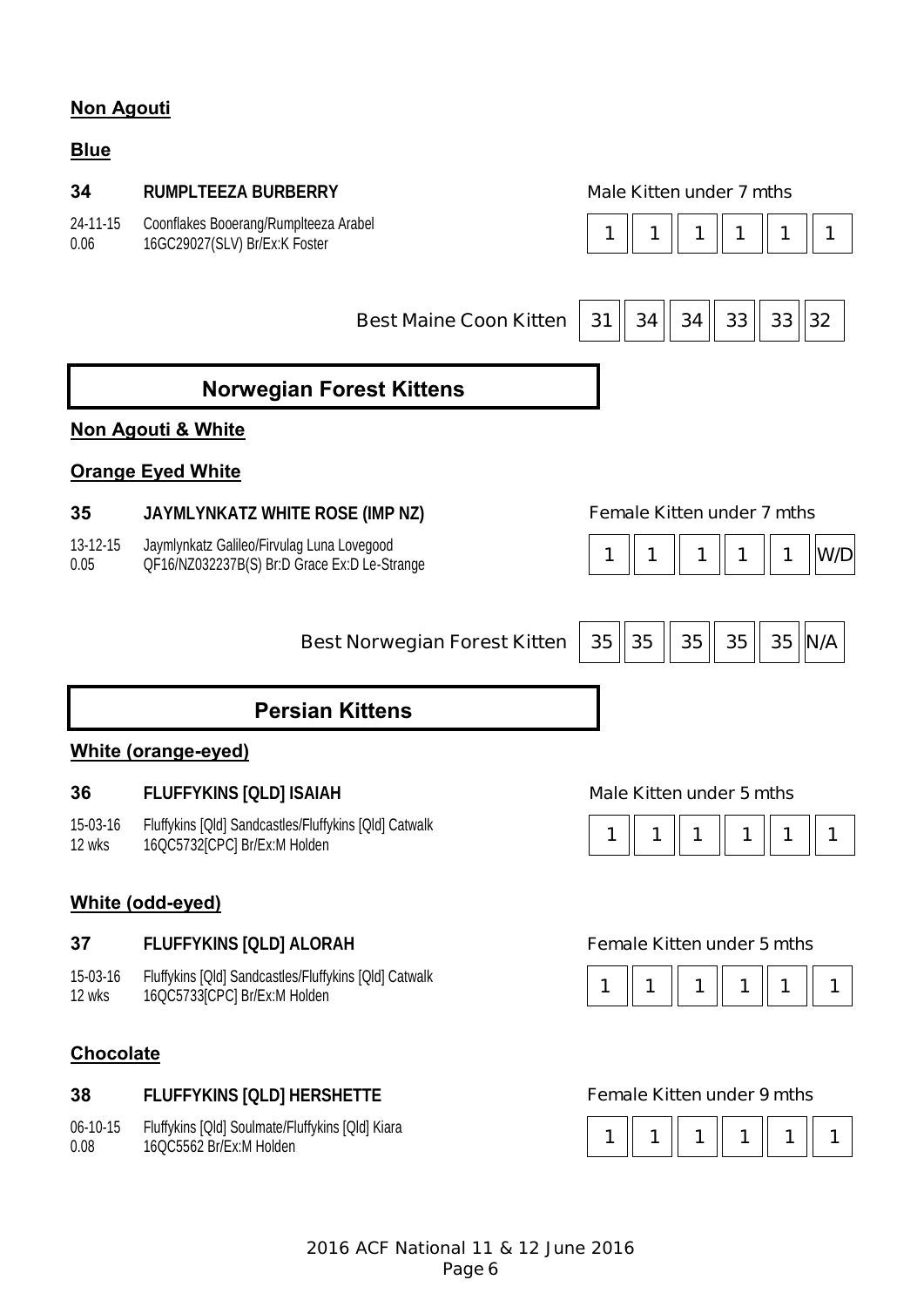**Non Agouti**

**Blue**

**34** **RUMPLTEEZA BURBERRY** Male Kitten under 7 mths

24-11-15 Coonflakes Booerang/Rumplteeza Arabel
0.06 16GC29027(SLV) Br/Ex:K Foster

| 1 | 1 | 1 | 1 | 1 | 1 |
|---|---|---|---|---|---|

| Best Maine Coon Kitten | 31 | 34 | 34 | 33 | 33 | 32 |
|---|---|---|---|---|---|---|

## Norwegian Forest Kittens

**Non Agouti & White**

**Orange Eyed White**

**35** **JAYMLYNKATZ WHITE ROSE (IMP NZ)** Female Kitten under 7 mths

13-12-15 Jaymlynkatz Galileo/Firvulag Luna Lovegood
0.05 QF16/NZ032237B(S) Br:D Grace Ex:D Le-Strange

| 1 | 1 | 1 | 1 | 1 | W/D |
|---|---|---|---|---|---|

| Best Norwegian Forest Kitten | 35 | 35 | 35 | 35 | 35 | N/A |
|---|---|---|---|---|---|---|

## Persian Kittens

**White (orange-eyed)**

**36** **FLUFFYKINS [QLD] ISAIAH** Male Kitten under 5 mths

15-03-16 Fluffykins [Qld] Sandcastles/Fluffykins [Qld] Catwalk
12 wks 16QC5732[CPC] Br/Ex:M Holden

| 1 | 1 | 1 | 1 | 1 | 1 |
|---|---|---|---|---|---|

**White (odd-eyed)**

**37** **FLUFFYKINS [QLD] ALORAH** Female Kitten under 5 mths

15-03-16 Fluffykins [Qld] Sandcastles/Fluffykins [Qld] Catwalk
12 wks 16QC5733[CPC] Br/Ex:M Holden

| 1 | 1 | 1 | 1 | 1 | 1 |
|---|---|---|---|---|---|

**Chocolate**

**38** **FLUFFYKINS [QLD] HERSHETTE** Female Kitten under 9 mths

06-10-15 Fluffykins [Qld] Soulmate/Fluffykins [Qld] Kiara
0.08 16QC5562 Br/Ex:M Holden

| 1 | 1 | 1 | 1 | 1 | 1 |
|---|---|---|---|---|---|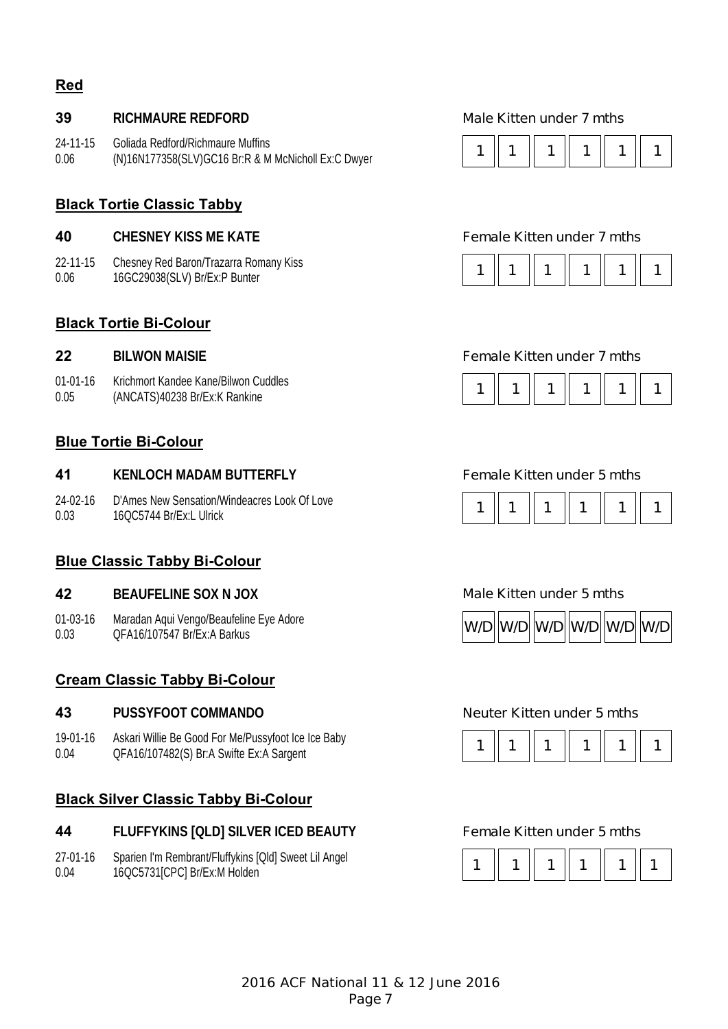## Red

**39** **RICHMAURE REDFORD** — Male Kitten under 7 mths

24-11-15 Goliada Redford/Richmaure Muffins
0.06 (N)16N177358(SLV)GC16 Br:R & M McNicholl Ex:C Dwyer

| 1 | 1 | 1 | 1 | 1 | 1 |
|---|---|---|---|---|---|

## Black Tortie Classic Tabby

**40** **CHESNEY KISS ME KATE** — Female Kitten under 7 mths

22-11-15 Chesney Red Baron/Trazarra Romany Kiss
0.06 16GC29038(SLV) Br/Ex:P Bunter

| 1 | 1 | 1 | 1 | 1 | 1 |
|---|---|---|---|---|---|

## Black Tortie Bi-Colour

**22** **BILWON MAISIE** — Female Kitten under 7 mths

01-01-16 Krichmort Kandee Kane/Bilwon Cuddles
0.05 (ANCATS)40238 Br/Ex:K Rankine

| 1 | 1 | 1 | 1 | 1 | 1 |
|---|---|---|---|---|---|

## Blue Tortie Bi-Colour

**41** **KENLOCH MADAM BUTTERFLY** — Female Kitten under 5 mths

24-02-16 D'Ames New Sensation/Windeacres Look Of Love
0.03 16QC5744 Br/Ex:L Ulrick

| 1 | 1 | 1 | 1 | 1 | 1 |
|---|---|---|---|---|---|

## Blue Classic Tabby Bi-Colour

**42** **BEAUFELINE SOX N JOX** — Male Kitten under 5 mths

01-03-16 Maradan Aqui Vengo/Beaufeline Eye Adore
0.03 QFA16/107547 Br/Ex:A Barkus

| W/D | W/D | W/D | W/D | W/D | W/D |
|---|---|---|---|---|---|

## Cream Classic Tabby Bi-Colour

**43** **PUSSYFOOT COMMANDO** — Neuter Kitten under 5 mths

19-01-16 Askari Willie Be Good For Me/Pussyfoot Ice Ice Baby
0.04 QFA16/107482(S) Br:A Swifte Ex:A Sargent

| 1 | 1 | 1 | 1 | 1 | 1 |
|---|---|---|---|---|---|

## Black Silver Classic Tabby Bi-Colour

**44** **FLUFFYKINS [QLD] SILVER ICED BEAUTY** — Female Kitten under 5 mths

27-01-16 Sparien I'm Rembrant/Fluffykins [Qld] Sweet Lil Angel
0.04 16QC5731[CPC] Br/Ex:M Holden

| 1 | 1 | 1 | 1 | 1 | 1 |
|---|---|---|---|---|---|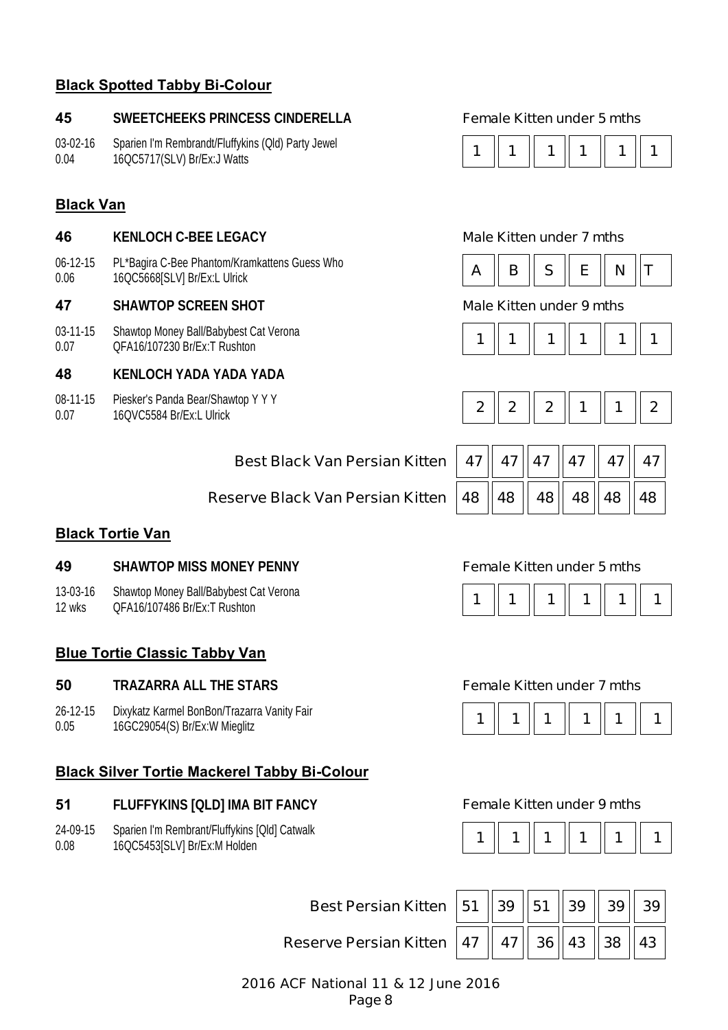## Black Spotted Tabby Bi-Colour

**45** **SWEETCHEEKS PRINCESS CINDERELLA** — Female Kitten under 5 mths

03-02-16 Sparien I'm Rembrandt/Fluffykins (Qld) Party Jewel
0.04 16QC5717(SLV) Br/Ex:J Watts

| 1 | 1 | 1 | 1 | 1 | 1 |
|---|---|---|---|---|---|

## Black Van

**46** **KENLOCH C-BEE LEGACY** — Male Kitten under 7 mths

06-12-15 PL*Bagira C-Bee Phantom/Kramkattens Guess Who
0.06 16QC5668[SLV] Br/Ex:L Ulrick

| A | B | S | E | N | T |
|---|---|---|---|---|---|

**47** **SHAWTOP SCREEN SHOT** — Male Kitten under 9 mths

03-11-15 Shawtop Money Ball/Babybest Cat Verona
0.07 QFA16/107230 Br/Ex:T Rushton

| 1 | 1 | 1 | 1 | 1 | 1 |
|---|---|---|---|---|---|

**48** **KENLOCH YADA YADA YADA**

08-11-15 Piesker's Panda Bear/Shawtop Y Y Y
0.07 16QVC5584 Br/Ex:L Ulrick

| 2 | 2 | 2 | 1 | 1 | 2 |
|---|---|---|---|---|---|

| | | | | | | |
|---|---|---|---|---|---|---|
| Best Black Van Persian Kitten | 47 | 47 | 47 | 47 | 47 | 47 |
| Reserve Black Van Persian Kitten | 48 | 48 | 48 | 48 | 48 | 48 |

## Black Tortie Van

**49** **SHAWTOP MISS MONEY PENNY** — Female Kitten under 5 mths

13-03-16 Shawtop Money Ball/Babybest Cat Verona
12 wks QFA16/107486 Br/Ex:T Rushton

| 1 | 1 | 1 | 1 | 1 | 1 |
|---|---|---|---|---|---|

## Blue Tortie Classic Tabby Van

**50** **TRAZARRA ALL THE STARS** — Female Kitten under 7 mths

26-12-15 Dixykatz Karmel BonBon/Trazarra Vanity Fair
0.05 16GC29054(S) Br/Ex:W Mieglitz

| 1 | 1 | 1 | 1 | 1 | 1 |
|---|---|---|---|---|---|

## Black Silver Tortie Mackerel Tabby Bi-Colour

**51** **FLUFFYKINS [QLD] IMA BIT FANCY** — Female Kitten under 9 mths

24-09-15 Sparien I'm Rembrant/Fluffykins [Qld] Catwalk
0.08 16QC5453[SLV] Br/Ex:M Holden

| 1 | 1 | 1 | 1 | 1 | 1 |
|---|---|---|---|---|---|

| | | | | | | |
|---|---|---|---|---|---|---|
| Best Persian Kitten | 51 | 39 | 51 | 39 | 39 | 39 |
| Reserve Persian Kitten | 47 | 47 | 36 | 43 | 38 | 43 |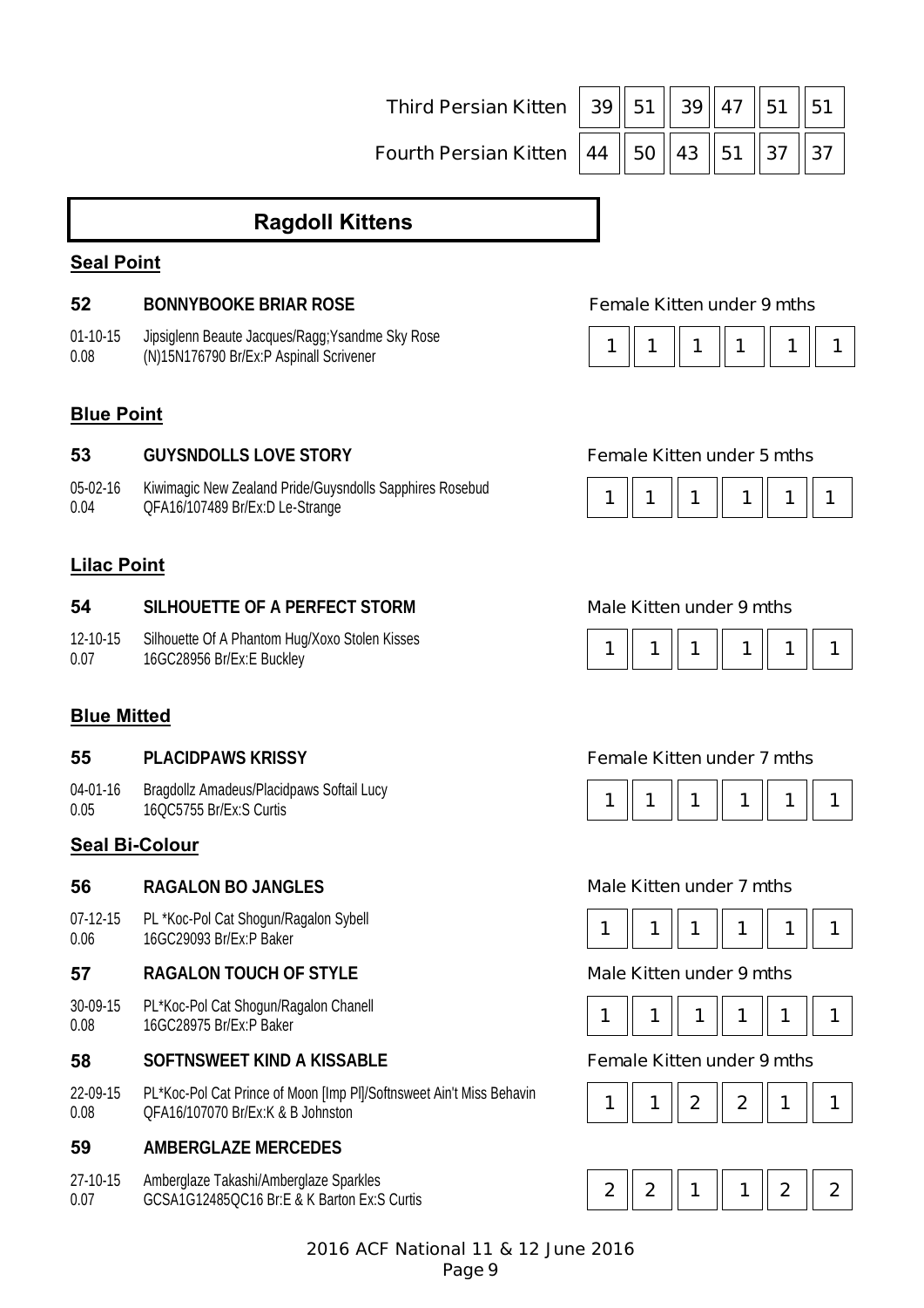| | | | | | | |
|---|---|---|---|---|---|---|
| Third Persian Kitten | 39 | 51 | 39 | 47 | 51 | 51 |
| Fourth Persian Kitten | 44 | 50 | 43 | 51 | 37 | 37 |

## Ragdoll Kittens

### Seal Point

**52 BONNYBOOKE BRIAR ROSE** — Female Kitten under 9 mths

01-10-15 Jipsiglenn Beaute Jacques/Ragg;Ysandme Sky Rose
0.08 (N)15N176790 Br/Ex:P Aspinall Scrivener

| 1 | 1 | 1 | 1 | 1 | 1 |
|---|---|---|---|---|---|

### Blue Point

**53 GUYSNDOLLS LOVE STORY** — Female Kitten under 5 mths

05-02-16 Kiwimagic New Zealand Pride/Guysndolls Sapphires Rosebud
0.04 QFA16/107489 Br/Ex:D Le-Strange

| 1 | 1 | 1 | 1 | 1 | 1 |
|---|---|---|---|---|---|

### Lilac Point

**54 SILHOUETTE OF A PERFECT STORM** — Male Kitten under 9 mths

12-10-15 Silhouette Of A Phantom Hug/Xoxo Stolen Kisses
0.07 16GC28956 Br/Ex:E Buckley

| 1 | 1 | 1 | 1 | 1 | 1 |
|---|---|---|---|---|---|

### Blue Mitted

**55 PLACIDPAWS KRISSY** — Female Kitten under 7 mths

04-01-16 Bragdollz Amadeus/Placidpaws Softail Lucy
0.05 16QC5755 Br/Ex:S Curtis

| 1 | 1 | 1 | 1 | 1 | 1 |
|---|---|---|---|---|---|

### Seal Bi-Colour

**56 RAGALON BO JANGLES** — Male Kitten under 7 mths

07-12-15 PL *Koc-Pol Cat Shogun/Ragalon Sybell
0.06 16GC29093 Br/Ex:P Baker

| 1 | 1 | 1 | 1 | 1 | 1 |
|---|---|---|---|---|---|

**57 RAGALON TOUCH OF STYLE** — Male Kitten under 9 mths

30-09-15 PL*Koc-Pol Cat Shogun/Ragalon Chanell
0.08 16GC28975 Br/Ex:P Baker

| 1 | 1 | 1 | 1 | 1 | 1 |
|---|---|---|---|---|---|

**58 SOFTNSWEET KIND A KISSABLE** — Female Kitten under 9 mths

22-09-15 PL*Koc-Pol Cat Prince of Moon [Imp Pl]/Softnsweet Ain't Miss Behavin
0.08 QFA16/107070 Br/Ex:K & B Johnston

| 1 | 1 | 2 | 2 | 1 | 1 |
|---|---|---|---|---|---|

**59 AMBERGLAZE MERCEDES**

27-10-15 Amberglaze Takashi/Amberglaze Sparkles
0.07 GCSA1G12485QC16 Br:E & K Barton Ex:S Curtis

| 2 | 2 | 1 | 1 | 2 | 2 |
|---|---|---|---|---|---|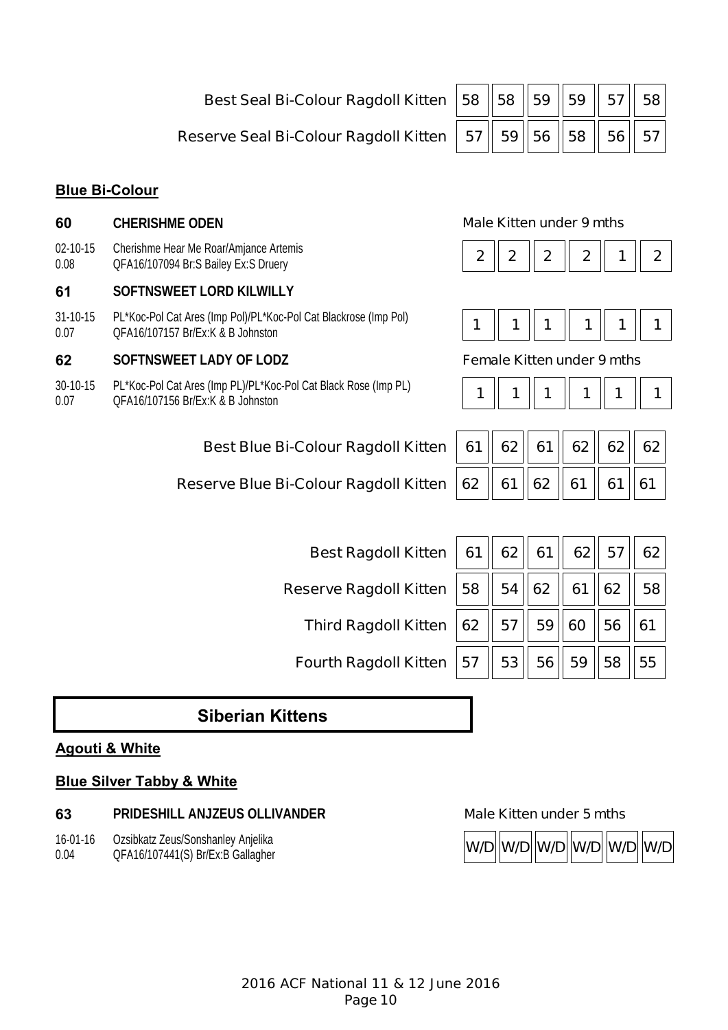| | | | | | | |
|---|---|---|---|---|---|---|
| Best Seal Bi-Colour Ragdoll Kitten | 58 | 58 | 59 | 59 | 57 | 58 |
| Reserve Seal Bi-Colour Ragdoll Kitten | 57 | 59 | 56 | 58 | 56 | 57 |

**Blue Bi-Colour**

**60 CHERISHME ODEN** — Male Kitten under 9 mths

02-10-15 Cherishme Hear Me Roar/Amjance Artemis
0.08 QFA16/107094 Br:S Bailey Ex:S Druery

| 2 | 2 | 2 | 2 | 1 | 2 |
|---|---|---|---|---|---|

**61 SOFTNSWEET LORD KILWILLY**

31-10-15 PL*Koc-Pol Cat Ares (Imp Pol)/PL*Koc-Pol Cat Blackrose (Imp Pol)
0.07 QFA16/107157 Br/Ex:K & B Johnston

| 1 | 1 | 1 | 1 | 1 | 1 |
|---|---|---|---|---|---|

**62 SOFTNSWEET LADY OF LODZ** — Female Kitten under 9 mths

30-10-15 PL*Koc-Pol Cat Ares (Imp PL)/PL*Koc-Pol Cat Black Rose (Imp PL)
0.07 QFA16/107156 Br/Ex:K & B Johnston

| 1 | 1 | 1 | 1 | 1 | 1 |
|---|---|---|---|---|---|

| | | | | | | |
|---|---|---|---|---|---|---|
| Best Blue Bi-Colour Ragdoll Kitten | 61 | 62 | 61 | 62 | 62 | 62 |
| Reserve Blue Bi-Colour Ragdoll Kitten | 62 | 61 | 62 | 61 | 61 | 61 |

| | | | | | | |
|---|---|---|---|---|---|---|
| Best Ragdoll Kitten | 61 | 62 | 61 | 62 | 57 | 62 |
| Reserve Ragdoll Kitten | 58 | 54 | 62 | 61 | 62 | 58 |
| Third Ragdoll Kitten | 62 | 57 | 59 | 60 | 56 | 61 |
| Fourth Ragdoll Kitten | 57 | 53 | 56 | 59 | 58 | 55 |

## Siberian Kittens

**Agouti & White**

**Blue Silver Tabby & White**

**63 PRIDESHILL ANJZEUS OLLIVANDER** — Male Kitten under 5 mths

16-01-16 Ozsibkatz Zeus/Sonshanley Anjelika
0.04 QFA16/107441(S) Br/Ex:B Gallagher

| W/D | W/D | W/D | W/D | W/D | W/D |
|---|---|---|---|---|---|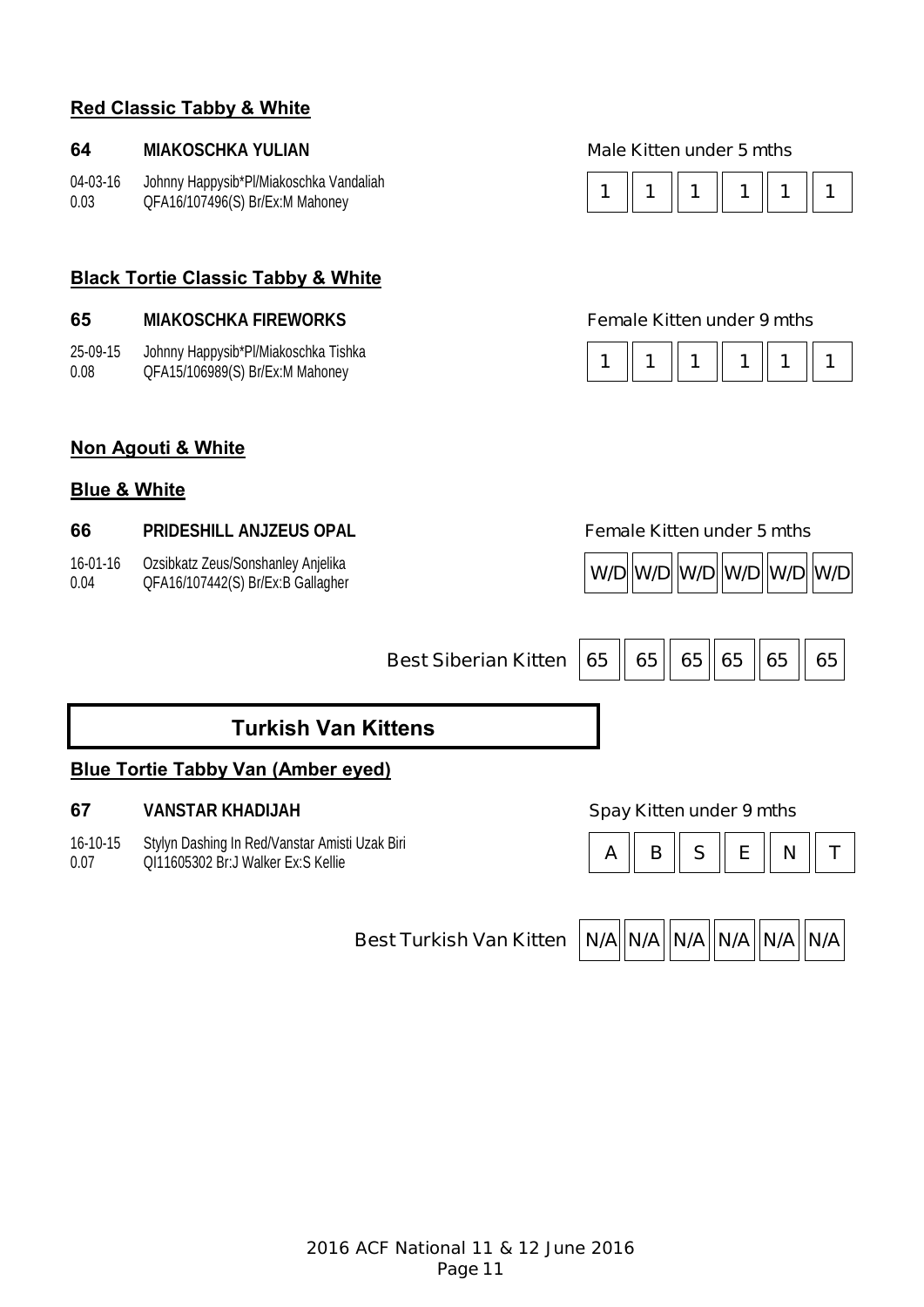## Red Classic Tabby & White

**64** **MIAKOSCHKA YULIAN** — Male Kitten under 5 mths

04-03-16 Johnny Happysib*Pl/Miakoschka Vandaliah
0.03 QFA16/107496(S) Br/Ex:M Mahoney

| 1 | 1 | 1 | 1 | 1 | 1 |
|---|---|---|---|---|---|

## Black Tortie Classic Tabby & White

**65** **MIAKOSCHKA FIREWORKS** — Female Kitten under 9 mths

25-09-15 Johnny Happysib*Pl/Miakoschka Tishka
0.08 QFA15/106989(S) Br/Ex:M Mahoney

| 1 | 1 | 1 | 1 | 1 | 1 |
|---|---|---|---|---|---|

## Non Agouti & White

### Blue & White

**66** **PRIDESHILL ANJZEUS OPAL** — Female Kitten under 5 mths

16-01-16 Ozsibkatz Zeus/Sonshanley Anjelika
0.04 QFA16/107442(S) Br/Ex:B Gallagher

| W/D | W/D | W/D | W/D | W/D | W/D |
|---|---|---|---|---|---|

**Best Siberian Kitten**

| 65 | 65 | 65 | 65 | 65 | 65 |
|---|---|---|---|---|---|

# Turkish Van Kittens

## Blue Tortie Tabby Van (Amber eyed)

**67** **VANSTAR KHADIJAH** — Spay Kitten under 9 mths

16-10-15 Stylyn Dashing In Red/Vanstar Amisti Uzak Biri
0.07 QI11605302 Br:J Walker Ex:S Kellie

| A | B | S | E | N | T |
|---|---|---|---|---|---|

**Best Turkish Van Kitten**

| N/A | N/A | N/A | N/A | N/A | N/A |
|---|---|---|---|---|---|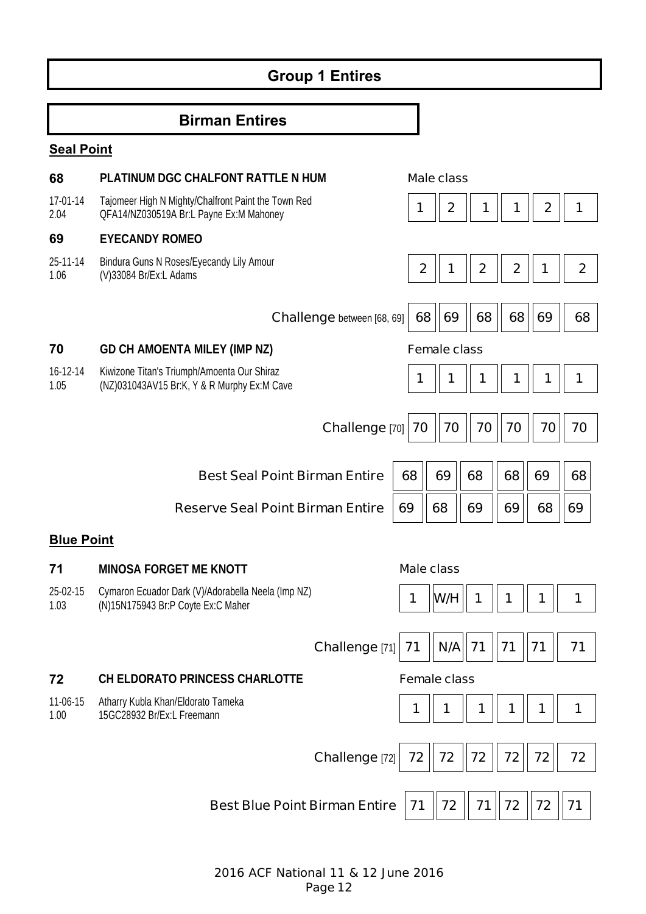# Group 1 Entires

## Birman Entires

### Seal Point

| | | | | | | | | |
|---|---|---|---|---|---|---|---|---|
| **68** | **PLATINUM DGC CHALFONT RATTLE N HUM** | Male class | | | | | | |
| 17-01-14<br>2.04 | Tajomeer High N Mighty/Chalfront Paint the Town Red<br>QFA14/NZ030519A Br:L Payne Ex:M Mahoney | | 1 | 2 | 1 | 1 | 2 | 1 |
| **69** | **EYECANDY ROMEO** | | | | | | | |
| 25-11-14<br>1.06 | Bindura Guns N Roses/Eyecandy Lily Amour<br>(V)33084 Br/Ex:L Adams | | 2 | 1 | 2 | 2 | 1 | 2 |
| | | Challenge between [68, 69] | 68 | 69 | 68 | 68 | 69 | 68 |
| **70** | **GD CH AMOENTA MILEY (IMP NZ)** | Female class | | | | | | |
| 16-12-14<br>1.05 | Kiwizone Titan's Triumph/Amoenta Our Shiraz<br>(NZ)031043AV15 Br:K, Y & R Murphy Ex:M Cave | | 1 | 1 | 1 | 1 | 1 | 1 |
| | | Challenge [70] | 70 | 70 | 70 | 70 | 70 | 70 |
| | | Best Seal Point Birman Entire | 68 | 69 | 68 | 68 | 69 | 68 |
| | | Reserve Seal Point Birman Entire | 69 | 68 | 69 | 69 | 68 | 69 |

### Blue Point

| | | | | | | | | |
|---|---|---|---|---|---|---|---|---|
| **71** | **MINOSA FORGET ME KNOTT** | Male class | | | | | | |
| 25-02-15<br>1.03 | Cymaron Ecuador Dark (V)/Adorabella Neela (Imp NZ)<br>(N)15N175943 Br:P Coyte Ex:C Maher | | 1 | W/H | 1 | 1 | 1 | 1 |
| | | Challenge [71] | 71 | N/A | 71 | 71 | 71 | 71 |
| **72** | **CH ELDORATO PRINCESS CHARLOTTE** | Female class | | | | | | |
| 11-06-15<br>1.00 | Atharry Kubla Khan/Eldorato Tameka<br>15GC28932 Br/Ex:L Freemann | | 1 | 1 | 1 | 1 | 1 | 1 |
| | | Challenge [72] | 72 | 72 | 72 | 72 | 72 | 72 |
| | | Best Blue Point Birman Entire | 71 | 72 | 71 | 72 | 72 | 71 |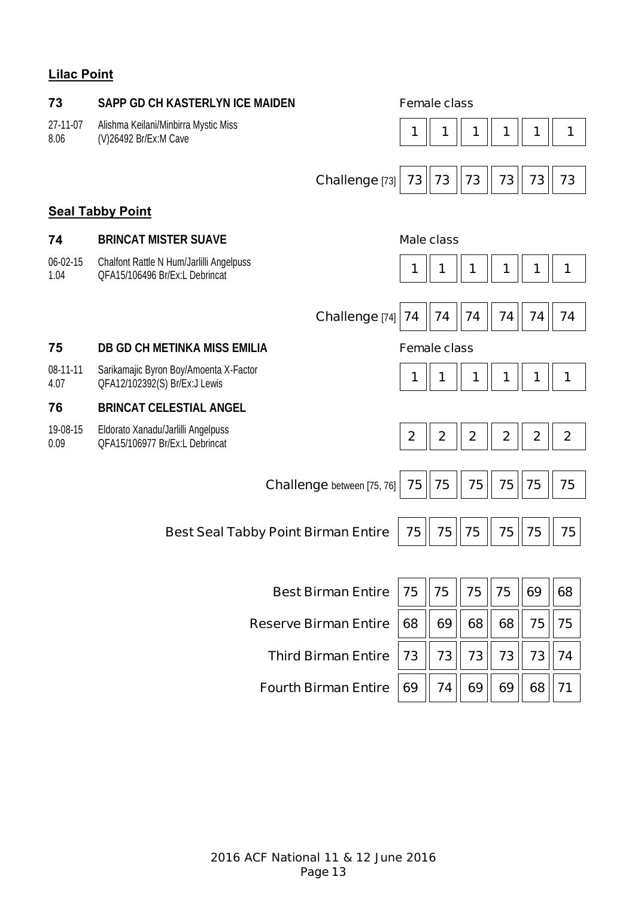## Lilac Point

**73** **SAPP GD CH KASTERLYN ICE MAIDEN**

27-11-07 8.06 — Alishma Keilani/Minbirra Mystic Miss (V)26492 Br/Ex:M Cave

Female class

| 1 | 1 | 1 | 1 | 1 | 1 |
|---|---|---|---|---|---|

| | | | | | | |
|---|---|---|---|---|---|---|
| Challenge [73] | 73 | 73 | 73 | 73 | 73 | 73 |

## Seal Tabby Point

**74** **BRINCAT MISTER SUAVE**

06-02-15 1.04 — Chalfont Rattle N Hum/Jarlilli Angelpuss QFA15/106496 Br/Ex:L Debrincat

Male class

| 1 | 1 | 1 | 1 | 1 | 1 |
|---|---|---|---|---|---|

| | | | | | | |
|---|---|---|---|---|---|---|
| Challenge [74] | 74 | 74 | 74 | 74 | 74 | 74 |

**75** **DB GD CH METINKA MISS EMILIA**

08-11-11 4.07 — Sarikamajic Byron Boy/Amoenta X-Factor QFA12/102392(S) Br/Ex:J Lewis

Female class

| 1 | 1 | 1 | 1 | 1 | 1 |
|---|---|---|---|---|---|

**76** **BRINCAT CELESTIAL ANGEL**

19-08-15 0.09 — Eldorato Xanadu/Jarlilli Angelpuss QFA15/106977 Br/Ex:L Debrincat

| 2 | 2 | 2 | 2 | 2 | 2 |
|---|---|---|---|---|---|

| | | | | | | |
|---|---|---|---|---|---|---|
| Challenge between [75, 76] | 75 | 75 | 75 | 75 | 75 | 75 |
| Best Seal Tabby Point Birman Entire | 75 | 75 | 75 | 75 | 75 | 75 |

| | | | | | | |
|---|---|---|---|---|---|---|
| Best Birman Entire | 75 | 75 | 75 | 75 | 69 | 68 |
| Reserve Birman Entire | 68 | 69 | 68 | 68 | 75 | 75 |
| Third Birman Entire | 73 | 73 | 73 | 73 | 73 | 74 |
| Fourth Birman Entire | 69 | 74 | 69 | 69 | 68 | 71 |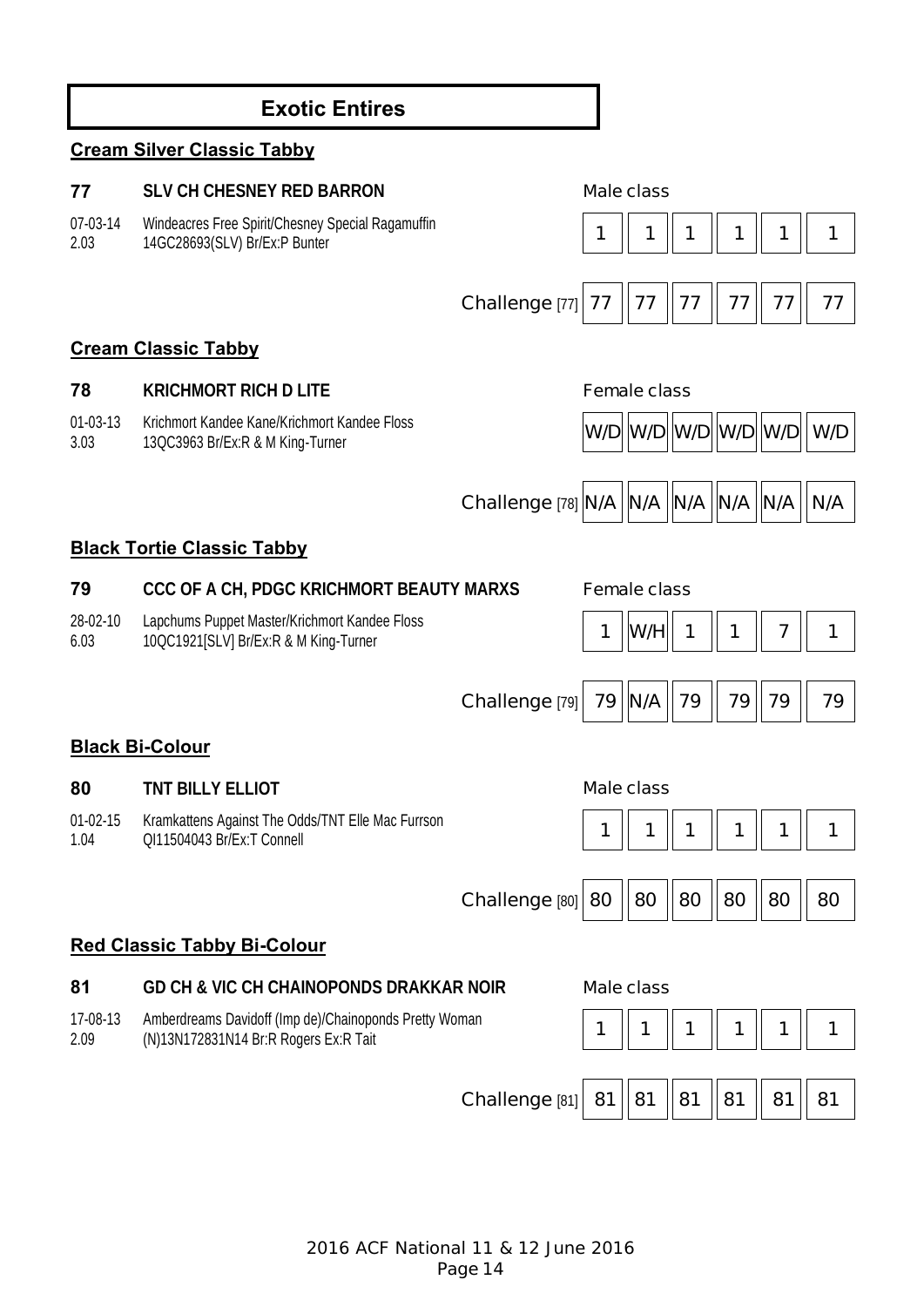# Exotic Entires

## Cream Silver Classic Tabby

**77** **SLV CH CHESNEY RED BARRON** — Male class

07-03-14 Windeacres Free Spirit/Chesney Special Ragamuffin
2.03 14GC28693(SLV) Br/Ex:P Bunter

| | | | | | | |
|---|---|---|---|---|---|---|
| Male class | 1 | 1 | 1 | 1 | 1 | 1 |
| Challenge [77] | 77 | 77 | 77 | 77 | 77 | 77 |

## Cream Classic Tabby

**78** **KRICHMORT RICH D LITE** — Female class

01-03-13 Krichmort Kandee Kane/Krichmort Kandee Floss
3.03 13QC3963 Br/Ex:R & M King-Turner

| | | | | | | |
|---|---|---|---|---|---|---|
| Female class | W/D | W/D | W/D | W/D | W/D | W/D |
| Challenge [78] | N/A | N/A | N/A | N/A | N/A | N/A |

## Black Tortie Classic Tabby

**79** **CCC OF A CH, PDGC KRICHMORT BEAUTY MARXS** — Female class

28-02-10 Lapchums Puppet Master/Krichmort Kandee Floss
6.03 10QC1921[SLV] Br/Ex:R & M King-Turner

| | | | | | | |
|---|---|---|---|---|---|---|
| Female class | 1 | W/H | 1 | 1 | 7 | 1 |
| Challenge [79] | 79 | N/A | 79 | 79 | 79 | 79 |

## Black Bi-Colour

**80** **TNT BILLY ELLIOT** — Male class

01-02-15 Kramkattens Against The Odds/TNT Elle Mac Furrson
1.04 QI11504043 Br/Ex:T Connell

| | | | | | | |
|---|---|---|---|---|---|---|
| Male class | 1 | 1 | 1 | 1 | 1 | 1 |
| Challenge [80] | 80 | 80 | 80 | 80 | 80 | 80 |

## Red Classic Tabby Bi-Colour

**81** **GD CH & VIC CH CHAINOPONDS DRAKKAR NOIR** — Male class

17-08-13 Amberdreams Davidoff (Imp de)/Chainoponds Pretty Woman
2.09 (N)13N172831N14 Br:R Rogers Ex:R Tait

| | | | | | | |
|---|---|---|---|---|---|---|
| Male class | 1 | 1 | 1 | 1 | 1 | 1 |
| Challenge [81] | 81 | 81 | 81 | 81 | 81 | 81 |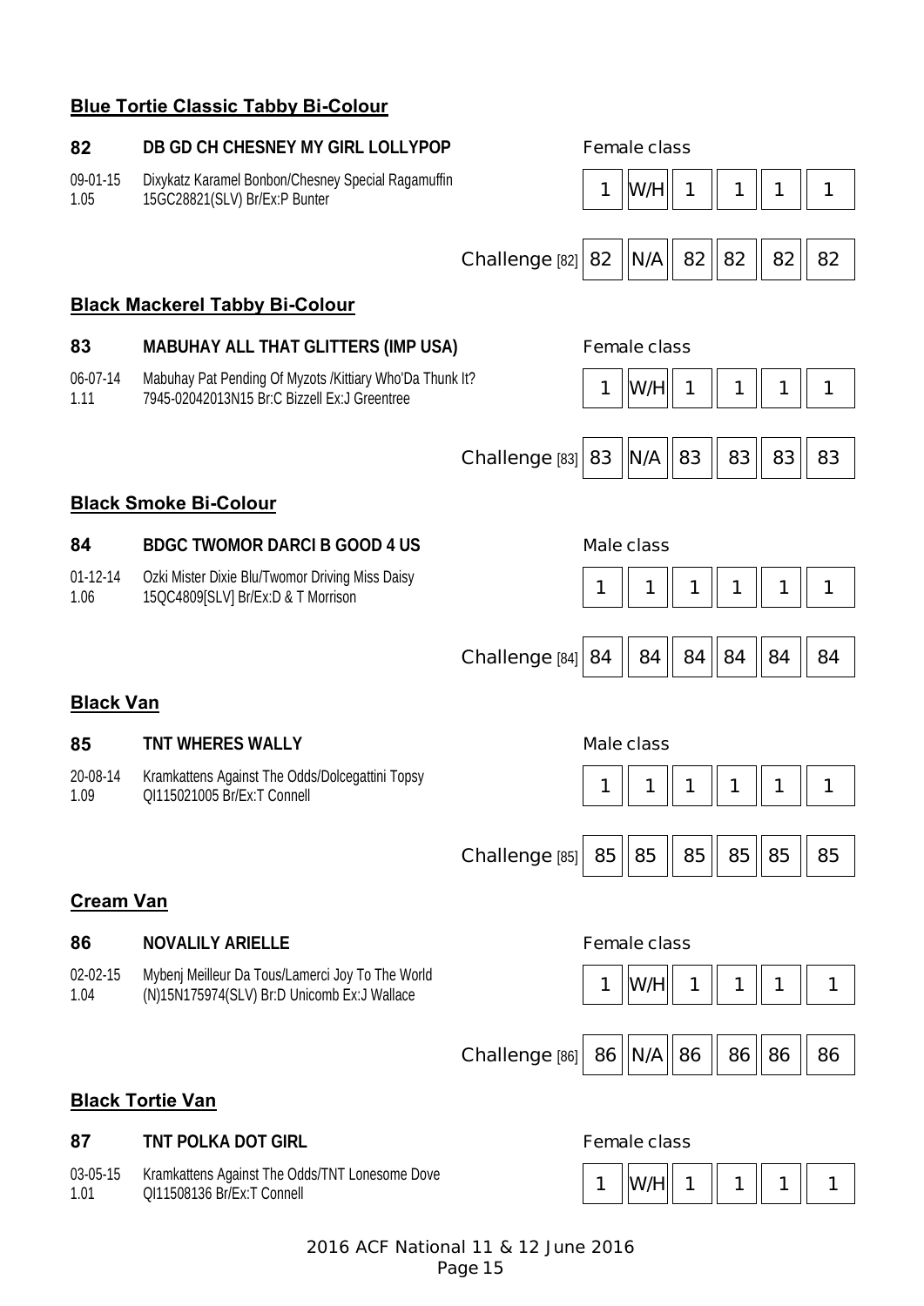## Blue Tortie Classic Tabby Bi-Colour

**82** **DB GD CH CHESNEY MY GIRL LOLLYPOP** — Female class

09-01-15 Dixykatz Karamel Bonbon/Chesney Special Ragamuffin
1.05 15GC28821(SLV) Br/Ex:P Bunter

| | | | | | | |
|---|---|---|---|---|---|---|
| | 1 | W/H | 1 | 1 | 1 | 1 |
| Challenge [82] | 82 | N/A | 82 | 82 | 82 | 82 |

## Black Mackerel Tabby Bi-Colour

**83** **MABUHAY ALL THAT GLITTERS (IMP USA)** — Female class

06-07-14 Mabuhay Pat Pending Of Myzots /Kittiary Who'Da Thunk It?
1.11 7945-02042013N15 Br:C Bizzell Ex:J Greentree

| | | | | | | |
|---|---|---|---|---|---|---|
| | 1 | W/H | 1 | 1 | 1 | 1 |
| Challenge [83] | 83 | N/A | 83 | 83 | 83 | 83 |

## Black Smoke Bi-Colour

**84** **BDGC TWOMOR DARCI B GOOD 4 US** — Male class

01-12-14 Ozki Mister Dixie Blu/Twomor Driving Miss Daisy
1.06 15QC4809[SLV] Br/Ex:D & T Morrison

| | | | | | | |
|---|---|---|---|---|---|---|
| | 1 | 1 | 1 | 1 | 1 | 1 |
| Challenge [84] | 84 | 84 | 84 | 84 | 84 | 84 |

## Black Van

**85** **TNT WHERES WALLY** — Male class

20-08-14 Kramkattens Against The Odds/Dolcegattini Topsy
1.09 QI115021005 Br/Ex:T Connell

| | | | | | | |
|---|---|---|---|---|---|---|
| | 1 | 1 | 1 | 1 | 1 | 1 |
| Challenge [85] | 85 | 85 | 85 | 85 | 85 | 85 |

## Cream Van

**86** **NOVALILY ARIELLE** — Female class

02-02-15 Mybenj Meilleur Da Tous/Lamerci Joy To The World
1.04 (N)15N175974(SLV) Br:D Unicomb Ex:J Wallace

| | | | | | | |
|---|---|---|---|---|---|---|
| | 1 | W/H | 1 | 1 | 1 | 1 |
| Challenge [86] | 86 | N/A | 86 | 86 | 86 | 86 |

## Black Tortie Van

**87** **TNT POLKA DOT GIRL** — Female class

03-05-15 Kramkattens Against The Odds/TNT Lonesome Dove
1.01 QI11508136 Br/Ex:T Connell

| | | | | | | |
|---|---|---|---|---|---|---|
| | 1 | W/H | 1 | 1 | 1 | 1 |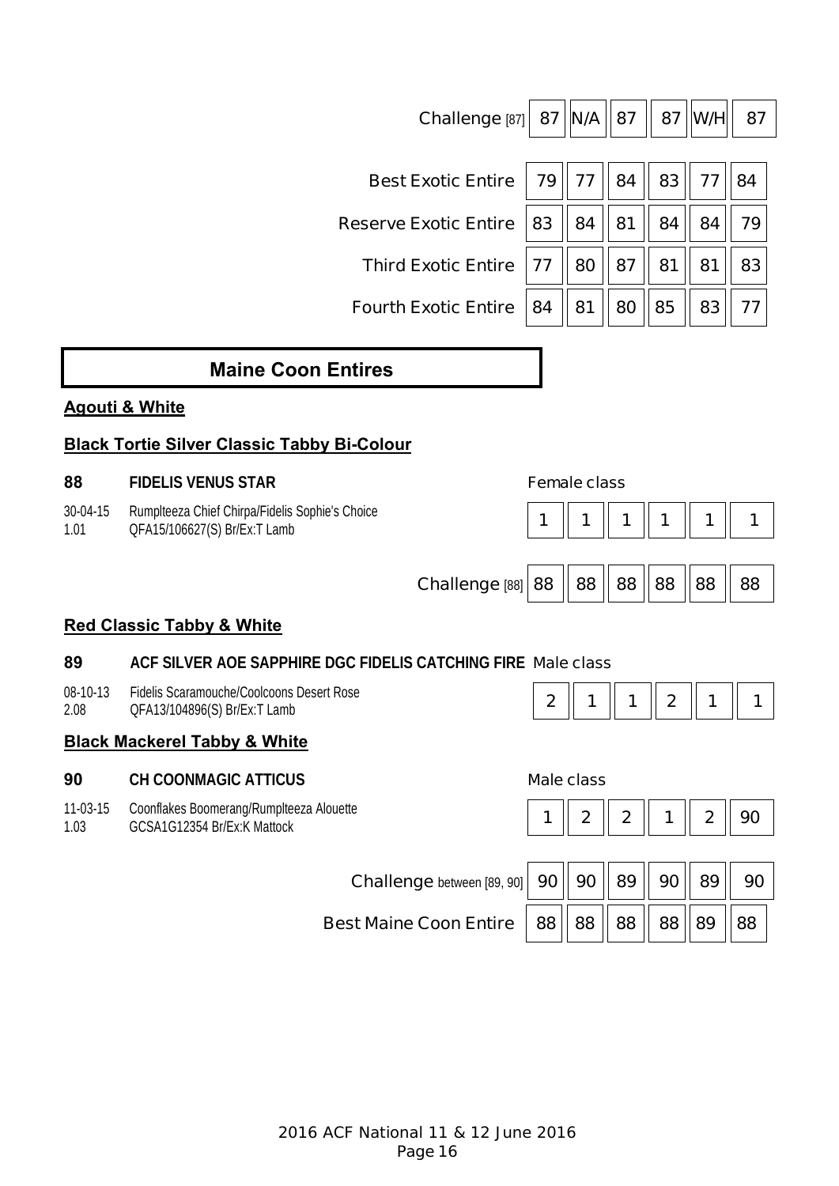| | | | | | | |
|---|---|---|---|---|---|---|
| Challenge [87] | 87 | N/A | 87 | 87 | W/H | 87 |
| Best Exotic Entire | 79 | 77 | 84 | 83 | 77 | 84 |
| Reserve Exotic Entire | 83 | 84 | 81 | 84 | 84 | 79 |
| Third Exotic Entire | 77 | 80 | 87 | 81 | 81 | 83 |
| Fourth Exotic Entire | 84 | 81 | 80 | 85 | 83 | 77 |

## Maine Coon Entires

### Agouti & White

### Black Tortie Silver Classic Tabby Bi-Colour

**88 FIDELIS VENUS STAR** — Female class

30-04-15 Rumplteeza Chief Chirpa/Fidelis Sophie's Choice
1.01 QFA15/106627(S) Br/Ex:T Lamb

| | | | | | | |
|---|---|---|---|---|---|---|
| 88 | 1 | 1 | 1 | 1 | 1 | 1 |
| Challenge [88] | 88 | 88 | 88 | 88 | 88 | 88 |

### Red Classic Tabby & White

**89 ACF SILVER AOE SAPPHIRE DGC FIDELIS CATCHING FIRE** — Male class

08-10-13 Fidelis Scaramouche/Coolcoons Desert Rose
2.08 QFA13/104896(S) Br/Ex:T Lamb

| | | | | | | |
|---|---|---|---|---|---|---|
| 89 | 2 | 1 | 1 | 2 | 1 | 1 |

### Black Mackerel Tabby & White

**90 CH COONMAGIC ATTICUS** — Male class

11-03-15 Coonflakes Boomerang/Rumplteeza Alouette
1.03 GCSA1G12354 Br/Ex:K Mattock

| | | | | | | |
|---|---|---|---|---|---|---|
| 90 | 1 | 2 | 2 | 1 | 2 | 90 |
| Challenge between [89, 90] | 90 | 90 | 89 | 90 | 89 | 90 |
| Best Maine Coon Entire | 88 | 88 | 88 | 88 | 89 | 88 |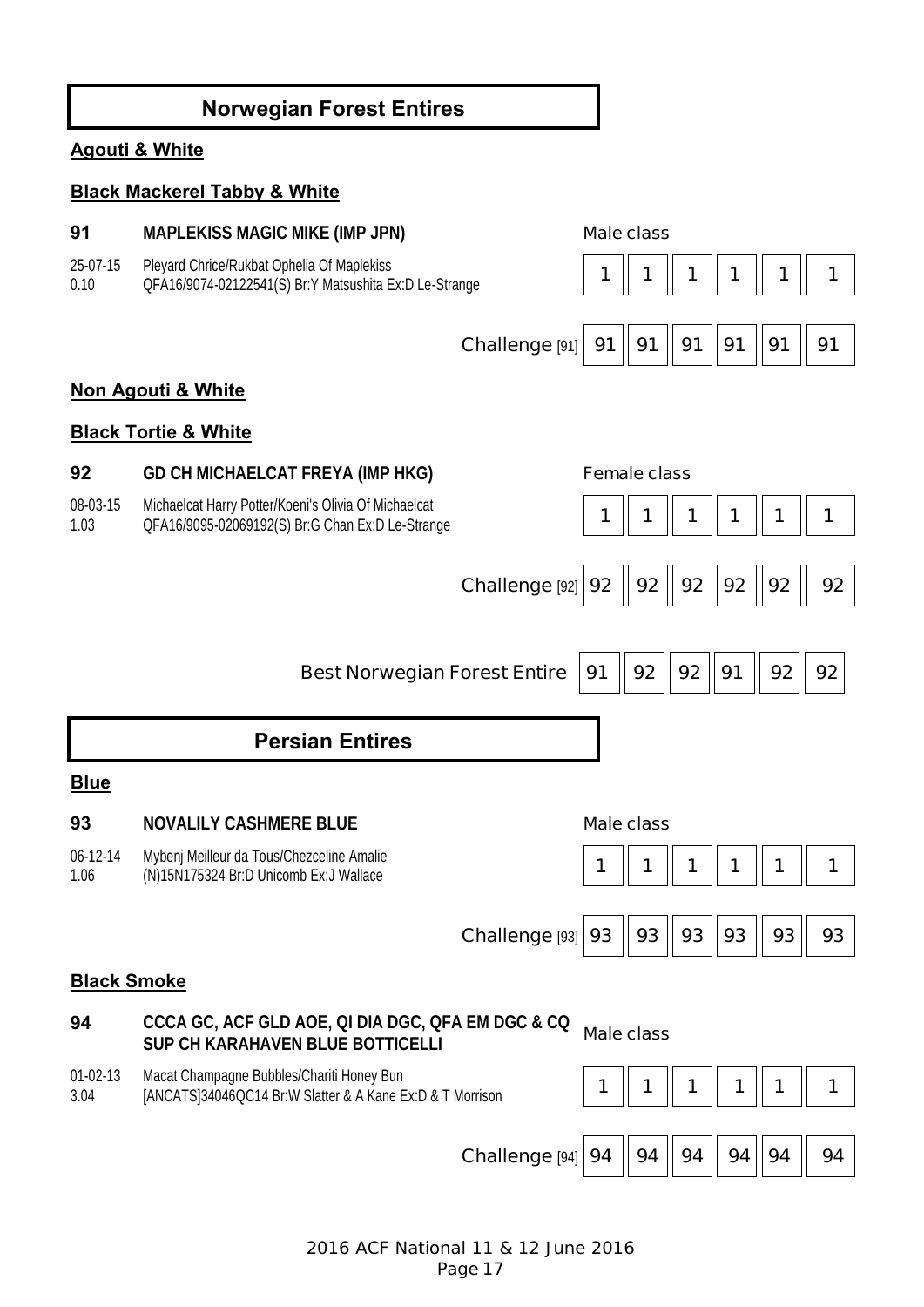# Norwegian Forest Entires

## Agouti & White

### Black Mackerel Tabby & White

**91** **MAPLEKISS MAGIC MIKE (IMP JPN)**

25-07-15 Pleyard Chrice/Rukbat Ophelia Of Maplekiss
0.10 QFA16/9074-02122541(S) Br:Y Matsushita Ex:D Le-Strange

| Male class | 1 | 1 | 1 | 1 | 1 | 1 |
|---|---|---|---|---|---|---|
| Challenge [91] | 91 | 91 | 91 | 91 | 91 | 91 |

## Non Agouti & White

### Black Tortie & White

**92** **GD CH MICHAELCAT FREYA (IMP HKG)**

08-03-15 Michaelcat Harry Potter/Koeni's Olivia Of Michaelcat
1.03 QFA16/9095-02069192(S) Br:G Chan Ex:D Le-Strange

| Female class | 1 | 1 | 1 | 1 | 1 | 1 |
|---|---|---|---|---|---|---|
| Challenge [92] | 92 | 92 | 92 | 92 | 92 | 92 |

| Best Norwegian Forest Entire | 91 | 92 | 92 | 91 | 92 | 92 |
|---|---|---|---|---|---|---|

# Persian Entires

## Blue

**93** **NOVALILY CASHMERE BLUE**

06-12-14 Mybenj Meilleur da Tous/Chezceline Amalie
1.06 (N)15N175324 Br:D Unicomb Ex:J Wallace

| Male class | 1 | 1 | 1 | 1 | 1 | 1 |
|---|---|---|---|---|---|---|
| Challenge [93] | 93 | 93 | 93 | 93 | 93 | 93 |

## Black Smoke

**94** **CCCA GC, ACF GLD AOE, QI DIA DGC, QFA EM DGC & CQ SUP CH KARAHAVEN BLUE BOTTICELLI**

01-02-13 Macat Champagne Bubbles/Chariti Honey Bun
3.04 [ANCATS]34046QC14 Br:W Slatter & A Kane Ex:D & T Morrison

| Male class | 1 | 1 | 1 | 1 | 1 | 1 |
|---|---|---|---|---|---|---|
| Challenge [94] | 94 | 94 | 94 | 94 | 94 | 94 |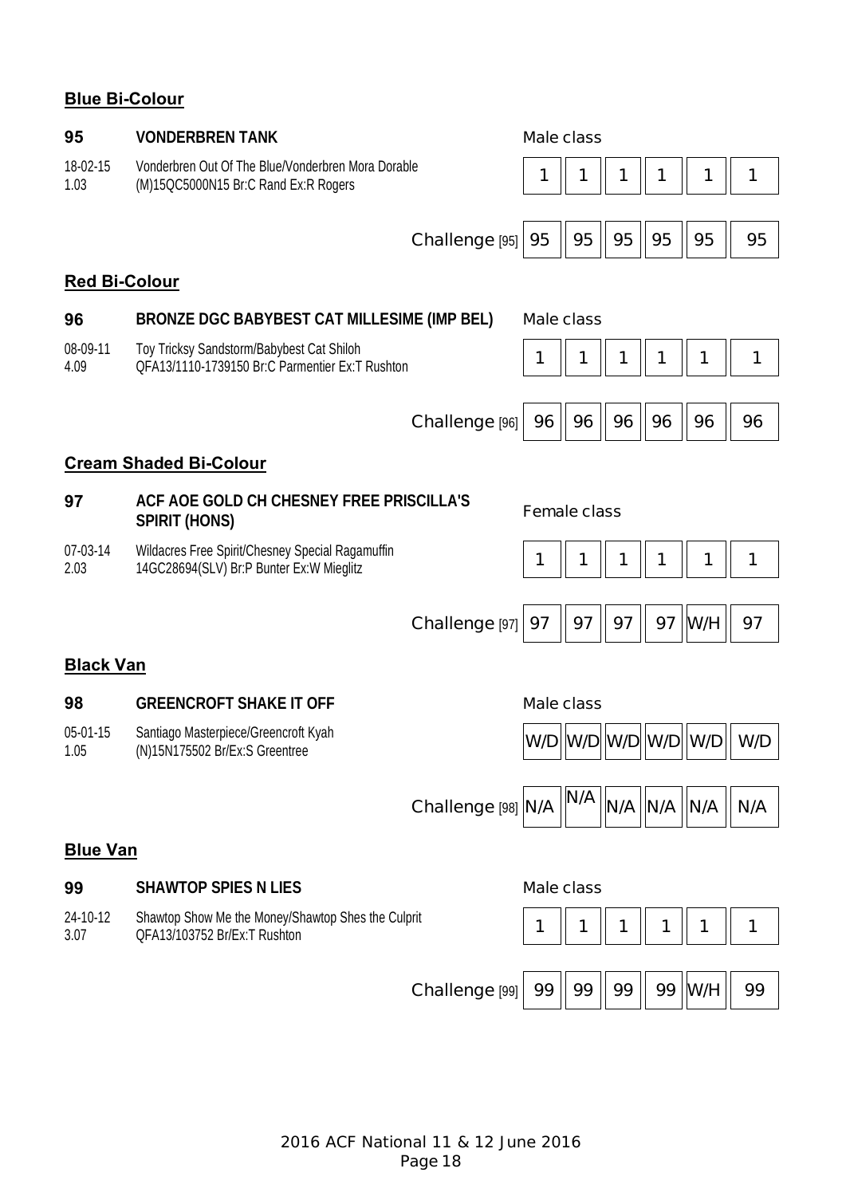## Blue Bi-Colour

**95** **VONDERBREN TANK** — Male class

18-02-15
1.03

Vonderbren Out Of The Blue/Vonderbren Mora Dorable
(M)15QC5000N15 Br:C Rand Ex:R Rogers

| | | | | | | |
|---|---|---|---|---|---|---|
| | 1 | 1 | 1 | 1 | 1 | 1 |
| Challenge [95] | 95 | 95 | 95 | 95 | 95 | 95 |

## Red Bi-Colour

**96** **BRONZE DGC BABYBEST CAT MILLESIME (IMP BEL)** — Male class

08-09-11
4.09

Toy Tricksy Sandstorm/Babybest Cat Shiloh
QFA13/1110-1739150 Br:C Parmentier Ex:T Rushton

| | | | | | | |
|---|---|---|---|---|---|---|
| | 1 | 1 | 1 | 1 | 1 | 1 |
| Challenge [96] | 96 | 96 | 96 | 96 | 96 | 96 |

## Cream Shaded Bi-Colour

**97** **ACF AOE GOLD CH CHESNEY FREE PRISCILLA'S SPIRIT (HONS)** — Female class

07-03-14
2.03

Wildacres Free Spirit/Chesney Special Ragamuffin
14GC28694(SLV) Br:P Bunter Ex:W Mieglitz

| | | | | | | |
|---|---|---|---|---|---|---|
| | 1 | 1 | 1 | 1 | 1 | 1 |
| Challenge [97] | 97 | 97 | 97 | 97 | W/H | 97 |

## Black Van

**98** **GREENCROFT SHAKE IT OFF** — Male class

05-01-15
1.05

Santiago Masterpiece/Greencroft Kyah
(N)15N175502 Br/Ex:S Greentree

| | | | | | | |
|---|---|---|---|---|---|---|
| | W/D | W/D | W/D | W/D | W/D | W/D |
| Challenge [98] | N/A | N/A | N/A | N/A | N/A | N/A |

## Blue Van

**99** **SHAWTOP SPIES N LIES** — Male class

24-10-12
3.07

Shawtop Show Me the Money/Shawtop Shes the Culprit
QFA13/103752 Br/Ex:T Rushton

| | | | | | | |
|---|---|---|---|---|---|---|
| | 1 | 1 | 1 | 1 | 1 | 1 |
| Challenge [99] | 99 | 99 | 99 | 99 | W/H | 99 |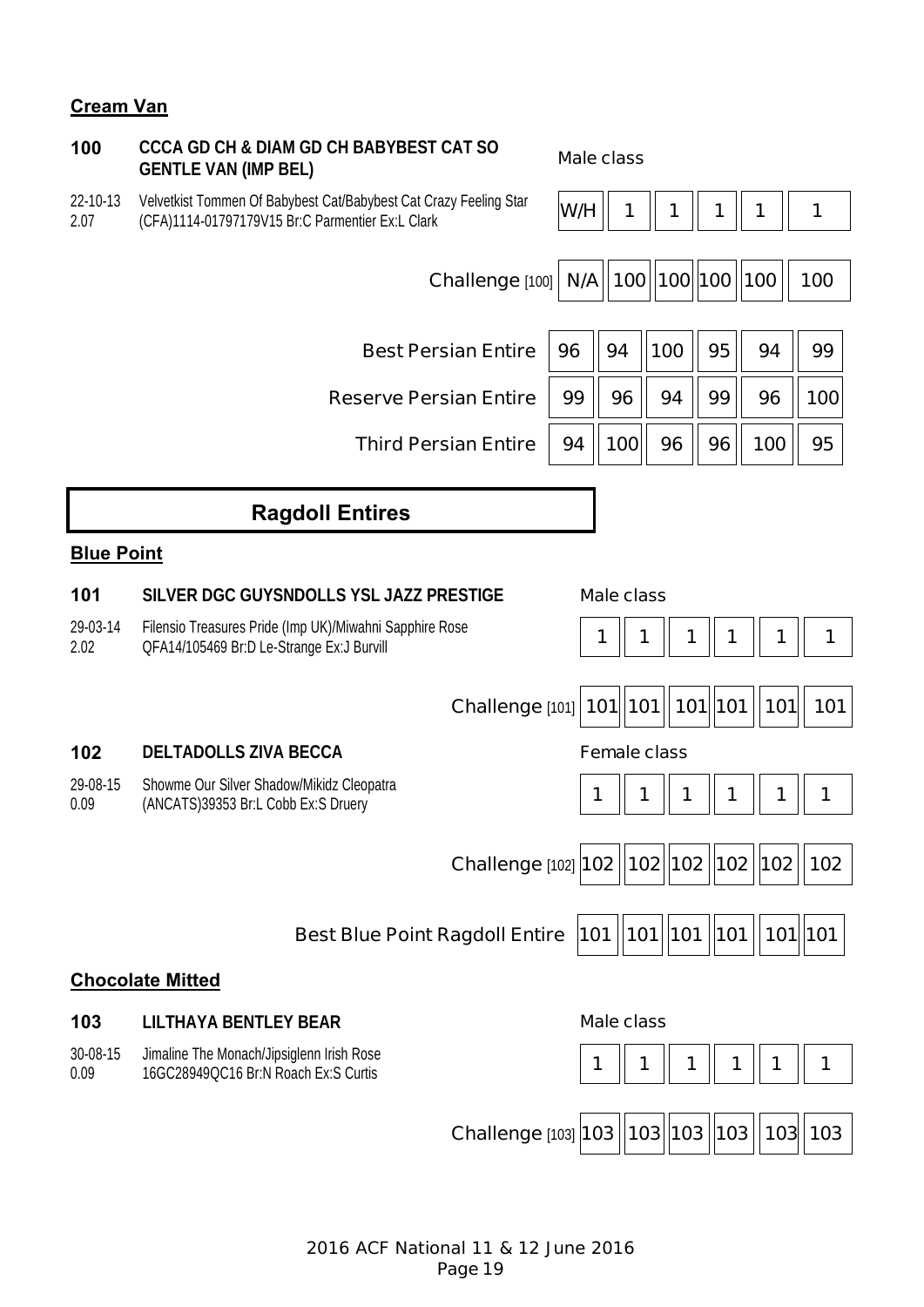**Cream Van**

**100** **CCCA GD CH & DIAM GD CH BABYBEST CAT SO GENTLE VAN (IMP BEL)**

22-10-13 2.07 Velvetkist Tommen Of Babybest Cat/Babybest Cat Crazy Feeling Star (CFA)1114-01797179V15 Br:C Parmentier Ex:L Clark

| Male class | | | | | |
|---|---|---|---|---|---|
| W/H | 1 | 1 | 1 | 1 | 1 |

| | | | | | | |
|---|---|---|---|---|---|---|
| Challenge [100] | N/A | 100 | 100 | 100 | 100 | 100 |
| Best Persian Entire | 96 | 94 | 100 | 95 | 94 | 99 |
| Reserve Persian Entire | 99 | 96 | 94 | 99 | 96 | 100 |
| Third Persian Entire | 94 | 100 | 96 | 96 | 100 | 95 |

## Ragdoll Entires

**Blue Point**

**101** **SILVER DGC GUYSNDOLLS YSL JAZZ PRESTIGE**

29-03-14 2.02 Filensio Treasures Pride (Imp UK)/Miwahni Sapphire Rose QFA14/105469 Br:D Le-Strange Ex:J Burvill

| Male class | | | | | |
|---|---|---|---|---|---|
| 1 | 1 | 1 | 1 | 1 | 1 |

| | | | | | | |
|---|---|---|---|---|---|---|
| Challenge [101] | 101 | 101 | 101 | 101 | 101 | 101 |

**102** **DELTADOLLS ZIVA BECCA**

29-08-15 0.09 Showme Our Silver Shadow/Mikidz Cleopatra (ANCATS)39353 Br:L Cobb Ex:S Druery

| Female class | | | | | |
|---|---|---|---|---|---|
| 1 | 1 | 1 | 1 | 1 | 1 |

| | | | | | | |
|---|---|---|---|---|---|---|
| Challenge [102] | 102 | 102 | 102 | 102 | 102 | 102 |
| Best Blue Point Ragdoll Entire | 101 | 101 | 101 | 101 | 101 | 101 |

**Chocolate Mitted**

**103** **LILTHAYA BENTLEY BEAR**

30-08-15 0.09 Jimaline The Monach/Jipsiglenn Irish Rose 16GC28949QC16 Br:N Roach Ex:S Curtis

| Male class | | | | | |
|---|---|---|---|---|---|
| 1 | 1 | 1 | 1 | 1 | 1 |

| | | | | | | |
|---|---|---|---|---|---|---|
| Challenge [103] | 103 | 103 | 103 | 103 | 103 | 103 |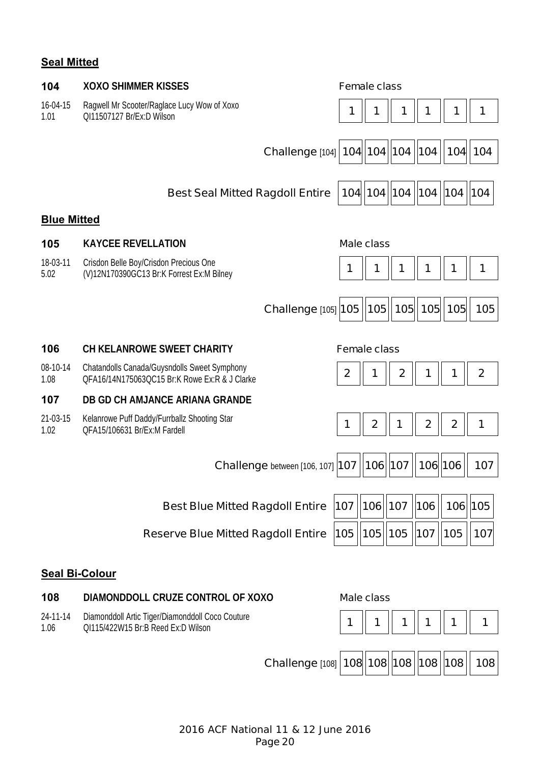**Seal Mitted**

**104** **XOXO SHIMMER KISSES** — Female class

16-04-15 1.01 — Ragwell Mr Scooter/Raglace Lucy Wow of Xoxo QI11507127 Br/Ex:D Wilson

| | | | | | | |
|---|---|---|---|---|---|---|
| Female class | 1 | 1 | 1 | 1 | 1 | 1 |
| Challenge [104] | 104 | 104 | 104 | 104 | 104 | 104 |
| Best Seal Mitted Ragdoll Entire | 104 | 104 | 104 | 104 | 104 | 104 |

**Blue Mitted**

**105** **KAYCEE REVELLATION** — Male class

18-03-11 5.02 — Crisdon Belle Boy/Crisdon Precious One (V)12N170390GC13 Br:K Forrest Ex:M Bilney

| | | | | | | |
|---|---|---|---|---|---|---|
| Male class | 1 | 1 | 1 | 1 | 1 | 1 |
| Challenge [105] | 105 | 105 | 105 | 105 | 105 | 105 |

**106** **CH KELANROWE SWEET CHARITY** — Female class

08-10-14 1.08 — Chatandolls Canada/Guysndolls Sweet Symphony QFA16/14N175063QC15 Br:K Rowe Ex:R & J Clarke

**107** **DB GD CH AMJANCE ARIANA GRANDE**

21-03-15 1.02 — Kelanrowe Puff Daddy/Furrballz Shooting Star QFA15/106631 Br/Ex:M Fardell

| | | | | | | |
|---|---|---|---|---|---|---|
| 106 | 2 | 1 | 2 | 1 | 1 | 2 |
| 107 | 1 | 2 | 1 | 2 | 2 | 1 |
| Challenge between [106, 107] | 107 | 106 | 107 | 106 | 106 | 107 |
| Best Blue Mitted Ragdoll Entire | 107 | 106 | 107 | 106 | 106 | 105 |
| Reserve Blue Mitted Ragdoll Entire | 105 | 105 | 105 | 107 | 105 | 107 |

**Seal Bi-Colour**

**108** **DIAMONDDOLL CRUZE CONTROL OF XOXO** — Male class

24-11-14 1.06 — Diamonddoll Artic Tiger/Diamonddoll Coco Couture QI115/422W15 Br:B Reed Ex:D Wilson

| | | | | | | |
|---|---|---|---|---|---|---|
| Male class | 1 | 1 | 1 | 1 | 1 | 1 |
| Challenge [108] | 108 | 108 | 108 | 108 | 108 | 108 |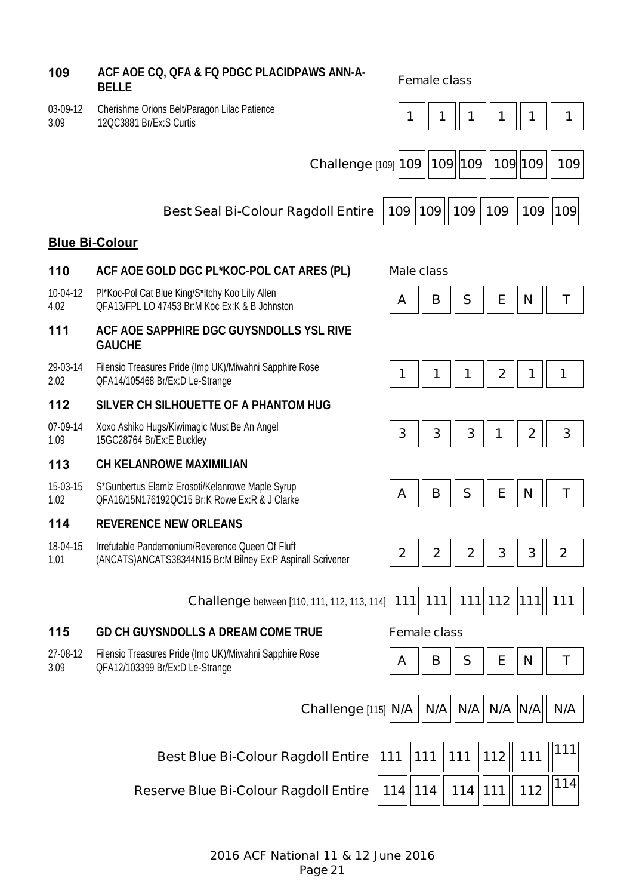**109** **ACF AOE CQ, QFA & FQ PDGC PLACIDPAWS ANN-A-BELLE** — Female class

03-09-12 3.09 — Cherishme Orions Belt/Paragon Lilac Patience — 12QC3881 Br/Ex:S Curtis

| 1 | 1 | 1 | 1 | 1 | 1 |
|---|---|---|---|---|---|

| Challenge [109] | 109 | 109 | 109 | 109 | 109 | 109 |
|---|---|---|---|---|---|---|

| Best Seal Bi-Colour Ragdoll Entire | 109 | 109 | 109 | 109 | 109 | 109 |
|---|---|---|---|---|---|---|

## Blue Bi-Colour

**110** **ACF AOE GOLD DGC PL*KOC-POL CAT ARES (PL)** — Male class

10-04-12 4.02 — Pl*Koc-Pol Cat Blue King/S*Itchy Koo Lily Allen — QFA13/FPL LO 47453 Br:M Koc Ex:K & B Johnston

| A | B | S | E | N | T |
|---|---|---|---|---|---|

**111** **ACF AOE SAPPHIRE DGC GUYSNDOLLS YSL RIVE GAUCHE**

29-03-14 2.02 — Filensio Treasures Pride (Imp UK)/Miwahni Sapphire Rose — QFA14/105468 Br/Ex:D Le-Strange

| 1 | 1 | 1 | 2 | 1 | 1 |
|---|---|---|---|---|---|

**112** **SILVER CH SILHOUETTE OF A PHANTOM HUG**

07-09-14 1.09 — Xoxo Ashiko Hugs/Kiwimagic Must Be An Angel — 15GC28764 Br/Ex:E Buckley

| 3 | 3 | 3 | 1 | 2 | 3 |
|---|---|---|---|---|---|

**113** **CH KELANROWE MAXIMILIAN**

15-03-15 1.02 — S*Gunbertus Elamiz Erosoti/Kelanrowe Maple Syrup — QFA16/15N176192QC15 Br:K Rowe Ex:R & J Clarke

| A | B | S | E | N | T |
|---|---|---|---|---|---|

**114** **REVERENCE NEW ORLEANS**

18-04-15 1.01 — Irrefutable Pandemonium/Reverence Queen Of Fluff — (ANCATS)ANCATS38344N15 Br:M Bilney Ex:P Aspinall Scrivener

| 2 | 2 | 2 | 3 | 3 | 2 |
|---|---|---|---|---|---|

| Challenge between [110, 111, 112, 113, 114] | 111 | 111 | 111 | 112 | 111 | 111 |
|---|---|---|---|---|---|---|

**115** **GD CH GUYSNDOLLS A DREAM COME TRUE** — Female class

27-08-12 3.09 — Filensio Treasures Pride (Imp UK)/Miwahni Sapphire Rose — QFA12/103399 Br/Ex:D Le-Strange

| A | B | S | E | N | T |
|---|---|---|---|---|---|

| Challenge [115] | N/A | N/A | N/A | N/A | N/A | N/A |
|---|---|---|---|---|---|---|

| | | | | | | |
|---|---|---|---|---|---|---|
| Best Blue Bi-Colour Ragdoll Entire | 111 | 111 | 111 | 112 | 111 | 111 |
| Reserve Blue Bi-Colour Ragdoll Entire | 114 | 114 | 114 | 111 | 112 | 114 |

2016 ACF National 11 & 12 June 2016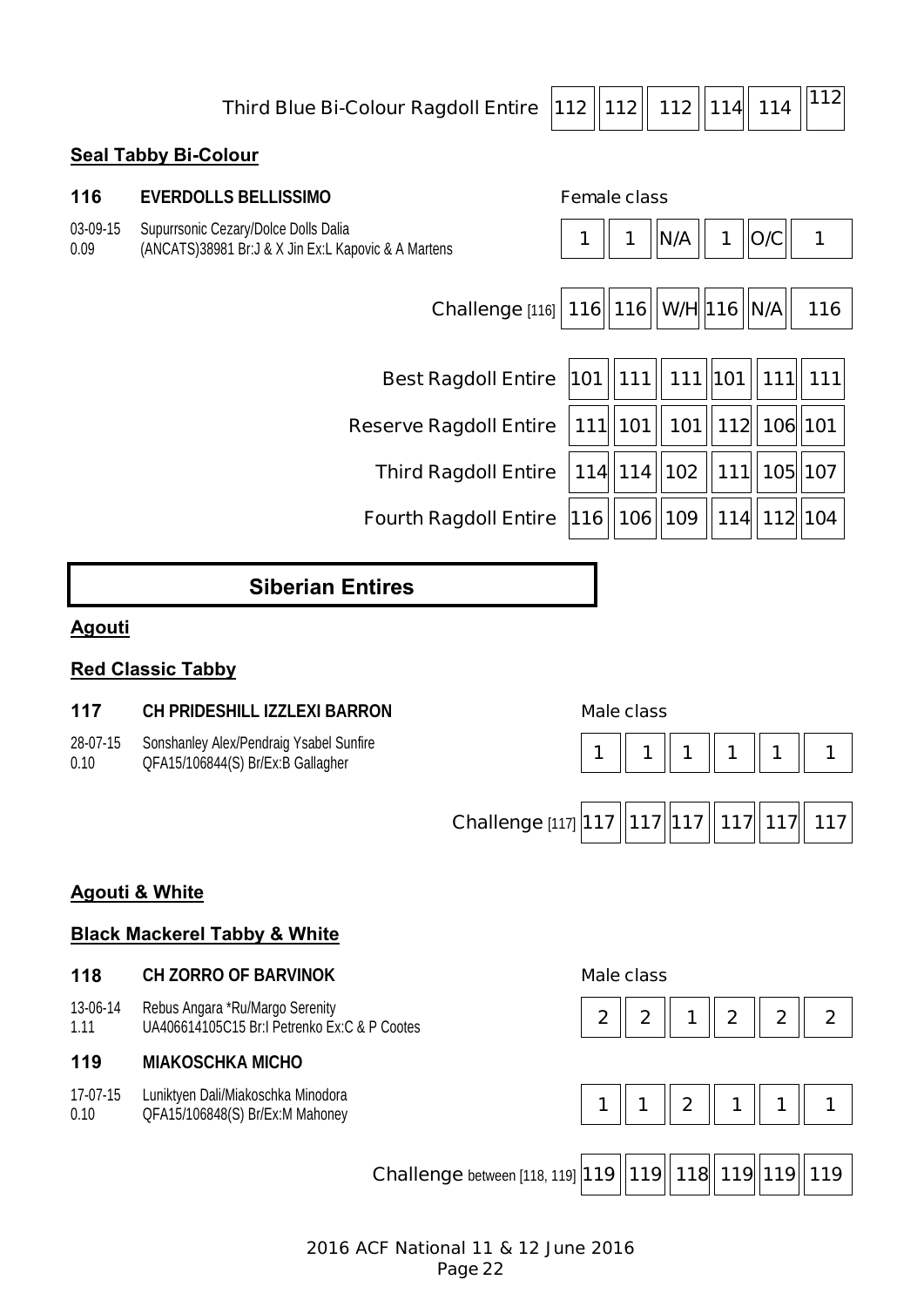| Third Blue Bi-Colour Ragdoll Entire | 112 | 112 | 112 | 114 | 114 | 112 |
|---|---|---|---|---|---|---|

**Seal Tabby Bi-Colour**

**116** **EVERDOLLS BELLISSIMO**

03-09-15 Supurrsonic Cezary/Dolce Dolls Dalia
0.09 (ANCATS)38981 Br:J & X Jin Ex:L Kapovic & A Martens

| Female class | | | | | | |
|---|---|---|---|---|---|---|
| 116 | 1 | 1 | N/A | 1 | O/C | 1 |
| Challenge [116] | 116 | 116 | W/H | 116 | N/A | 116 |

| | | | | | | |
|---|---|---|---|---|---|---|
| Best Ragdoll Entire | 101 | 111 | 111 | 101 | 111 | 111 |
| Reserve Ragdoll Entire | 111 | 101 | 101 | 112 | 106 | 101 |
| Third Ragdoll Entire | 114 | 114 | 102 | 111 | 105 | 107 |
| Fourth Ragdoll Entire | 116 | 106 | 109 | 114 | 112 | 104 |

## Siberian Entires

**Agouti**

**Red Classic Tabby**

**117** **CH PRIDESHILL IZZLEXI BARRON**

28-07-15 Sonshanley Alex/Pendraig Ysabel Sunfire
0.10 QFA15/106844(S) Br/Ex:B Gallagher

| Male class | | | | | | |
|---|---|---|---|---|---|---|
| 117 | 1 | 1 | 1 | 1 | 1 | 1 |
| Challenge [117] | 117 | 117 | 117 | 117 | 117 | 117 |

**Agouti & White**

**Black Mackerel Tabby & White**

**118** **CH ZORRO OF BARVINOK**

13-06-14 Rebus Angara *Ru/Margo Serenity
1.11 UA406614105C15 Br:I Petrenko Ex:C & P Cootes

**119** **MIAKOSCHKA MICHO**

17-07-15 Luniktyen Dali/Miakoschka Minodora
0.10 QFA15/106848(S) Br/Ex:M Mahoney

| Male class | | | | | | |
|---|---|---|---|---|---|---|
| 118 | 2 | 2 | 1 | 2 | 2 | 2 |
| 119 | 1 | 1 | 2 | 1 | 1 | 1 |
| Challenge between [118, 119] | 119 | 119 | 118 | 119 | 119 | 119 |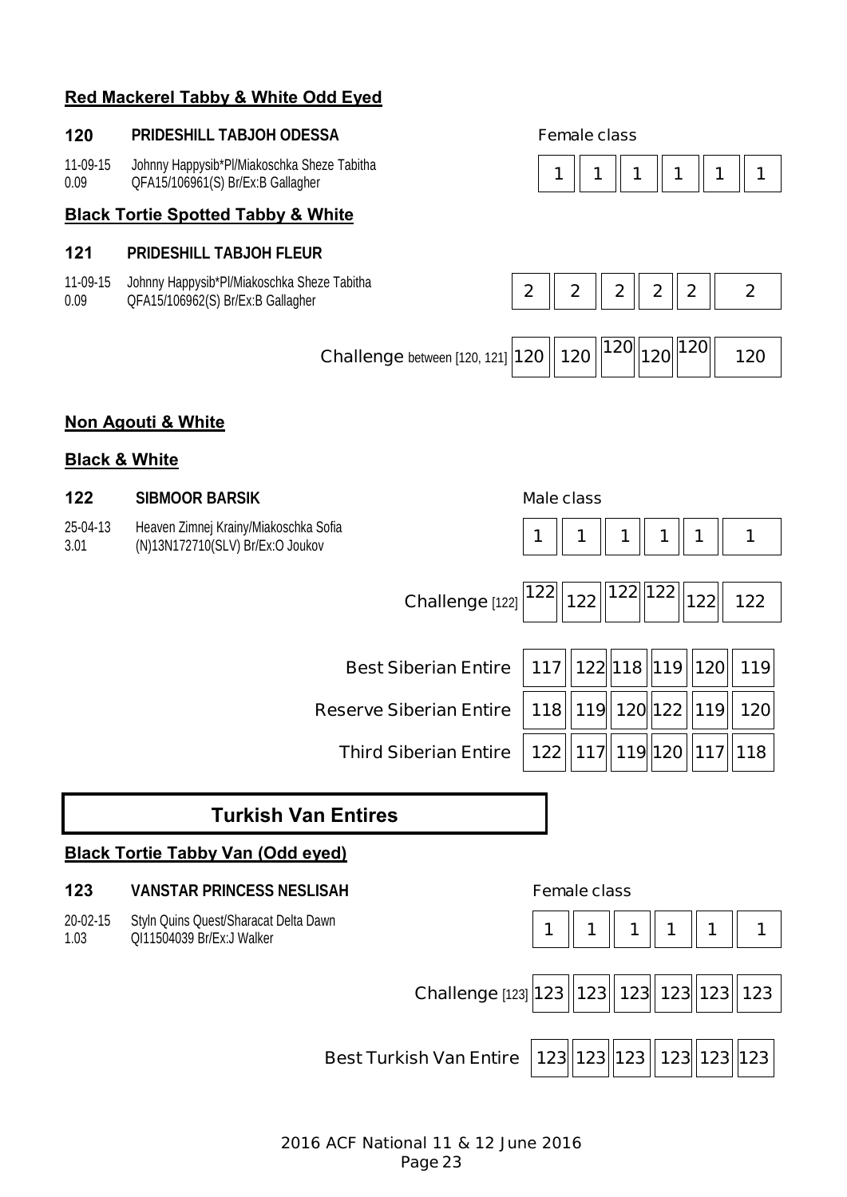**Red Mackerel Tabby & White Odd Eyed**

**120 PRIDESHILL TABJOH ODESSA**

11-09-15 Johnny Happysib*Pl/Miakoschka Sheze Tabitha
0.09 QFA15/106961(S) Br/Ex:B Gallagher

Female class

| 1 | 1 | 1 | 1 | 1 | 1 |
|---|---|---|---|---|---|

**Black Tortie Spotted Tabby & White**

**121 PRIDESHILL TABJOH FLEUR**

11-09-15 Johnny Happysib*Pl/Miakoschka Sheze Tabitha
0.09 QFA15/106962(S) Br/Ex:B Gallagher

| 2 | 2 | 2 | 2 | 2 | 2 |
|---|---|---|---|---|---|

| Challenge between [120, 121] | 120 | 120 | 120 | 120 | 120 | 120 |
|---|---|---|---|---|---|---|

**Non Agouti & White**

**Black & White**

**122 SIBMOOR BARSIK**

25-04-13 Heaven Zimnej Krainy/Miakoschka Sofia
3.01 (N)13N172710(SLV) Br/Ex:O Joukov

Male class

| 1 | 1 | 1 | 1 | 1 | 1 |
|---|---|---|---|---|---|

| Challenge [122] | 122 | 122 | 122 | 122 | 122 | 122 |
|---|---|---|---|---|---|---|

| | | | | | | |
|---|---|---|---|---|---|---|
| Best Siberian Entire | 117 | 122 | 118 | 119 | 120 | 119 |
| Reserve Siberian Entire | 118 | 119 | 120 | 122 | 119 | 120 |
| Third Siberian Entire | 122 | 117 | 119 | 120 | 117 | 118 |

## Turkish Van Entires

**Black Tortie Tabby Van (Odd eyed)**

**123 VANSTAR PRINCESS NESLISAH**

20-02-15 Styln Quins Quest/Sharacat Delta Dawn
1.03 QI11504039 Br/Ex:J Walker

Female class

| 1 | 1 | 1 | 1 | 1 | 1 |
|---|---|---|---|---|---|

| Challenge [123] | 123 | 123 | 123 | 123 | 123 | 123 |
|---|---|---|---|---|---|---|

| Best Turkish Van Entire | 123 | 123 | 123 | 123 | 123 | 123 |
|---|---|---|---|---|---|---|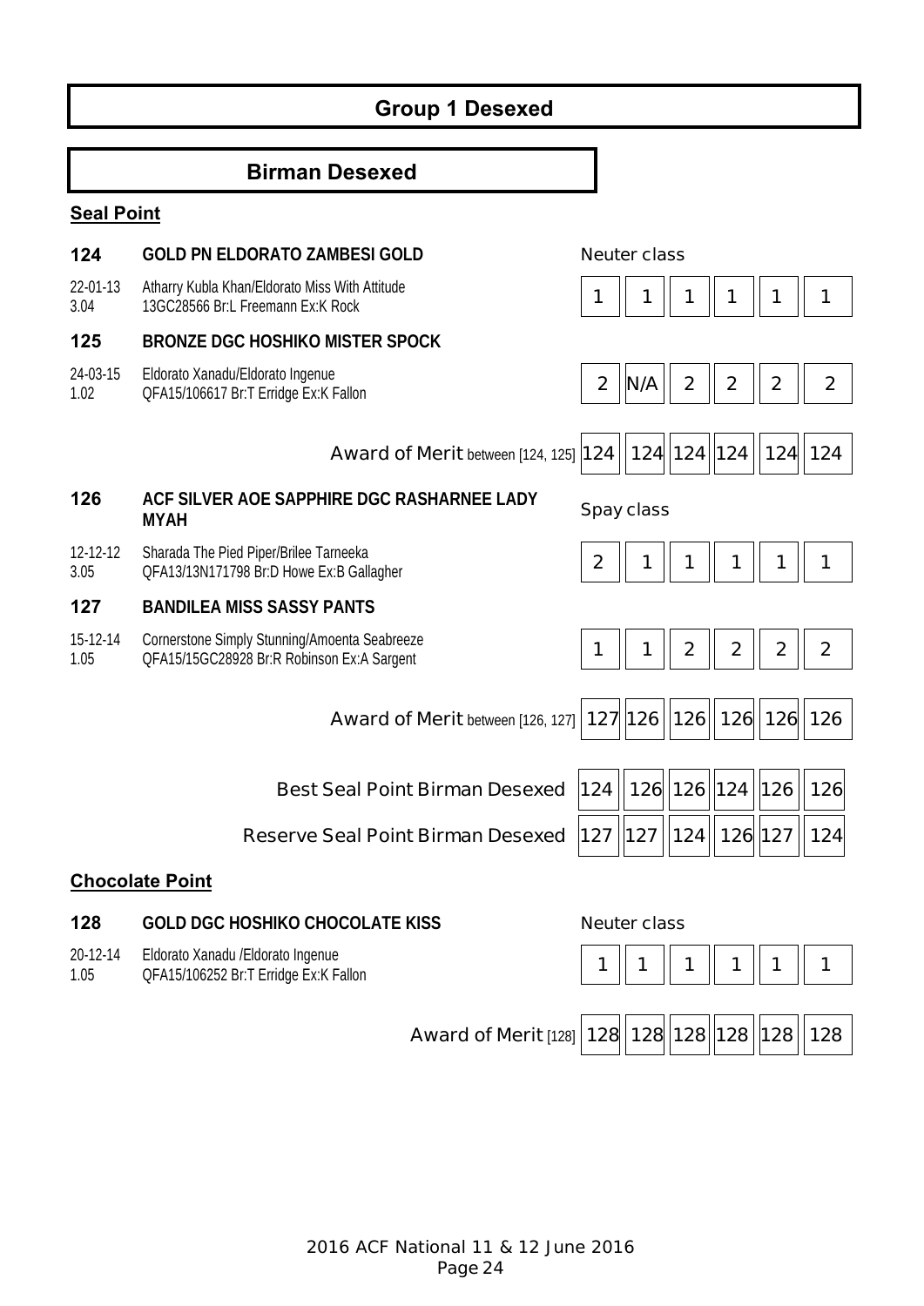# Group 1 Desexed

## Birman Desexed

### Seal Point

**124** **GOLD PN ELDORATO ZAMBESI GOLD** — Neuter class

22-01-13 3.04 — Atharry Kubla Khan/Eldorato Miss With Attitude
13GC28566 Br:L Freemann Ex:K Rock

| 1 | 1 | 1 | 1 | 1 | 1 |
|---|---|---|---|---|---|

**125** **BRONZE DGC HOSHIKO MISTER SPOCK**

24-03-15 1.02 — Eldorato Xanadu/Eldorato Ingenue
QFA15/106617 Br:T Erridge Ex:K Fallon

| 2 | N/A | 2 | 2 | 2 | 2 |
|---|---|---|---|---|---|

| Award of Merit between [124, 125] | 124 | 124 | 124 | 124 | 124 | 124 |
|---|---|---|---|---|---|---|

**126** **ACF SILVER AOE SAPPHIRE DGC RASHARNEE LADY MYAH** — Spay class

12-12-12 3.05 — Sharada The Pied Piper/Brilee Tarneeka
QFA13/13N171798 Br:D Howe Ex:B Gallagher

| 2 | 1 | 1 | 1 | 1 | 1 |
|---|---|---|---|---|---|

**127** **BANDILEA MISS SASSY PANTS**

15-12-14 1.05 — Cornerstone Simply Stunning/Amoenta Seabreeze
QFA15/15GC28928 Br:R Robinson Ex:A Sargent

| 1 | 1 | 2 | 2 | 2 | 2 |
|---|---|---|---|---|---|

| Award of Merit between [126, 127] | 127 | 126 | 126 | 126 | 126 | 126 |
|---|---|---|---|---|---|---|

| | | | | | | |
|---|---|---|---|---|---|---|
| Best Seal Point Birman Desexed | 124 | 126 | 126 | 124 | 126 | 126 |
| Reserve Seal Point Birman Desexed | 127 | 127 | 124 | 126 | 127 | 124 |

### Chocolate Point

**128** **GOLD DGC HOSHIKO CHOCOLATE KISS** — Neuter class

20-12-14 1.05 — Eldorato Xanadu /Eldorato Ingenue
QFA15/106252 Br:T Erridge Ex:K Fallon

| 1 | 1 | 1 | 1 | 1 | 1 |
|---|---|---|---|---|---|

| Award of Merit [128] | 128 | 128 | 128 | 128 | 128 | 128 |
|---|---|---|---|---|---|---|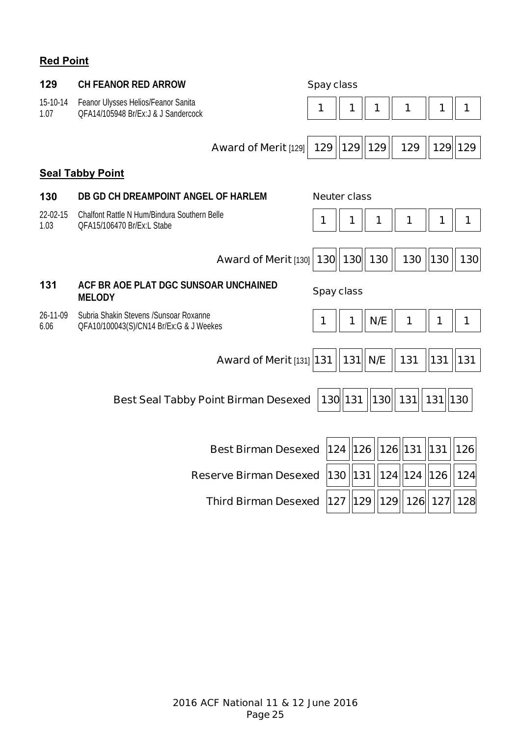## Red Point

**129** **CH FEANOR RED ARROW**

15-10-14 Feanor Ulysses Helios/Feanor Sanita
1.07 QFA14/105948 Br/Ex:J & J Sandercock

Spay class

| | | | | | | |
|---|---|---|---|---|---|---|
| | 1 | 1 | 1 | 1 | 1 | 1 |
| Award of Merit [129] | 129 | 129 | 129 | 129 | 129 | 129 |

## Seal Tabby Point

**130** **DB GD CH DREAMPOINT ANGEL OF HARLEM**

22-02-15 Chalfont Rattle N Hum/Bindura Southern Belle
1.03 QFA15/106470 Br/Ex:L Stabe

Neuter class

| | | | | | | |
|---|---|---|---|---|---|---|
| | 1 | 1 | 1 | 1 | 1 | 1 |
| Award of Merit [130] | 130 | 130 | 130 | 130 | 130 | 130 |

**131** **ACF BR AOE PLAT DGC SUNSOAR UNCHAINED MELODY**

26-11-09 Subria Shakin Stevens /Sunsoar Roxanne
6.06 QFA10/100043(S)/CN14 Br/Ex:G & J Weekes

Spay class

| | | | | | | |
|---|---|---|---|---|---|---|
| | 1 | 1 | N/E | 1 | 1 | 1 |
| Award of Merit [131] | 131 | 131 | N/E | 131 | 131 | 131 |

| | | | | | | |
|---|---|---|---|---|---|---|
| Best Seal Tabby Point Birman Desexed | 130 | 131 | 130 | 131 | 131 | 130 |

| | | | | | | |
|---|---|---|---|---|---|---|
| Best Birman Desexed | 124 | 126 | 126 | 131 | 131 | 126 |
| Reserve Birman Desexed | 130 | 131 | 124 | 124 | 126 | 124 |
| Third Birman Desexed | 127 | 129 | 129 | 126 | 127 | 128 |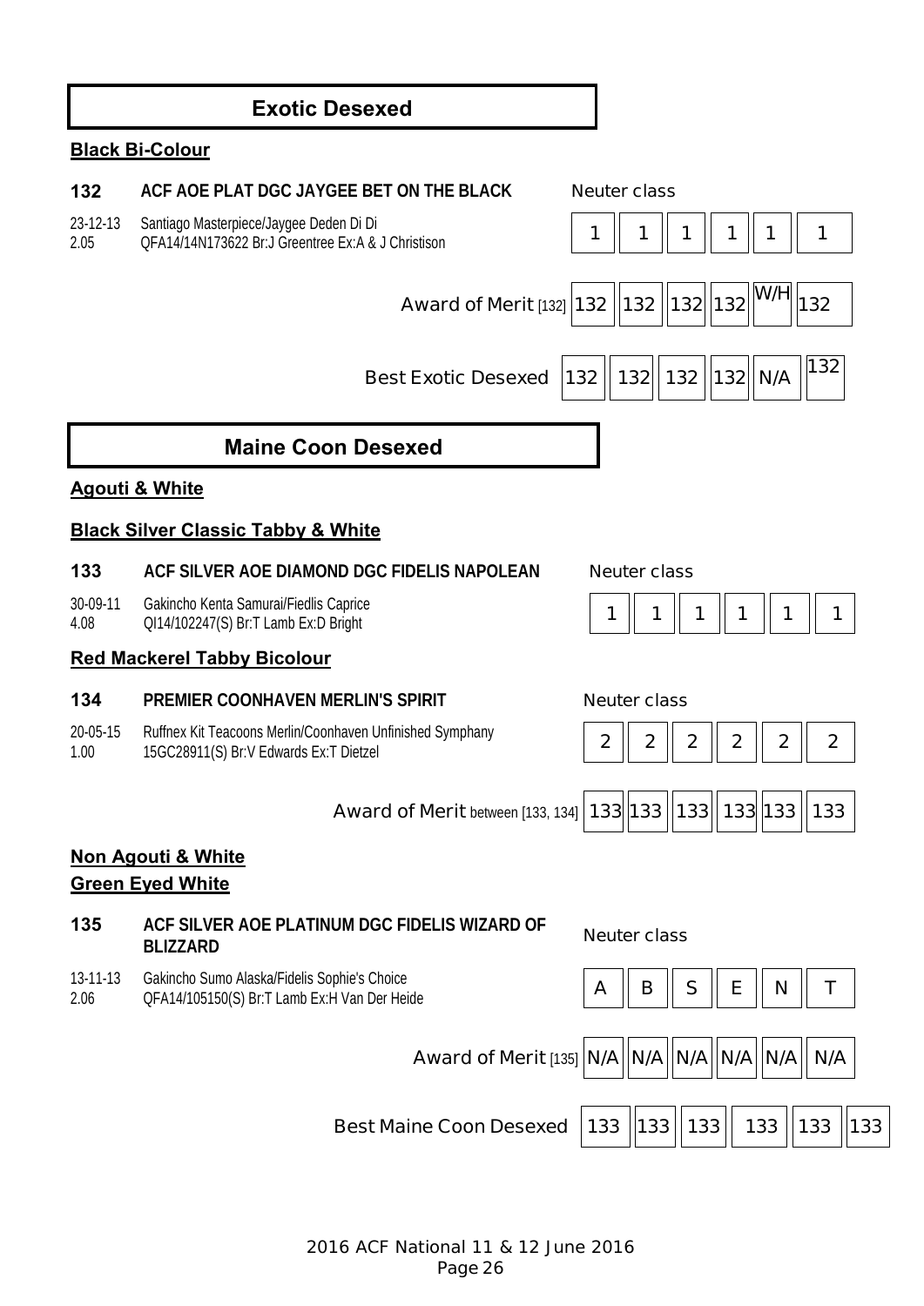## Exotic Desexed

**Black Bi-Colour**

**132 ACF AOE PLAT DGC JAYGEE BET ON THE BLACK** — Neuter class

23-12-13 Santiago Masterpiece/Jaygee Deden Di Di
2.05 QFA14/14N173622 Br:J Greentree Ex:A & J Christison

| | | | | | | |
|---|---|---|---|---|---|---|
| Neuter class | 1 | 1 | 1 | 1 | 1 | 1 |
| Award of Merit [132] | 132 | 132 | 132 | 132 | W/H | 132 |
| Best Exotic Desexed | 132 | 132 | 132 | 132 | N/A | 132 |

## Maine Coon Desexed

**Agouti & White**

**Black Silver Classic Tabby & White**

**133 ACF SILVER AOE DIAMOND DGC FIDELIS NAPOLEAN** — Neuter class

30-09-11 Gakincho Kenta Samurai/Fiedlis Caprice
4.08 QI14/102247(S) Br:T Lamb Ex:D Bright

| | | | | | | |
|---|---|---|---|---|---|---|
| Neuter class | 1 | 1 | 1 | 1 | 1 | 1 |

**Red Mackerel Tabby Bicolour**

**134 PREMIER COONHAVEN MERLIN'S SPIRIT** — Neuter class

20-05-15 Ruffnex Kit Teacoons Merlin/Coonhaven Unfinished Symphany
1.00 15GC28911(S) Br:V Edwards Ex:T Dietzel

| | | | | | | |
|---|---|---|---|---|---|---|
| Neuter class | 2 | 2 | 2 | 2 | 2 | 2 |
| Award of Merit between [133, 134] | 133 | 133 | 133 | 133 | 133 | 133 |

**Non Agouti & White**

**Green Eyed White**

**135 ACF SILVER AOE PLATINUM DGC FIDELIS WIZARD OF BLIZZARD** — Neuter class

13-11-13 Gakincho Sumo Alaska/Fidelis Sophie's Choice
2.06 QFA14/105150(S) Br:T Lamb Ex:H Van Der Heide

| | | | | | | |
|---|---|---|---|---|---|---|
| Neuter class | A | B | S | E | N | T |
| Award of Merit [135] | N/A | N/A | N/A | N/A | N/A | N/A |
| Best Maine Coon Desexed | 133 | 133 | 133 | 133 | 133 | 133 |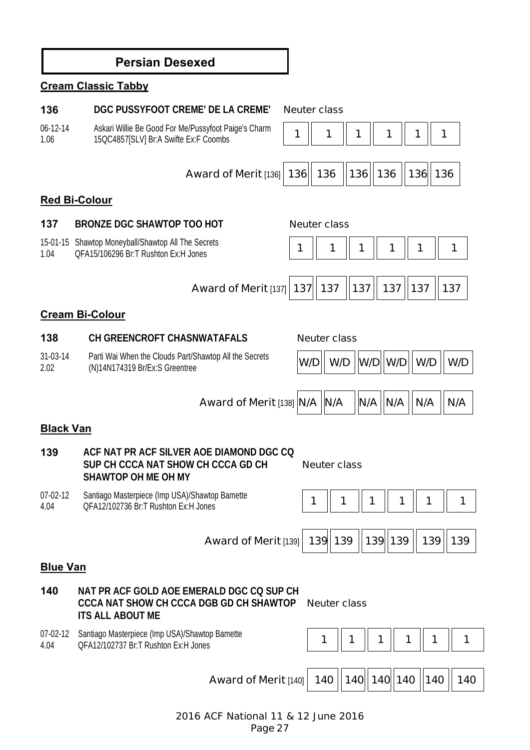# Persian Desexed

## Cream Classic Tabby

**136** **DGC PUSSYFOOT CREME' DE LA CREME'** Neuter class

06-12-14 Askari Willie Be Good For Me/Pussyfoot Paige's Charm
1.06 15QC4857[SLV] Br:A Swifte Ex:F Coombs

| 1 | 1 | 1 | 1 | 1 | 1 |
|---|---|---|---|---|---|

| Award of Merit [136] | 136 | 136 | 136 | 136 | 136 | 136 |
|---|---|---|---|---|---|---|

## Red Bi-Colour

**137** **BRONZE DGC SHAWTOP TOO HOT** Neuter class

15-01-15 Shawtop Moneyball/Shawtop All The Secrets
1.04 QFA15/106296 Br:T Rushton Ex:H Jones

| 1 | 1 | 1 | 1 | 1 | 1 |
|---|---|---|---|---|---|

| Award of Merit [137] | 137 | 137 | 137 | 137 | 137 | 137 |
|---|---|---|---|---|---|---|

## Cream Bi-Colour

**138** **CH GREENCROFT CHASNWATAFALS** Neuter class

31-03-14 Parti Wai When the Clouds Part/Shawtop All the Secrets
2.02 (N)14N174319 Br/Ex:S Greentree

| W/D | W/D | W/D | W/D | W/D | W/D |
|---|---|---|---|---|---|

| Award of Merit [138] | N/A | N/A | N/A | N/A | N/A | N/A |
|---|---|---|---|---|---|---|

## Black Van

**139** **ACF NAT PR ACF SILVER AOE DIAMOND DGC CQ SUP CH CCCA NAT SHOW CH CCCA GD CH SHAWTOP OH ME OH MY** Neuter class

07-02-12 Santiago Masterpiece (Imp USA)/Shawtop Bamette
4.04 QFA12/102736 Br:T Rushton Ex:H Jones

| 1 | 1 | 1 | 1 | 1 | 1 |
|---|---|---|---|---|---|

| Award of Merit [139] | 139 | 139 | 139 | 139 | 139 | 139 |
|---|---|---|---|---|---|---|

## Blue Van

**140** **NAT PR ACF GOLD AOE EMERALD DGC CQ SUP CH CCCA NAT SHOW CH CCCA DGB GD CH SHAWTOP ITS ALL ABOUT ME** Neuter class

07-02-12 Santiago Masterpiece (Imp USA)/Shawtop Bamette
4.04 QFA12/102737 Br:T Rushton Ex:H Jones

| 1 | 1 | 1 | 1 | 1 | 1 |
|---|---|---|---|---|---|

| Award of Merit [140] | 140 | 140 | 140 | 140 | 140 | 140 |
|---|---|---|---|---|---|---|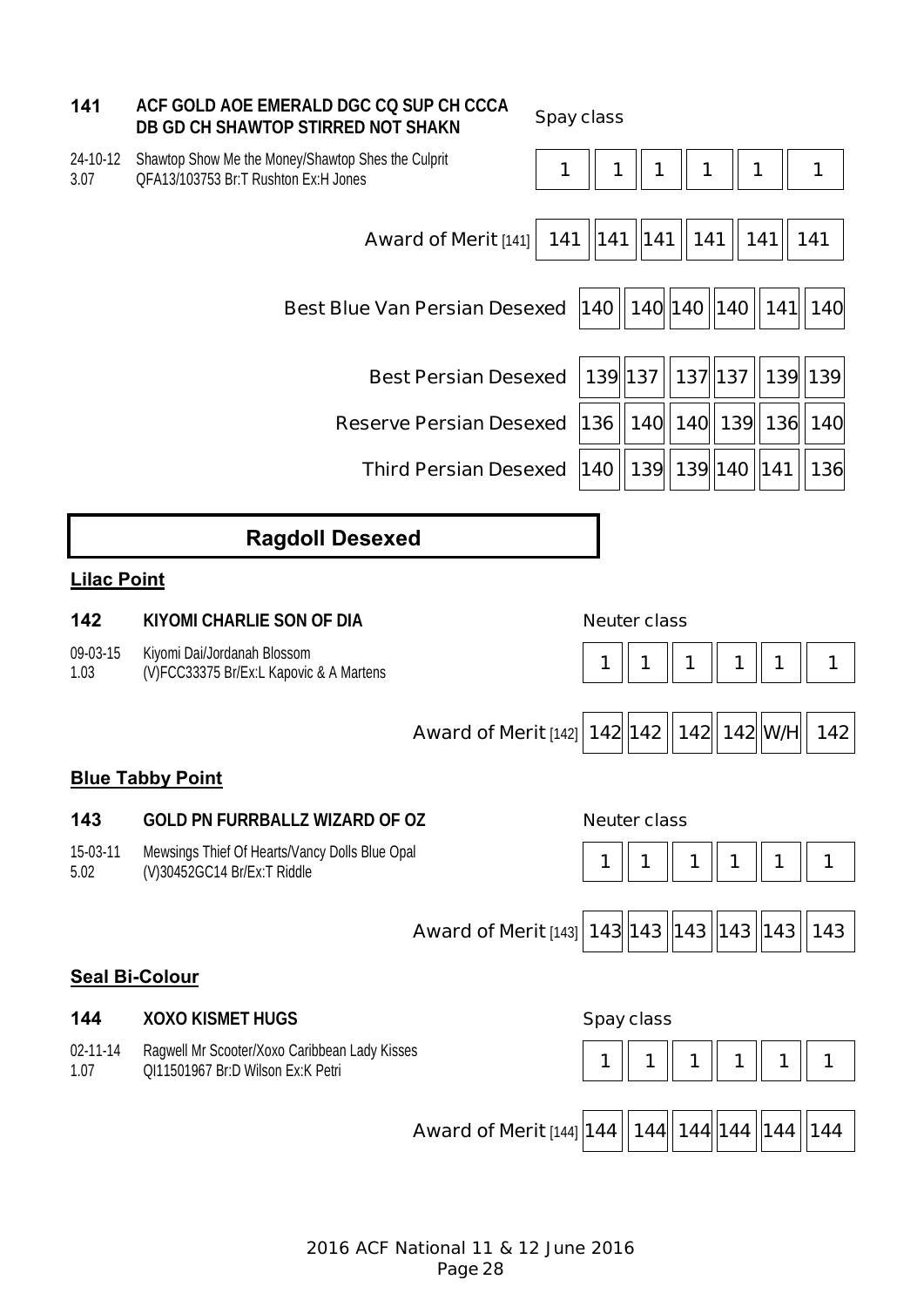**141** **ACF GOLD AOE EMERALD DGC CQ SUP CH CCCA DB GD CH SHAWTOP STIRRED NOT SHAKN**

24-10-12 Shawtop Show Me the Money/Shawtop Shes the Culprit
3.07 QFA13/103753 Br:T Rushton Ex:H Jones

| Spay class | | | | | | |
|---|---|---|---|---|---|---|
| | 1 | 1 | 1 | 1 | 1 | 1 |
| Award of Merit [141] | 141 | 141 | 141 | 141 | 141 | 141 |
| Best Blue Van Persian Desexed | 140 | 140 | 140 | 140 | 141 | 140 |
| Best Persian Desexed | 139 | 137 | 137 | 137 | 139 | 139 |
| Reserve Persian Desexed | 136 | 140 | 140 | 139 | 136 | 140 |
| Third Persian Desexed | 140 | 139 | 139 | 140 | 141 | 136 |

## Ragdoll Desexed

**Lilac Point**

**142** **KIYOMI CHARLIE SON OF DIA**

09-03-15 Kiyomi Dai/Jordanah Blossom
1.03 (V)FCC33375 Br/Ex:L Kapovic & A Martens

| Neuter class | | | | | | |
|---|---|---|---|---|---|---|
| | 1 | 1 | 1 | 1 | 1 | 1 |
| Award of Merit [142] | 142 | 142 | 142 | 142 | W/H | 142 |

**Blue Tabby Point**

**143** **GOLD PN FURRBALLZ WIZARD OF OZ**

15-03-11 Mewsings Thief Of Hearts/Vancy Dolls Blue Opal
5.02 (V)30452GC14 Br/Ex:T Riddle

| Neuter class | | | | | | |
|---|---|---|---|---|---|---|
| | 1 | 1 | 1 | 1 | 1 | 1 |
| Award of Merit [143] | 143 | 143 | 143 | 143 | 143 | 143 |

**Seal Bi-Colour**

**144** **XOXO KISMET HUGS**

02-11-14 Ragwell Mr Scooter/Xoxo Caribbean Lady Kisses
1.07 QI11501967 Br:D Wilson Ex:K Petri

| Spay class | | | | | | |
|---|---|---|---|---|---|---|
| | 1 | 1 | 1 | 1 | 1 | 1 |
| Award of Merit [144] | 144 | 144 | 144 | 144 | 144 | 144 |

2016 ACF National 11 & 12 June 2016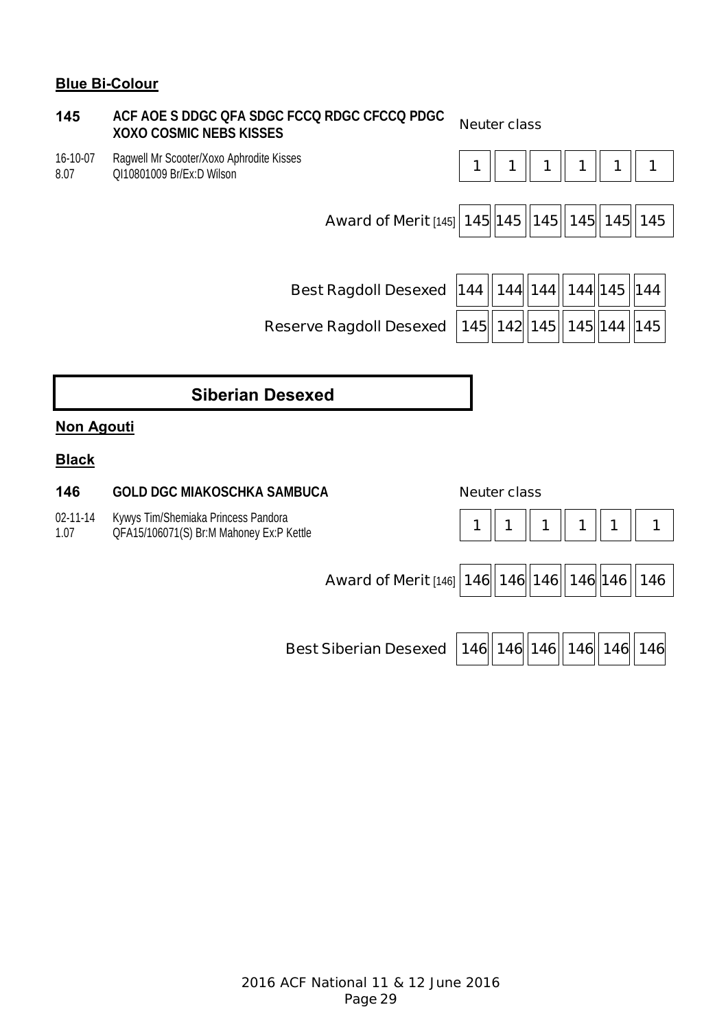**Blue Bi-Colour**

**145** **ACF AOE S DDGC QFA SDGC FCCQ RDGC CFCCQ PDGC XOXO COSMIC NEBS KISSES** Neuter class

16-10-07 Ragwell Mr Scooter/Xoxo Aphrodite Kisses
8.07 QI10801009 Br/Ex:D Wilson

| | | | | | | |
|---|---|---|---|---|---|---|
| | 1 | 1 | 1 | 1 | 1 | 1 |
| Award of Merit [145] | 145 | 145 | 145 | 145 | 145 | 145 |
| Best Ragdoll Desexed | 144 | 144 | 144 | 144 | 145 | 144 |
| Reserve Ragdoll Desexed | 145 | 142 | 145 | 145 | 144 | 145 |

## Siberian Desexed

**Non Agouti**

**Black**

**146** **GOLD DGC MIAKOSCHKA SAMBUCA** Neuter class

02-11-14 Kywys Tim/Shemiaka Princess Pandora
1.07 QFA15/106071(S) Br:M Mahoney Ex:P Kettle

| | | | | | | |
|---|---|---|---|---|---|---|
| | 1 | 1 | 1 | 1 | 1 | 1 |
| Award of Merit [146] | 146 | 146 | 146 | 146 | 146 | 146 |
| Best Siberian Desexed | 146 | 146 | 146 | 146 | 146 | 146 |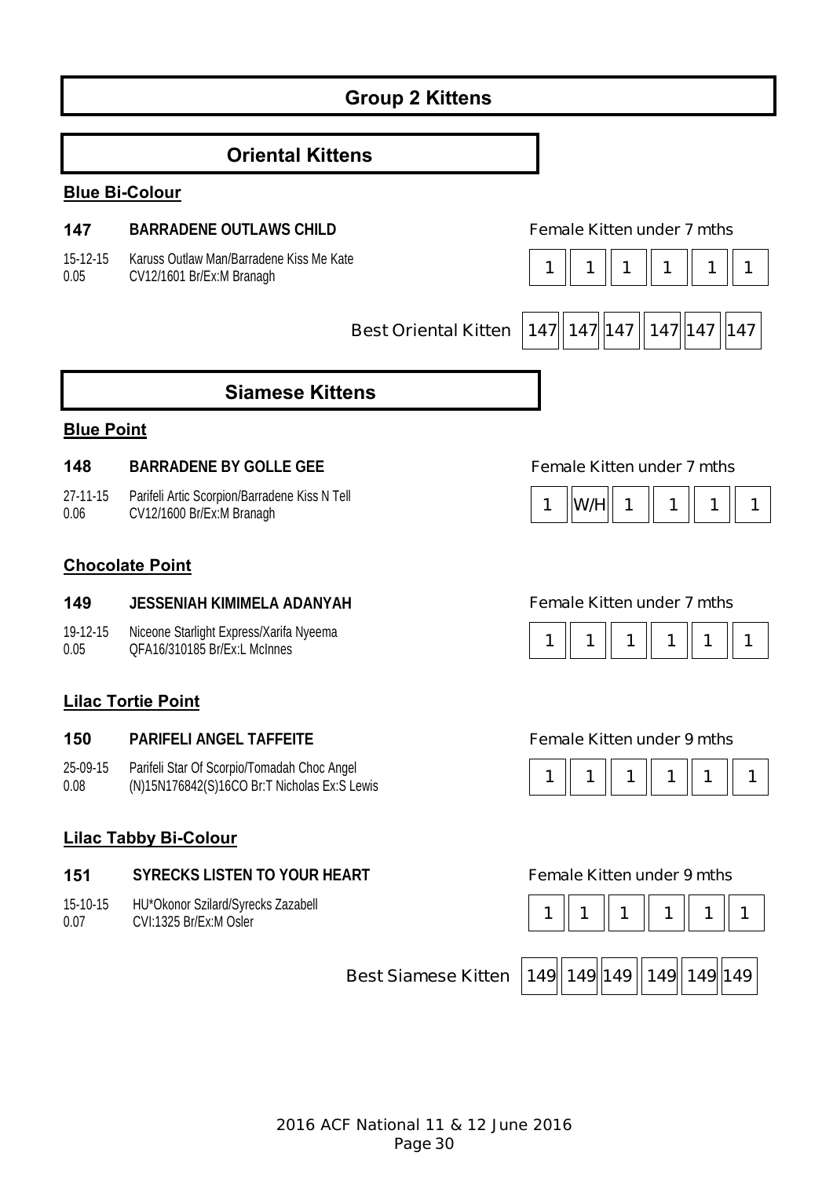# Group 2 Kittens

## Oriental Kittens

### Blue Bi-Colour

**147** **BARRADENE OUTLAWS CHILD** — Female Kitten under 7 mths

15-12-15 Karuss Outlaw Man/Barradene Kiss Me Kate
0.05 CV12/1601 Br/Ex:M Branagh

| 1 | 1 | 1 | 1 | 1 | 1 |
|---|---|---|---|---|---|

| Best Oriental Kitten | 147 | 147 | 147 | 147 | 147 | 147 |
|---|---|---|---|---|---|---|

## Siamese Kittens

### Blue Point

**148** **BARRADENE BY GOLLE GEE** — Female Kitten under 7 mths

27-11-15 Parifeli Artic Scorpion/Barradene Kiss N Tell
0.06 CV12/1600 Br/Ex:M Branagh

| 1 | W/H | 1 | 1 | 1 | 1 |
|---|---|---|---|---|---|

### Chocolate Point

**149** **JESSENIAH KIMIMELA ADANYAH** — Female Kitten under 7 mths

19-12-15 Niceone Starlight Express/Xarifa Nyeema
0.05 QFA16/310185 Br/Ex:L McInnes

| 1 | 1 | 1 | 1 | 1 | 1 |
|---|---|---|---|---|---|

### Lilac Tortie Point

**150** **PARIFELI ANGEL TAFFEITE** — Female Kitten under 9 mths

25-09-15 Parifeli Star Of Scorpio/Tomadah Choc Angel
0.08 (N)15N176842(S)16CO Br:T Nicholas Ex:S Lewis

| 1 | 1 | 1 | 1 | 1 | 1 |
|---|---|---|---|---|---|

### Lilac Tabby Bi-Colour

**151** **SYRECKS LISTEN TO YOUR HEART** — Female Kitten under 9 mths

15-10-15 HU*Okonor Szilard/Syrecks Zazabell
0.07 CVI:1325 Br/Ex:M Osler

| 1 | 1 | 1 | 1 | 1 | 1 |
|---|---|---|---|---|---|

| Best Siamese Kitten | 149 | 149 | 149 | 149 | 149 | 149 |
|---|---|---|---|---|---|---|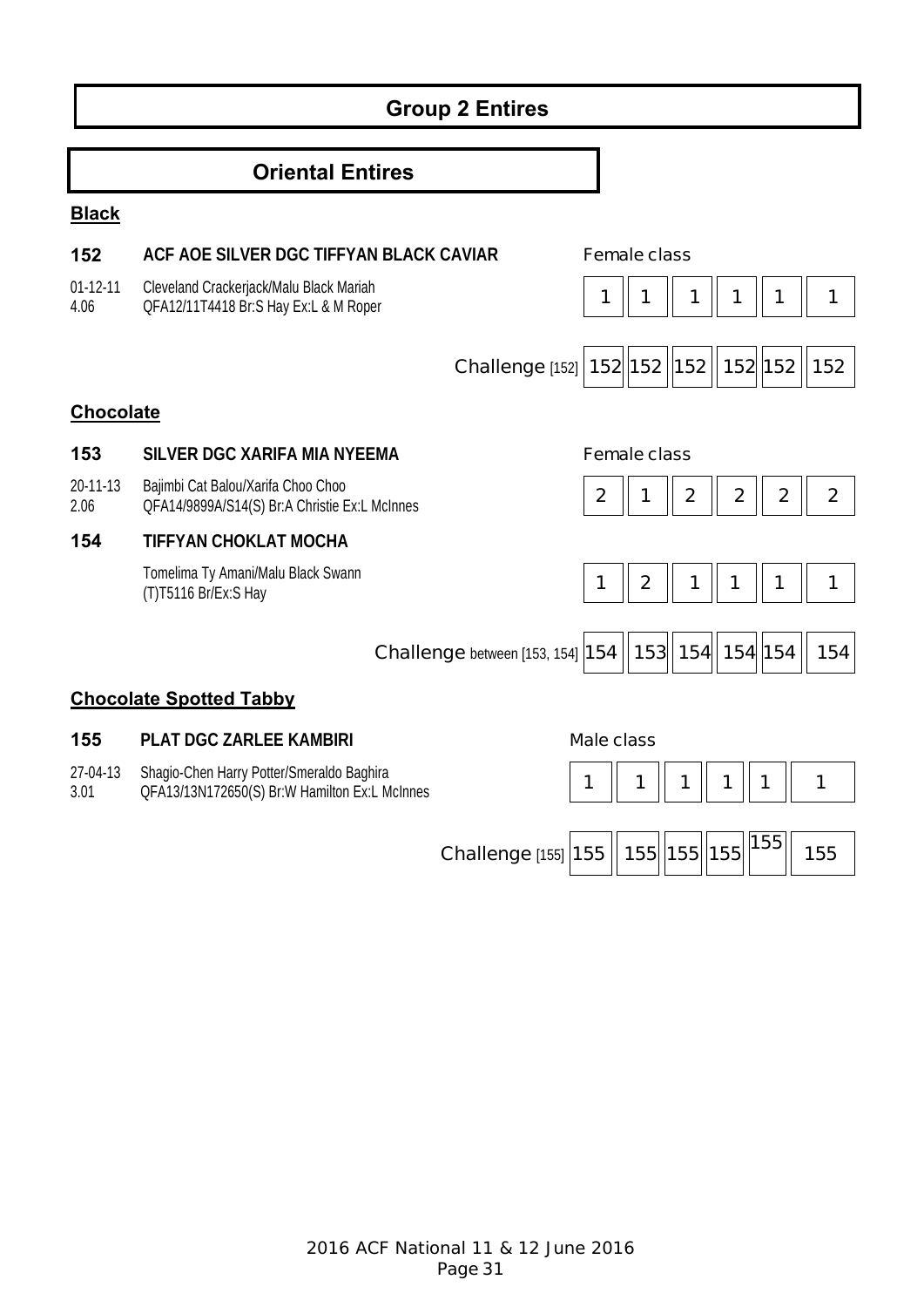# Group 2 Entires

## Oriental Entires

### Black

**152** **ACF AOE SILVER DGC TIFFYAN BLACK CAVIAR**

01-12-11 4.06 Cleveland Crackerjack/Malu Black Mariah
QFA12/11T4418 Br:S Hay Ex:L & M Roper

Female class

| 1 | 1 | 1 | 1 | 1 | 1 |
|---|---|---|---|---|---|

Challenge [152]

| 152 | 152 | 152 | 152 | 152 | 152 |
|---|---|---|---|---|---|

### Chocolate

**153** **SILVER DGC XARIFA MIA NYEEMA**

20-11-13 2.06 Bajimbi Cat Balou/Xarifa Choo Choo
QFA14/9899A/S14(S) Br:A Christie Ex:L McInnes

Female class

| 2 | 1 | 2 | 2 | 2 | 2 |
|---|---|---|---|---|---|

**154** **TIFFYAN CHOKLAT MOCHA**

Tomelima Ty Amani/Malu Black Swann
(T)T5116 Br/Ex:S Hay

| 1 | 2 | 1 | 1 | 1 | 1 |
|---|---|---|---|---|---|

Challenge between [153, 154]

| 154 | 153 | 154 | 154 | 154 | 154 |
|---|---|---|---|---|---|

### Chocolate Spotted Tabby

**155** **PLAT DGC ZARLEE KAMBIRI**

27-04-13 3.01 Shagio-Chen Harry Potter/Smeraldo Baghira
QFA13/13N172650(S) Br:W Hamilton Ex:L McInnes

Male class

| 1 | 1 | 1 | 1 | 1 | 1 |
|---|---|---|---|---|---|

Challenge [155]

| 155 | 155 | 155 | 155 | 155 | 155 |
|---|---|---|---|---|---|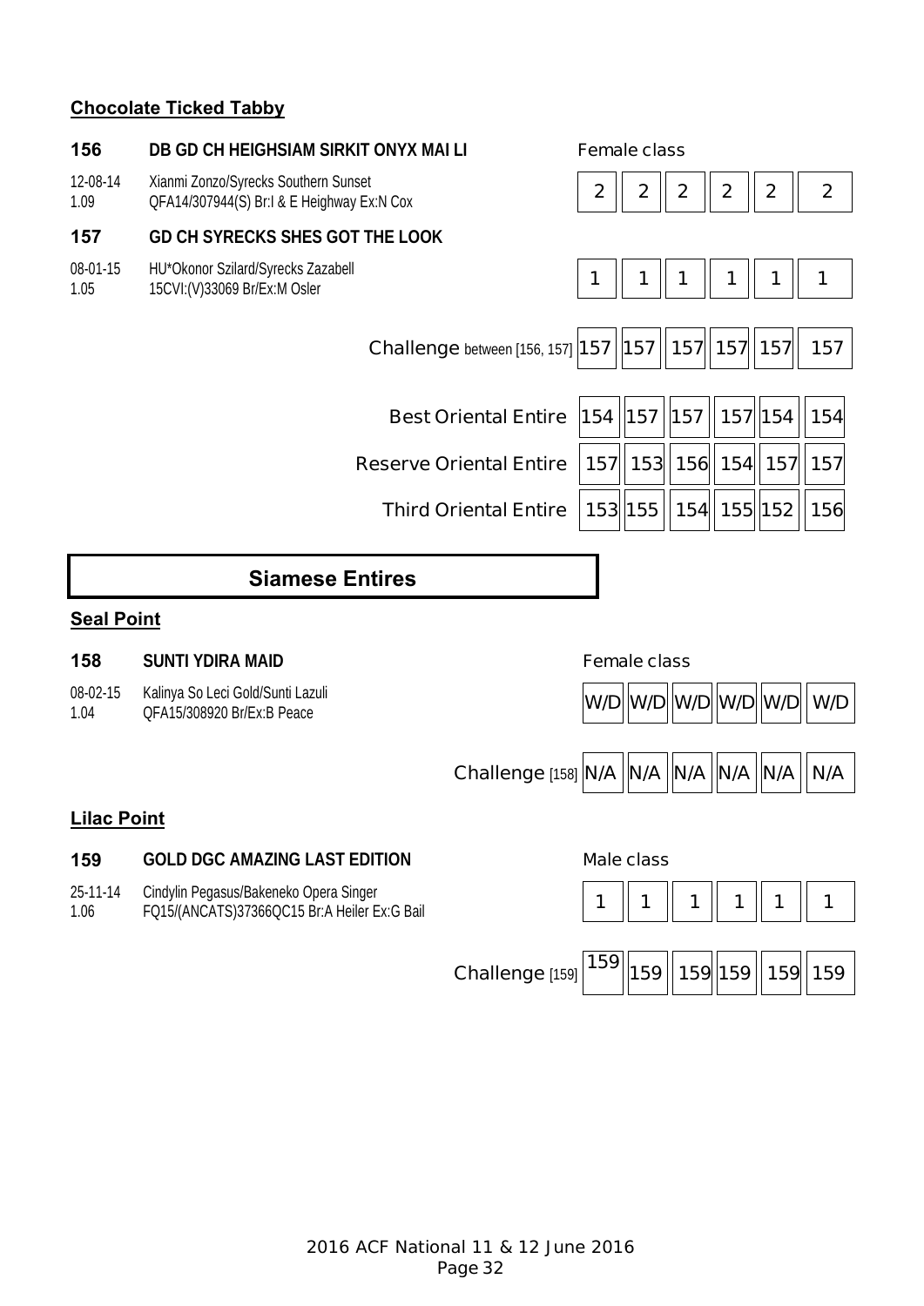## Chocolate Ticked Tabby

**156** **DB GD CH HEIGHSIAM SIRKIT ONYX MAI LI**

12-08-14 Xianmi Zonzo/Syrecks Southern Sunset
1.09 QFA14/307944(S) Br:I & E Heighway Ex:N Cox

Female class

| 2 | 2 | 2 | 2 | 2 | 2 |
|---|---|---|---|---|---|

**157** **GD CH SYRECKS SHES GOT THE LOOK**

08-01-15 HU*Okonor Szilard/Syrecks Zazabell
1.05 15CVI:(V)33069 Br/Ex:M Osler

| 1 | 1 | 1 | 1 | 1 | 1 |
|---|---|---|---|---|---|

| | | | | | | |
|---|---|---|---|---|---|---|
| Challenge between [156, 157] | 157 | 157 | 157 | 157 | 157 | 157 |
| Best Oriental Entire | 154 | 157 | 157 | 157 | 154 | 154 |
| Reserve Oriental Entire | 157 | 153 | 156 | 154 | 157 | 157 |
| Third Oriental Entire | 153 | 155 | 154 | 155 | 152 | 156 |

# Siamese Entires

## Seal Point

**158** **SUNTI YDIRA MAID**

08-02-15 Kalinya So Leci Gold/Sunti Lazuli
1.04 QFA15/308920 Br/Ex:B Peace

Female class

| W/D | W/D | W/D | W/D | W/D | W/D |
|---|---|---|---|---|---|

| | | | | | | |
|---|---|---|---|---|---|---|
| Challenge [158] | N/A | N/A | N/A | N/A | N/A | N/A |

## Lilac Point

**159** **GOLD DGC AMAZING LAST EDITION**

25-11-14 Cindylin Pegasus/Bakeneko Opera Singer
1.06 FQ15/(ANCATS)37366QC15 Br:A Heiler Ex:G Bail

Male class

| 1 | 1 | 1 | 1 | 1 | 1 |
|---|---|---|---|---|---|

| | | | | | | |
|---|---|---|---|---|---|---|
| Challenge [159] | 159 | 159 | 159 | 159 | 159 | 159 |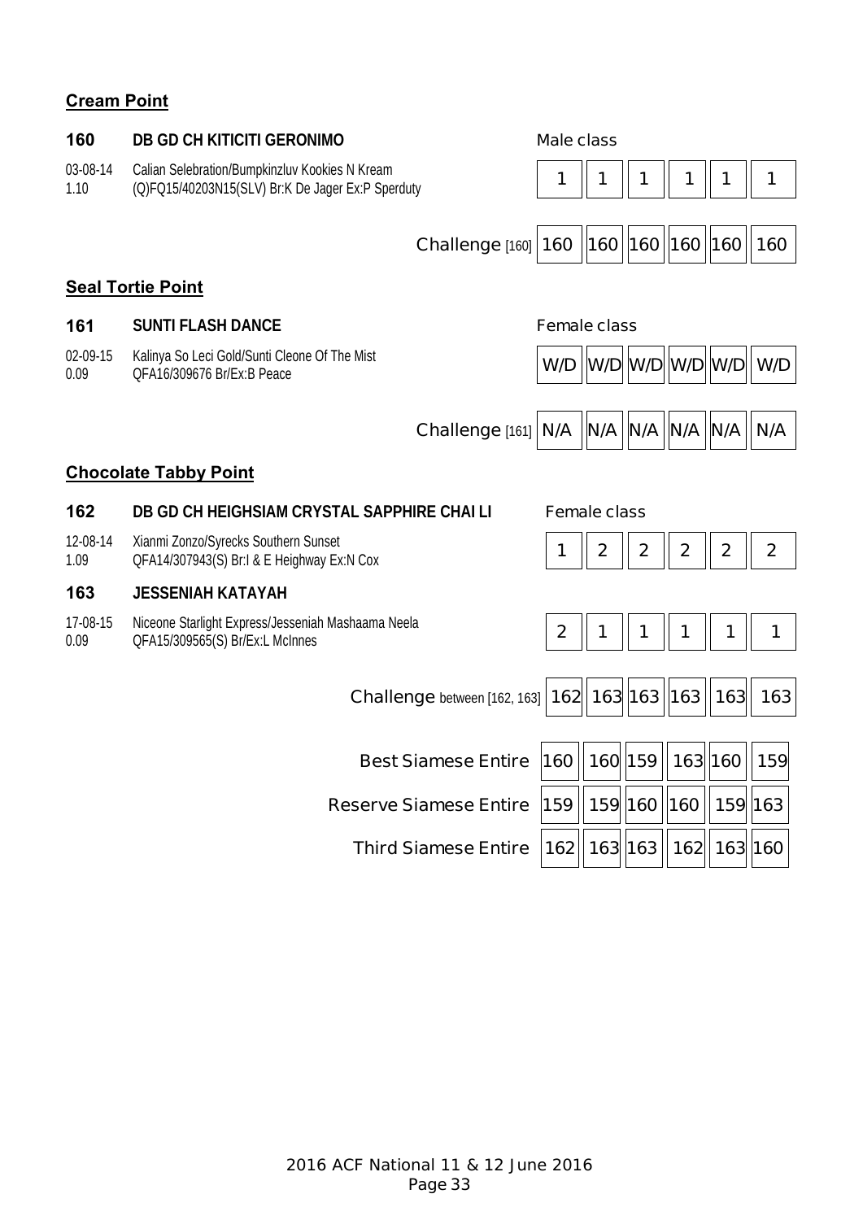## Cream Point

**160** **DB GD CH KITICITI GERONIMO** — Male class

03-08-14 Calian Selebration/Bumpkinzluv Kookies N Kream
1.10 (Q)FQ15/40203N15(SLV) Br:K De Jager Ex:P Sperduty

| 1 | 1 | 1 | 1 | 1 | 1 |
|---|---|---|---|---|---|

| Challenge [160] | 160 | 160 | 160 | 160 | 160 | 160 |
|---|---|---|---|---|---|---|

## Seal Tortie Point

**161** **SUNTI FLASH DANCE** — Female class

02-09-15 Kalinya So Leci Gold/Sunti Cleone Of The Mist
0.09 QFA16/309676 Br/Ex:B Peace

| W/D | W/D | W/D | W/D | W/D | W/D |
|---|---|---|---|---|---|

| Challenge [161] | N/A | N/A | N/A | N/A | N/A | N/A |
|---|---|---|---|---|---|---|

## Chocolate Tabby Point

**162** **DB GD CH HEIGHSIAM CRYSTAL SAPPHIRE CHAI LI** — Female class

12-08-14 Xianmi Zonzo/Syrecks Southern Sunset
1.09 QFA14/307943(S) Br:I & E Heighway Ex:N Cox

| 1 | 2 | 2 | 2 | 2 | 2 |
|---|---|---|---|---|---|

**163** **JESSENIAH KATAYAH**

17-08-15 Niceone Starlight Express/Jesseniah Mashaama Neela
0.09 QFA15/309565(S) Br/Ex:L McInnes

| 2 | 1 | 1 | 1 | 1 | 1 |
|---|---|---|---|---|---|

| Challenge between [162, 163] | 162 | 163 | 163 | 163 | 163 | 163 |
|---|---|---|---|---|---|---|

| | | | | | | |
|---|---|---|---|---|---|---|
| Best Siamese Entire | 160 | 160 | 159 | 163 | 160 | 159 |
| Reserve Siamese Entire | 159 | 159 | 160 | 160 | 159 | 163 |
| Third Siamese Entire | 162 | 163 | 163 | 162 | 163 | 160 |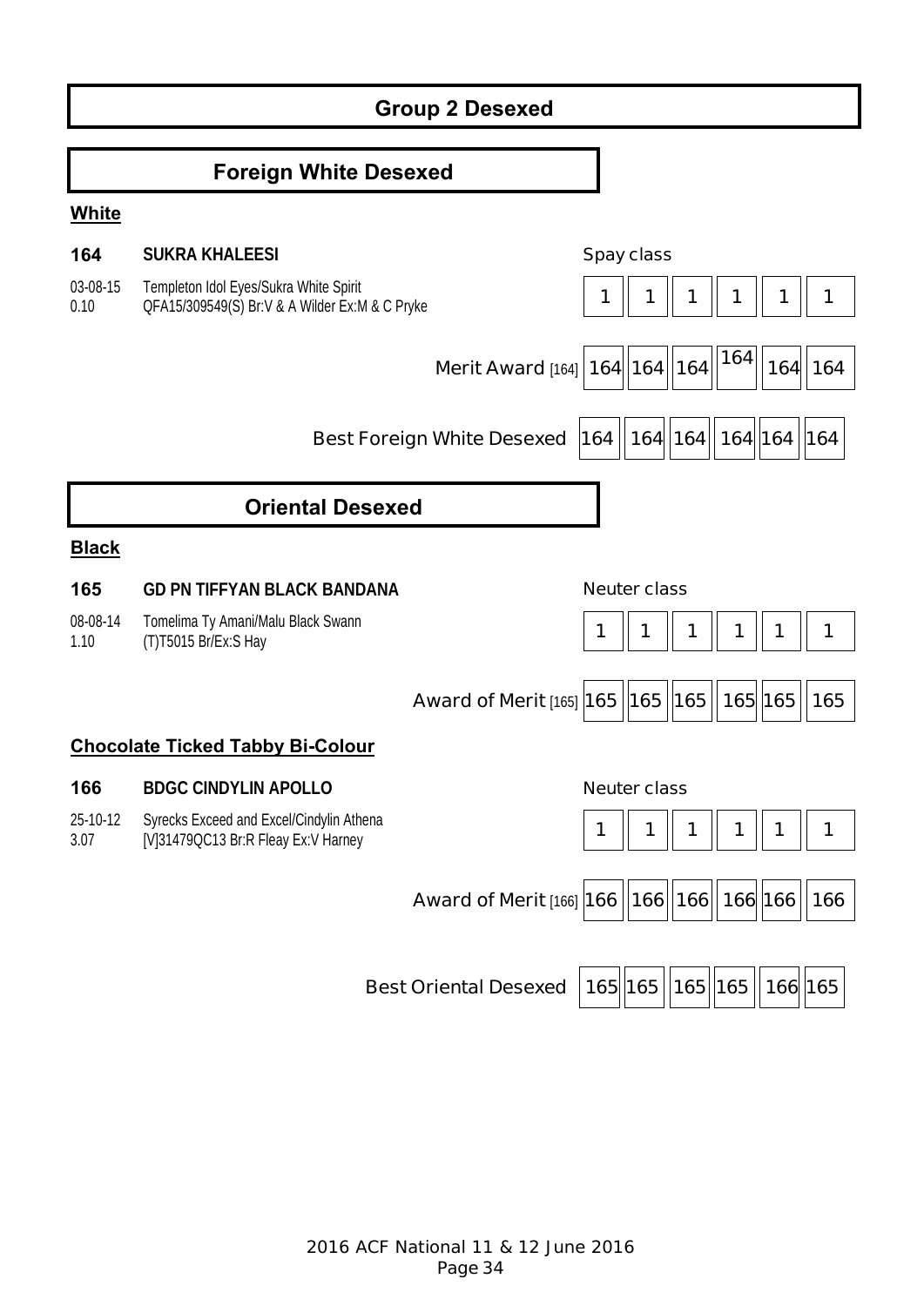# Group 2 Desexed

## Foreign White Desexed

**White**

**164** **SUKRA KHALEESI** — Spay class

03-08-15 Templeton Idol Eyes/Sukra White Spirit
0.10 QFA15/309549(S) Br:V & A Wilder Ex:M & C Pryke

| | | | | | | |
|---|---|---|---|---|---|---|
| | 1 | 1 | 1 | 1 | 1 | 1 |
| Merit Award [164] | 164 | 164 | 164 | 164 | 164 | 164 |
| Best Foreign White Desexed | 164 | 164 | 164 | 164 | 164 | 164 |

## Oriental Desexed

**Black**

**165** **GD PN TIFFYAN BLACK BANDANA** — Neuter class

08-08-14 Tomelima Ty Amani/Malu Black Swann
1.10 (T)T5015 Br/Ex:S Hay

| | | | | | | |
|---|---|---|---|---|---|---|
| | 1 | 1 | 1 | 1 | 1 | 1 |
| Award of Merit [165] | 165 | 165 | 165 | 165 | 165 | 165 |

**Chocolate Ticked Tabby Bi-Colour**

**166** **BDGC CINDYLIN APOLLO** — Neuter class

25-10-12 Syrecks Exceed and Excel/Cindylin Athena
3.07 [V]31479QC13 Br:R Fleay Ex:V Harney

| | | | | | | |
|---|---|---|---|---|---|---|
| | 1 | 1 | 1 | 1 | 1 | 1 |
| Award of Merit [166] | 166 | 166 | 166 | 166 | 166 | 166 |
| Best Oriental Desexed | 165 | 165 | 165 | 165 | 166 | 165 |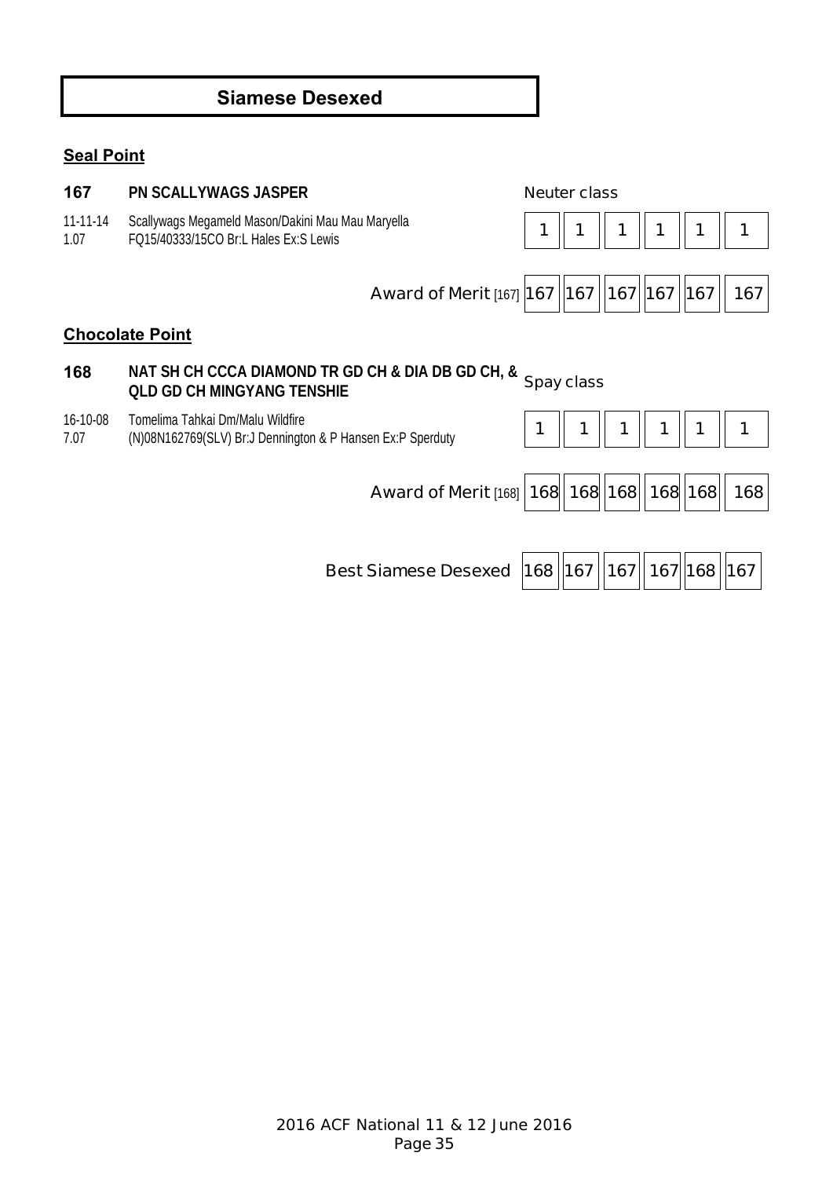# Siamese Desexed

## Seal Point

**167** **PN SCALLYWAGS JASPER**

11-11-14 Scallywags Megameld Mason/Dakini Mau Mau Maryella
1.07 FQ15/40333/15CO Br:L Hales Ex:S Lewis

| Neuter class | | | | | |
|---|---|---|---|---|---|
| 1 | 1 | 1 | 1 | 1 | 1 |

| Award of Merit [167] | 167 | 167 | 167 | 167 | 167 | 167 |
|---|---|---|---|---|---|---|

## Chocolate Point

**168** **NAT SH CH CCCA DIAMOND TR GD CH & DIA DB GD CH, & QLD GD CH MINGYANG TENSHIE**

16-10-08 Tomelima Tahkai Dm/Malu Wildfire
7.07 (N)08N162769(SLV) Br:J Dennington & P Hansen Ex:P Sperduty

| Spay class | | | | | |
|---|---|---|---|---|---|
| 1 | 1 | 1 | 1 | 1 | 1 |

| Award of Merit [168] | 168 | 168 | 168 | 168 | 168 | 168 |
|---|---|---|---|---|---|---|

| Best Siamese Desexed | 168 | 167 | 167 | 167 | 168 | 167 |
|---|---|---|---|---|---|---|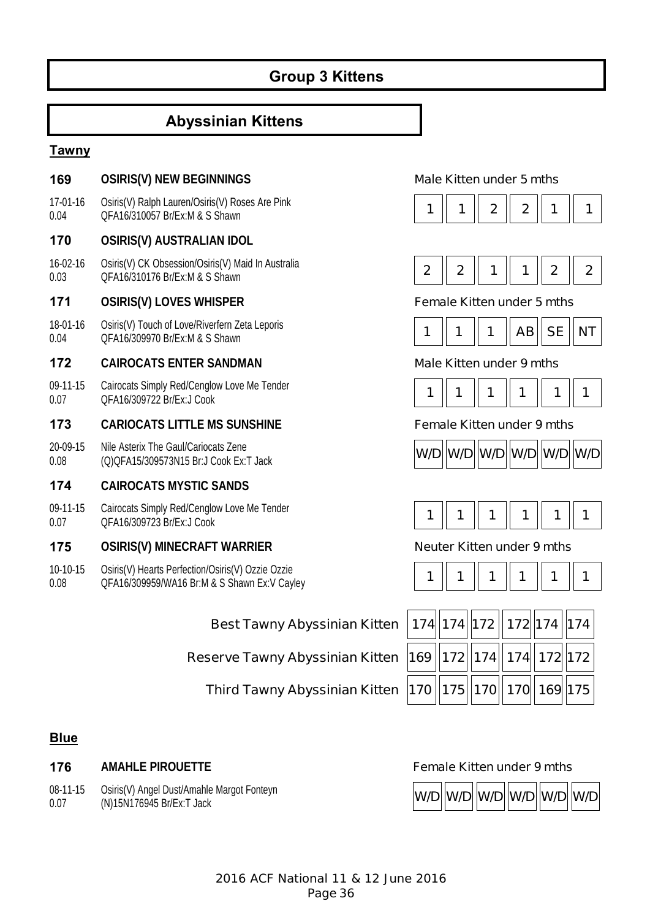# Group 3 Kittens

## Abyssinian Kittens

### Tawny

**169** **OSIRIS(V) NEW BEGINNINGS** — Male Kitten under 5 mths

17-01-16 Osiris(V) Ralph Lauren/Osiris(V) Roses Are Pink
0.04 QFA16/310057 Br/Ex:M & S Shawn

| 1 | 1 | 2 | 2 | 1 | 1 |
|---|---|---|---|---|---|

**170** **OSIRIS(V) AUSTRALIAN IDOL**

16-02-16 Osiris(V) CK Obsession/Osiris(V) Maid In Australia
0.03 QFA16/310176 Br/Ex:M & S Shawn

| 2 | 2 | 1 | 1 | 2 | 2 |
|---|---|---|---|---|---|

**171** **OSIRIS(V) LOVES WHISPER** — Female Kitten under 5 mths

18-01-16 Osiris(V) Touch of Love/Riverfern Zeta Leporis
0.04 QFA16/309970 Br/Ex:M & S Shawn

| 1 | 1 | 1 | AB | SE | NT |
|---|---|---|---|---|---|

**172** **CAIROCATS ENTER SANDMAN** — Male Kitten under 9 mths

09-11-15 Cairocats Simply Red/Cenglow Love Me Tender
0.07 QFA16/309722 Br/Ex:J Cook

| 1 | 1 | 1 | 1 | 1 | 1 |
|---|---|---|---|---|---|

**173** **CARIOCATS LITTLE MS SUNSHINE** — Female Kitten under 9 mths

20-09-15 Nile Asterix The Gaul/Cariocats Zene
0.08 (Q)QFA15/309573N15 Br:J Cook Ex:T Jack

| W/D | W/D | W/D | W/D | W/D | W/D |
|---|---|---|---|---|---|

**174** **CAIROCATS MYSTIC SANDS**

09-11-15 Cairocats Simply Red/Cenglow Love Me Tender
0.07 QFA16/309723 Br/Ex:J Cook

| 1 | 1 | 1 | 1 | 1 | 1 |
|---|---|---|---|---|---|

**175** **OSIRIS(V) MINECRAFT WARRIER** — Neuter Kitten under 9 mths

10-10-15 Osiris(V) Hearts Perfection/Osiris(V) Ozzie Ozzie
0.08 QFA16/309959/WA16 Br:M & S Shawn Ex:V Cayley

| 1 | 1 | 1 | 1 | 1 | 1 |
|---|---|---|---|---|---|

| | | | | | | |
|---|---|---|---|---|---|---|
| Best Tawny Abyssinian Kitten | 174 | 174 | 172 | 172 | 174 | 174 |
| Reserve Tawny Abyssinian Kitten | 169 | 172 | 174 | 174 | 172 | 172 |
| Third Tawny Abyssinian Kitten | 170 | 175 | 170 | 170 | 169 | 175 |

### Blue

**176** **AMAHLE PIROUETTE** — Female Kitten under 9 mths

08-11-15 Osiris(V) Angel Dust/Amahle Margot Fonteyn
0.07 (N)15N176945 Br/Ex:T Jack

| W/D | W/D | W/D | W/D | W/D | W/D |
|---|---|---|---|---|---|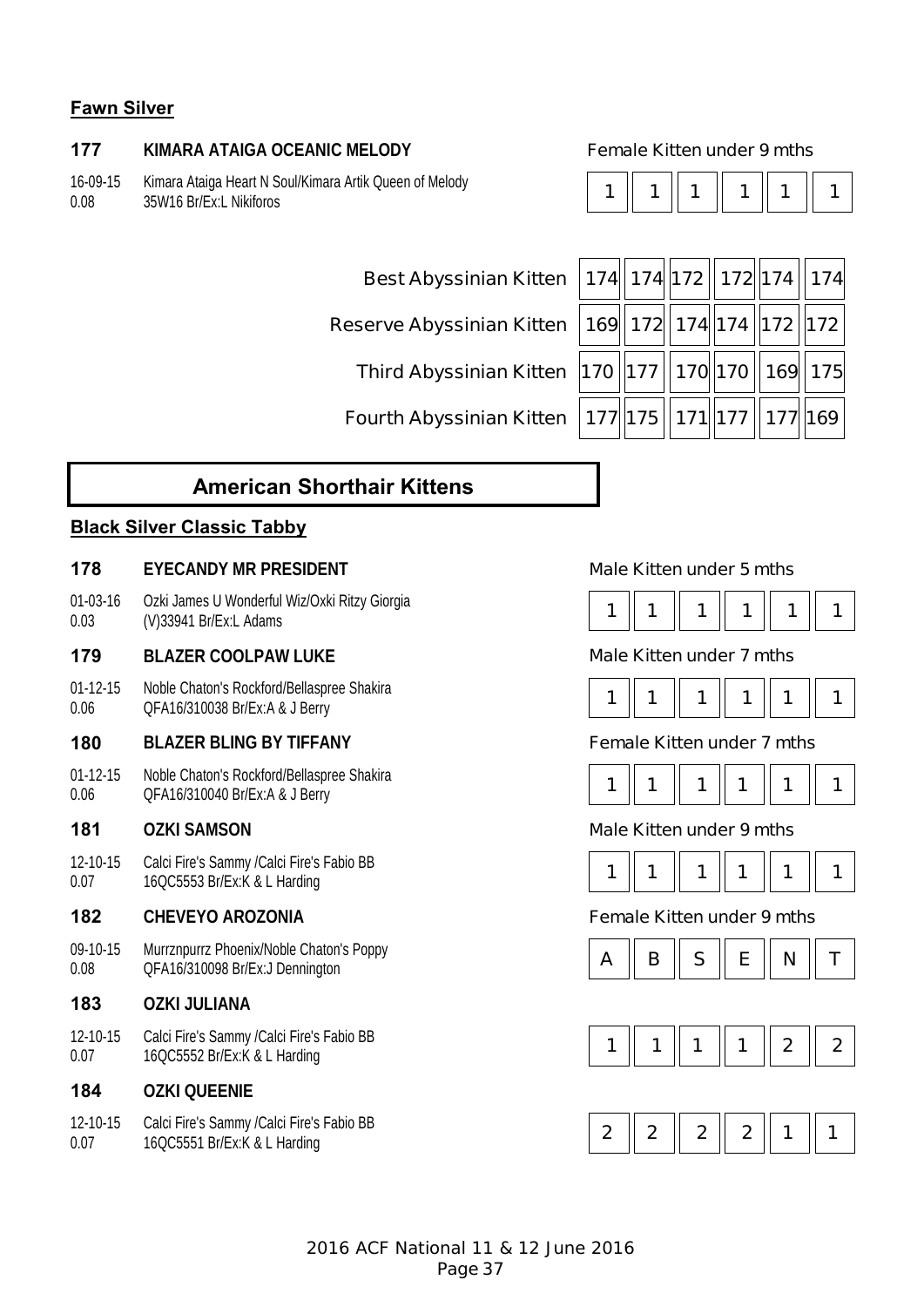## Fawn Silver

**177** **KIMARA ATAIGA OCEANIC MELODY** Female Kitten under 9 mths

16-09-15 Kimara Ataiga Heart N Soul/Kimara Artik Queen of Melody
0.08 35W16 Br/Ex:L Nikiforos

| 1 | 1 | 1 | 1 | 1 | 1 |
|---|---|---|---|---|---|

| | | | | | | |
|---|---|---|---|---|---|---|
| Best Abyssinian Kitten | 174 | 174 | 172 | 172 | 174 | 174 |
| Reserve Abyssinian Kitten | 169 | 172 | 174 | 174 | 172 | 172 |
| Third Abyssinian Kitten | 170 | 177 | 170 | 170 | 169 | 175 |
| Fourth Abyssinian Kitten | 177 | 175 | 171 | 177 | 177 | 169 |

# American Shorthair Kittens

## Black Silver Classic Tabby

**178** **EYECANDY MR PRESIDENT** Male Kitten under 5 mths

01-03-16 Ozki James U Wonderful Wiz/Oxki Ritzy Giorgia
0.03 (V)33941 Br/Ex:L Adams

| 1 | 1 | 1 | 1 | 1 | 1 |
|---|---|---|---|---|---|

**179** **BLAZER COOLPAW LUKE** Male Kitten under 7 mths

01-12-15 Noble Chaton's Rockford/Bellaspree Shakira
0.06 QFA16/310038 Br/Ex:A & J Berry

| 1 | 1 | 1 | 1 | 1 | 1 |
|---|---|---|---|---|---|

**180** **BLAZER BLING BY TIFFANY** Female Kitten under 7 mths

01-12-15 Noble Chaton's Rockford/Bellaspree Shakira
0.06 QFA16/310040 Br/Ex:A & J Berry

| 1 | 1 | 1 | 1 | 1 | 1 |
|---|---|---|---|---|---|

**181** **OZKI SAMSON** Male Kitten under 9 mths

12-10-15 Calci Fire's Sammy /Calci Fire's Fabio BB
0.07 16QC5553 Br/Ex:K & L Harding

| 1 | 1 | 1 | 1 | 1 | 1 |
|---|---|---|---|---|---|

**182** **CHEVEYO AROZONIA** Female Kitten under 9 mths

09-10-15 Murrznpurrz Phoenix/Noble Chaton's Poppy
0.08 QFA16/310098 Br/Ex:J Dennington

| A | B | S | E | N | T |
|---|---|---|---|---|---|

**183** **OZKI JULIANA**

12-10-15 Calci Fire's Sammy /Calci Fire's Fabio BB
0.07 16QC5552 Br/Ex:K & L Harding

| 1 | 1 | 1 | 1 | 2 | 2 |
|---|---|---|---|---|---|

**184** **OZKI QUEENIE**

12-10-15 Calci Fire's Sammy /Calci Fire's Fabio BB
0.07 16QC5551 Br/Ex:K & L Harding

| 2 | 2 | 2 | 2 | 1 | 1 |
|---|---|---|---|---|---|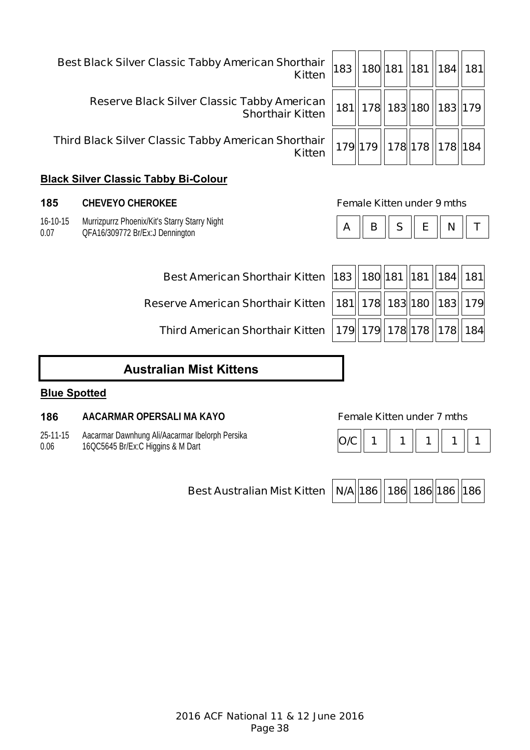| | | | | | | |
|---|---|---|---|---|---|---|
| Best Black Silver Classic Tabby American Shorthair Kitten | 183 | 180 | 181 | 181 | 184 | 181 |
| Reserve Black Silver Classic Tabby American Shorthair Kitten | 181 | 178 | 183 | 180 | 183 | 179 |
| Third Black Silver Classic Tabby American Shorthair Kitten | 179 | 179 | 178 | 178 | 178 | 184 |

**Black Silver Classic Tabby Bi-Colour**

**185** **CHEVEYO CHEROKEE** Female Kitten under 9 mths

16-10-15 Murrizpurrz Phoenix/Kit's Starry Starry Night
0.07 QFA16/309772 Br/Ex:J Dennington

| A | B | S | E | N | T |
|---|---|---|---|---|---|

| | | | | | | |
|---|---|---|---|---|---|---|
| Best American Shorthair Kitten | 183 | 180 | 181 | 181 | 184 | 181 |
| Reserve American Shorthair Kitten | 181 | 178 | 183 | 180 | 183 | 179 |
| Third American Shorthair Kitten | 179 | 179 | 178 | 178 | 178 | 184 |

## Australian Mist Kittens

**Blue Spotted**

**186** **AACARMAR OPERSALI MA KAYO** Female Kitten under 7 mths

25-11-15 Aacarmar Dawnhung Ali/Aacarmar Ibelorph Persika
0.06 16QC5645 Br/Ex:C Higgins & M Dart

| O/C | 1 | 1 | 1 | 1 | 1 |
|---|---|---|---|---|---|

| | | | | | | |
|---|---|---|---|---|---|---|
| Best Australian Mist Kitten | N/A | 186 | 186 | 186 | 186 | 186 |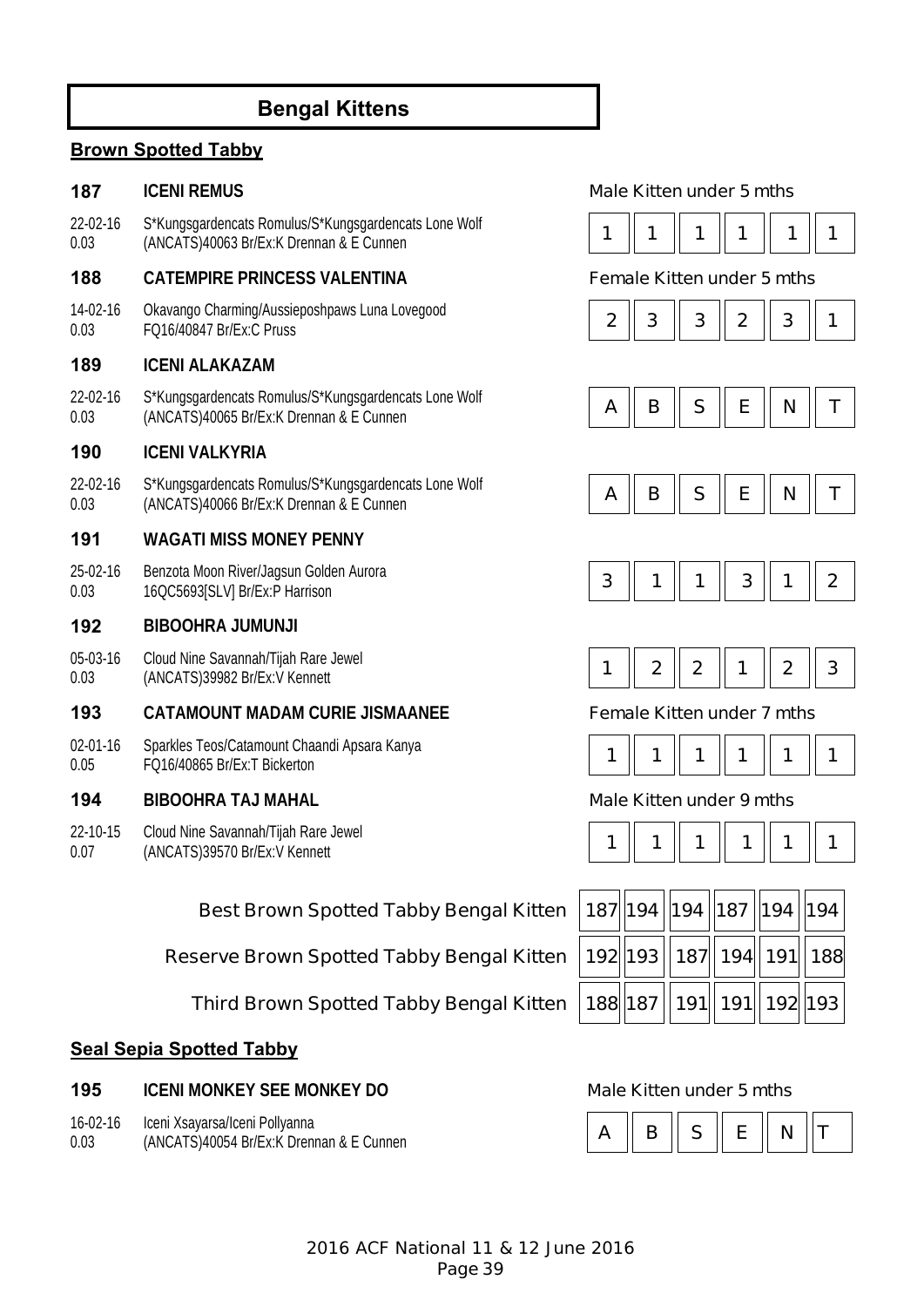# Bengal Kittens

## Brown Spotted Tabby

**187 ICENI REMUS** — Male Kitten under 5 mths

22-02-16 0.03 — S*Kungsgardencats Romulus/S*Kungsgardencats Lone Wolf (ANCATS)40063 Br/Ex:K Drennan & E Cunnen

| 1 | 1 | 1 | 1 | 1 | 1 |
|---|---|---|---|---|---|

**188 CATEMPIRE PRINCESS VALENTINA** — Female Kitten under 5 mths

14-02-16 0.03 — Okavango Charming/Aussieposhpaws Luna Lovegood FQ16/40847 Br/Ex:C Pruss

| 2 | 3 | 3 | 2 | 3 | 1 |
|---|---|---|---|---|---|

**189 ICENI ALAKAZAM**

22-02-16 0.03 — S*Kungsgardencats Romulus/S*Kungsgardencats Lone Wolf (ANCATS)40065 Br/Ex:K Drennan & E Cunnen

| A | B | S | E | N | T |
|---|---|---|---|---|---|

**190 ICENI VALKYRIA**

22-02-16 0.03 — S*Kungsgardencats Romulus/S*Kungsgardencats Lone Wolf (ANCATS)40066 Br/Ex:K Drennan & E Cunnen

| A | B | S | E | N | T |
|---|---|---|---|---|---|

**191 WAGATI MISS MONEY PENNY**

25-02-16 0.03 — Benzota Moon River/Jagsun Golden Aurora 16QC5693[SLV] Br/Ex:P Harrison

| 3 | 1 | 1 | 3 | 1 | 2 |
|---|---|---|---|---|---|

**192 BIBOOHRA JUMUNJI**

05-03-16 0.03 — Cloud Nine Savannah/Tijah Rare Jewel (ANCATS)39982 Br/Ex:V Kennett

| 1 | 2 | 2 | 1 | 2 | 3 |
|---|---|---|---|---|---|

**193 CATAMOUNT MADAM CURIE JISMAANEE** — Female Kitten under 7 mths

02-01-16 0.05 — Sparkles Teos/Catamount Chaandi Apsara Kanya FQ16/40865 Br/Ex:T Bickerton

| 1 | 1 | 1 | 1 | 1 | 1 |
|---|---|---|---|---|---|

**194 BIBOOHRA TAJ MAHAL** — Male Kitten under 9 mths

22-10-15 0.07 — Cloud Nine Savannah/Tijah Rare Jewel (ANCATS)39570 Br/Ex:V Kennett

| 1 | 1 | 1 | 1 | 1 | 1 |
|---|---|---|---|---|---|

| | | | | | | |
|---|---|---|---|---|---|---|
| Best Brown Spotted Tabby Bengal Kitten | 187 | 194 | 194 | 187 | 194 | 194 |
| Reserve Brown Spotted Tabby Bengal Kitten | 192 | 193 | 187 | 194 | 191 | 188 |
| Third Brown Spotted Tabby Bengal Kitten | 188 | 187 | 191 | 191 | 192 | 193 |

## Seal Sepia Spotted Tabby

**195 ICENI MONKEY SEE MONKEY DO** — Male Kitten under 5 mths

16-02-16 0.03 — Iceni Xsayarsa/Iceni Pollyanna (ANCATS)40054 Br/Ex:K Drennan & E Cunnen

| A | B | S | E | N | T |
|---|---|---|---|---|---|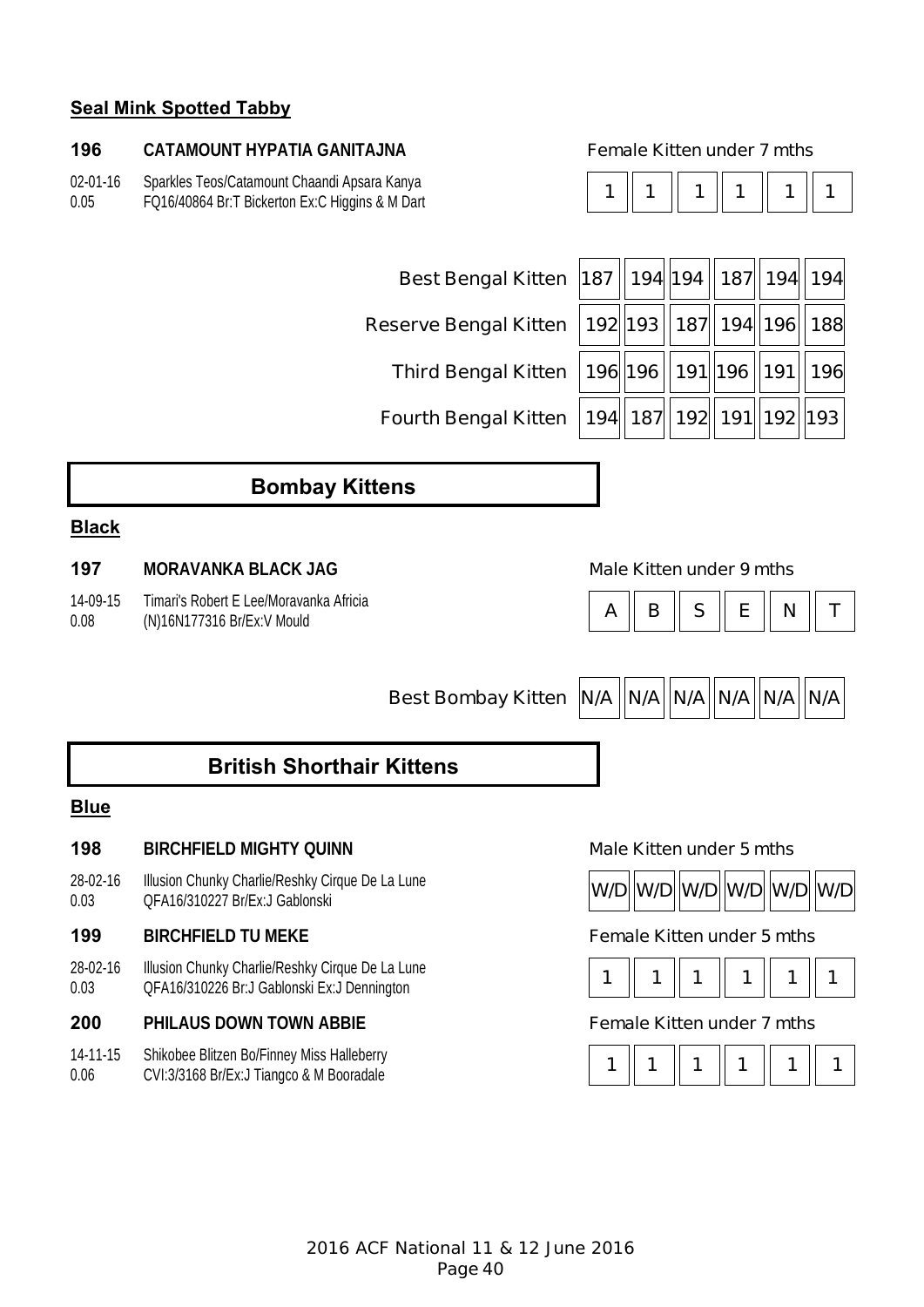**Seal Mink Spotted Tabby**

**196** **CATAMOUNT HYPATIA GANITAJNA** Female Kitten under 7 mths

02-01-16 Sparkles Teos/Catamount Chaandi Apsara Kanya
0.05 FQ16/40864 Br:T Bickerton Ex:C Higgins & M Dart

| 1 | 1 | 1 | 1 | 1 | 1 |
|---|---|---|---|---|---|

| | | | | | | |
|---|---|---|---|---|---|---|
| Best Bengal Kitten | 187 | 194 | 194 | 187 | 194 | 194 |
| Reserve Bengal Kitten | 192 | 193 | 187 | 194 | 196 | 188 |
| Third Bengal Kitten | 196 | 196 | 191 | 196 | 191 | 196 |
| Fourth Bengal Kitten | 194 | 187 | 192 | 191 | 192 | 193 |

## Bombay Kittens

**Black**

**197** **MORAVANKA BLACK JAG** Male Kitten under 9 mths

14-09-15 Timari's Robert E Lee/Moravanka Africia
0.08 (N)16N177316 Br/Ex:V Mould

| A | B | S | E | N | T |
|---|---|---|---|---|---|

| | | | | | | |
|---|---|---|---|---|---|---|
| Best Bombay Kitten | N/A | N/A | N/A | N/A | N/A | N/A |

## British Shorthair Kittens

**Blue**

**198** **BIRCHFIELD MIGHTY QUINN** Male Kitten under 5 mths

28-02-16 Illusion Chunky Charlie/Reshky Cirque De La Lune
0.03 QFA16/310227 Br/Ex:J Gablonski

| W/D | W/D | W/D | W/D | W/D | W/D |
|---|---|---|---|---|---|

**199** **BIRCHFIELD TU MEKE** Female Kitten under 5 mths

28-02-16 Illusion Chunky Charlie/Reshky Cirque De La Lune
0.03 QFA16/310226 Br:J Gablonski Ex:J Dennington

| 1 | 1 | 1 | 1 | 1 | 1 |
|---|---|---|---|---|---|

**200** **PHILAUS DOWN TOWN ABBIE** Female Kitten under 7 mths

14-11-15 Shikobee Blitzen Bo/Finney Miss Halleberry
0.06 CVI:3/3168 Br/Ex:J Tiangco & M Booradale

| 1 | 1 | 1 | 1 | 1 | 1 |
|---|---|---|---|---|---|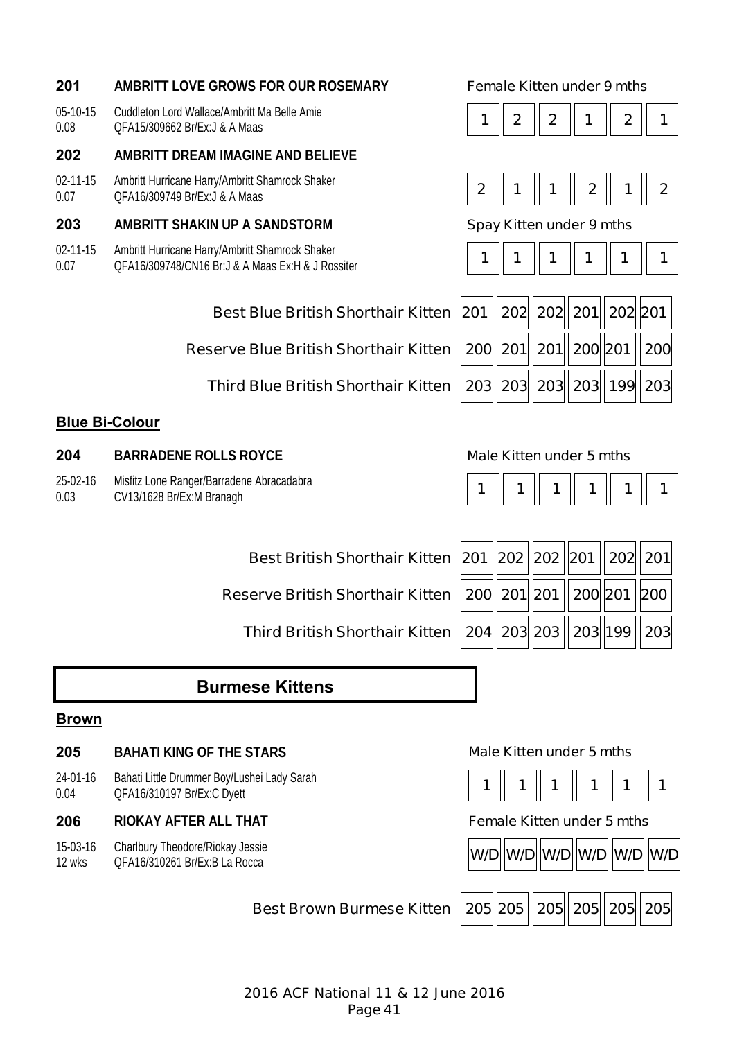**201** **AMBRITT LOVE GROWS FOR OUR ROSEMARY** — Female Kitten under 9 mths

05-10-15 Cuddleton Lord Wallace/Ambritt Ma Belle Amie
0.08 QFA15/309662 Br/Ex:J & A Maas

| 1 | 2 | 2 | 1 | 2 | 1 |
|---|---|---|---|---|---|

**202** **AMBRITT DREAM IMAGINE AND BELIEVE**

02-11-15 Ambritt Hurricane Harry/Ambritt Shamrock Shaker
0.07 QFA16/309749 Br/Ex:J & A Maas

| 2 | 1 | 1 | 2 | 1 | 2 |
|---|---|---|---|---|---|

**203** **AMBRITT SHAKIN UP A SANDSTORM** — Spay Kitten under 9 mths

02-11-15 Ambritt Hurricane Harry/Ambritt Shamrock Shaker
0.07 QFA16/309748/CN16 Br:J & A Maas Ex:H & J Rossiter

| 1 | 1 | 1 | 1 | 1 | 1 |
|---|---|---|---|---|---|

| | | | | | | |
|---|---|---|---|---|---|---|
| Best Blue British Shorthair Kitten | 201 | 202 | 202 | 201 | 202 | 201 |
| Reserve Blue British Shorthair Kitten | 200 | 201 | 201 | 200 | 201 | 200 |
| Third Blue British Shorthair Kitten | 203 | 203 | 203 | 203 | 199 | 203 |

## Blue Bi-Colour

**204** **BARRADENE ROLLS ROYCE** — Male Kitten under 5 mths

25-02-16 Misfitz Lone Ranger/Barradene Abracadabra
0.03 CV13/1628 Br/Ex:M Branagh

| 1 | 1 | 1 | 1 | 1 | 1 |
|---|---|---|---|---|---|

| | | | | | | |
|---|---|---|---|---|---|---|
| Best British Shorthair Kitten | 201 | 202 | 202 | 201 | 202 | 201 |
| Reserve British Shorthair Kitten | 200 | 201 | 201 | 200 | 201 | 200 |
| Third British Shorthair Kitten | 204 | 203 | 203 | 203 | 199 | 203 |

# Burmese Kittens

## Brown

**205** **BAHATI KING OF THE STARS** — Male Kitten under 5 mths

24-01-16 Bahati Little Drummer Boy/Lushei Lady Sarah
0.04 QFA16/310197 Br/Ex:C Dyett

| 1 | 1 | 1 | 1 | 1 | 1 |
|---|---|---|---|---|---|

**206** **RIOKAY AFTER ALL THAT** — Female Kitten under 5 mths

15-03-16 Charlbury Theodore/Riokay Jessie
12 wks QFA16/310261 Br/Ex:B La Rocca

| W/D | W/D | W/D | W/D | W/D | W/D |
|---|---|---|---|---|---|

| | | | | | | |
|---|---|---|---|---|---|---|
| Best Brown Burmese Kitten | 205 | 205 | 205 | 205 | 205 | 205 |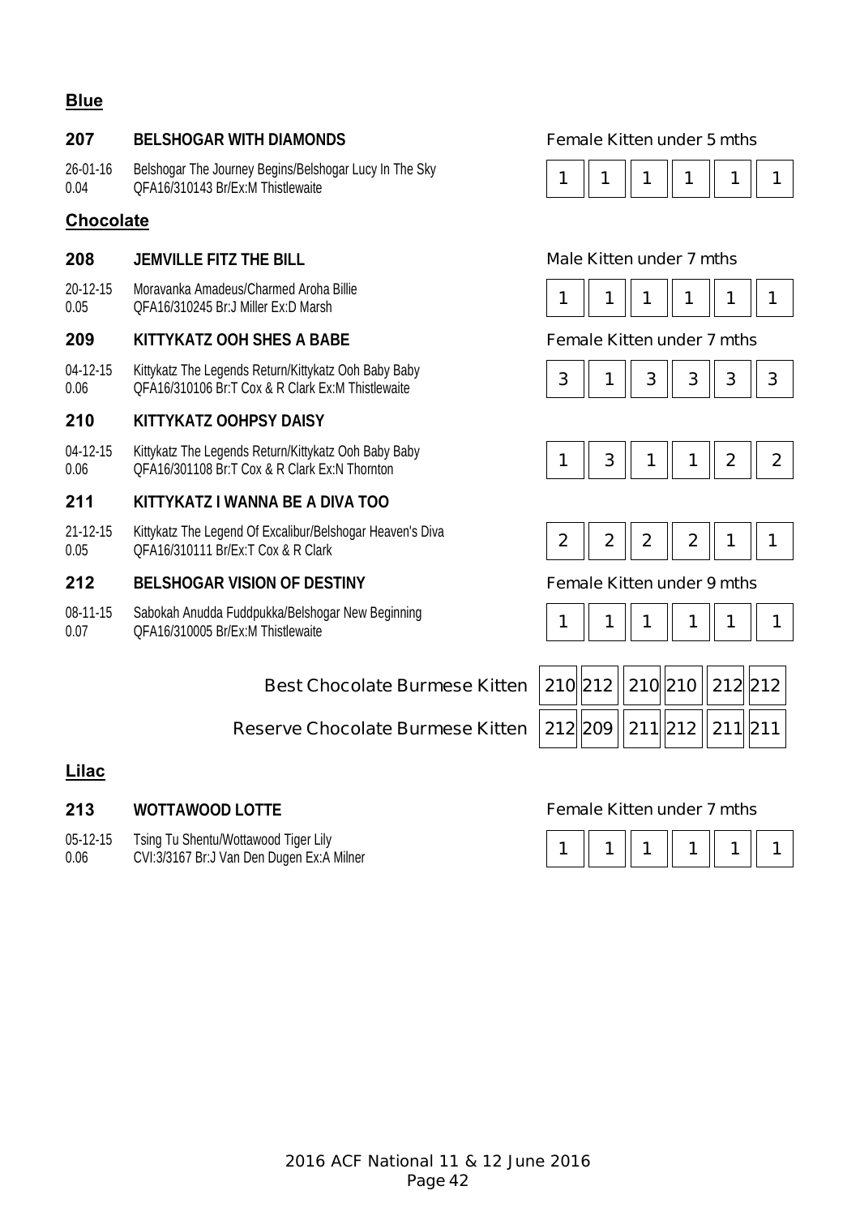## Blue

**207 BELSHOGAR WITH DIAMONDS** — Female Kitten under 5 mths

26-01-16 Belshogar The Journey Begins/Belshogar Lucy In The Sky
0.04 QFA16/310143 Br/Ex:M Thistlewaite

| 1 | 1 | 1 | 1 | 1 | 1 |
|---|---|---|---|---|---|

## Chocolate

**208 JEMVILLE FITZ THE BILL** — Male Kitten under 7 mths

20-12-15 Moravanka Amadeus/Charmed Aroha Billie
0.05 QFA16/310245 Br:J Miller Ex:D Marsh

| 1 | 1 | 1 | 1 | 1 | 1 |
|---|---|---|---|---|---|

**209 KITTYKATZ OOH SHES A BABE** — Female Kitten under 7 mths

04-12-15 Kittykatz The Legends Return/Kittykatz Ooh Baby Baby
0.06 QFA16/310106 Br:T Cox & R Clark Ex:M Thistlewaite

| 3 | 1 | 3 | 3 | 3 | 3 |
|---|---|---|---|---|---|

**210 KITTYKATZ OOHPSY DAISY**

04-12-15 Kittykatz The Legends Return/Kittykatz Ooh Baby Baby
0.06 QFA16/301108 Br:T Cox & R Clark Ex:N Thornton

| 1 | 3 | 1 | 1 | 2 | 2 |
|---|---|---|---|---|---|

**211 KITTYKATZ I WANNA BE A DIVA TOO**

21-12-15 Kittykatz The Legend Of Excalibur/Belshogar Heaven's Diva
0.05 QFA16/310111 Br/Ex:T Cox & R Clark

| 2 | 2 | 2 | 2 | 1 | 1 |
|---|---|---|---|---|---|

**212 BELSHOGAR VISION OF DESTINY** — Female Kitten under 9 mths

08-11-15 Sabokah Anudda Fuddpukka/Belshogar New Beginning
0.07 QFA16/310005 Br/Ex:M Thistlewaite

| 1 | 1 | 1 | 1 | 1 | 1 |
|---|---|---|---|---|---|

| | | | | | | |
|---|---|---|---|---|---|---|
| Best Chocolate Burmese Kitten | 210 | 212 | 210 | 210 | 212 | 212 |
| Reserve Chocolate Burmese Kitten | 212 | 209 | 211 | 212 | 211 | 211 |

## Lilac

**213 WOTTAWOOD LOTTE** — Female Kitten under 7 mths

05-12-15 Tsing Tu Shentu/Wottawood Tiger Lily
0.06 CVI:3/3167 Br:J Van Den Dugen Ex:A Milner

| 1 | 1 | 1 | 1 | 1 | 1 |
|---|---|---|---|---|---|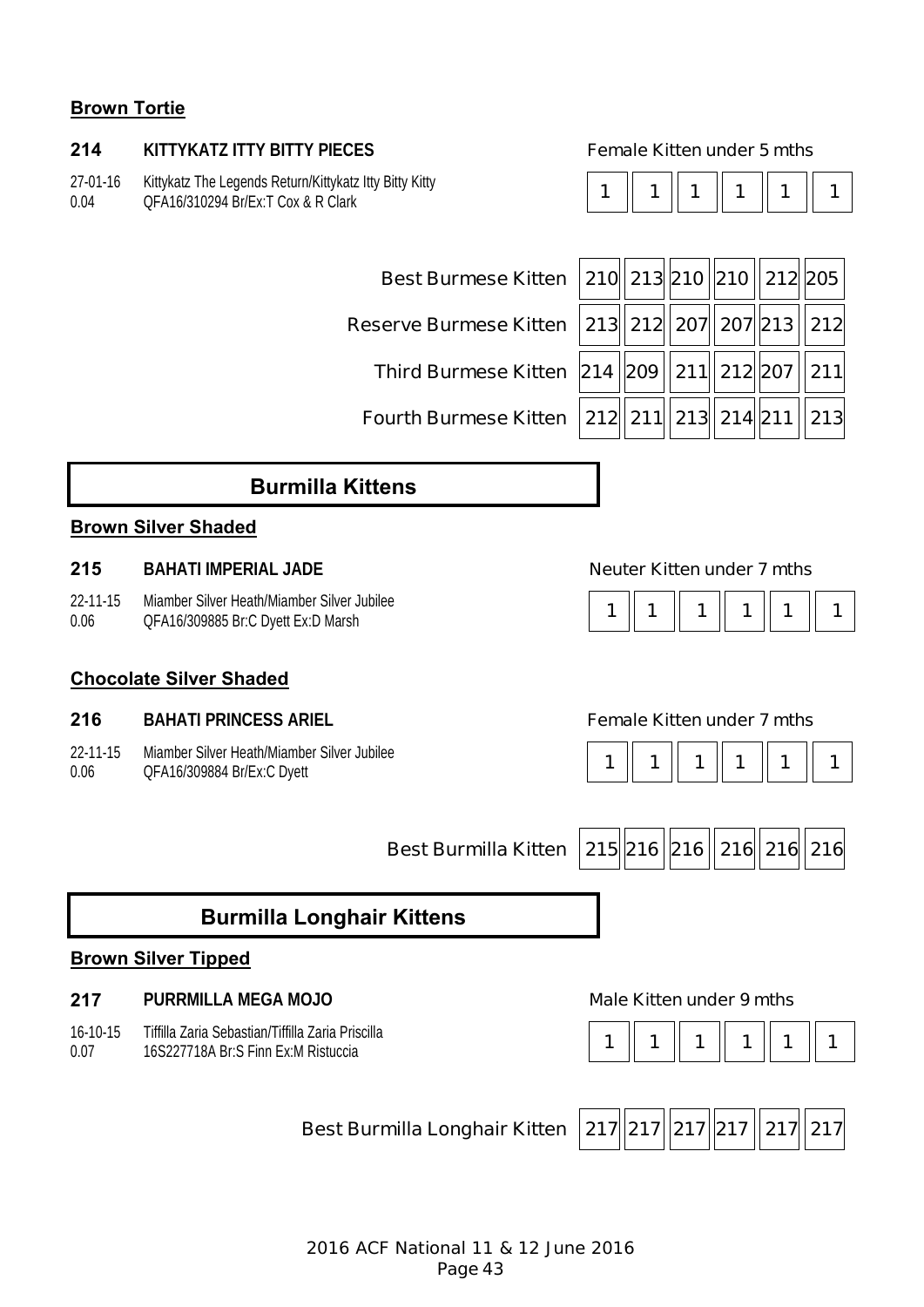**Brown Tortie**

**214** **KITTYKATZ ITTY BITTY PIECES** Female Kitten under 5 mths

27-01-16 Kittykatz The Legends Return/Kittykatz Itty Bitty Kitty
0.04 QFA16/310294 Br/Ex:T Cox & R Clark

| 1 | 1 | 1 | 1 | 1 | 1 |
|---|---|---|---|---|---|

| | | | | | | |
|---|---|---|---|---|---|---|
| Best Burmese Kitten | 210 | 213 | 210 | 210 | 212 | 205 |
| Reserve Burmese Kitten | 213 | 212 | 207 | 207 | 213 | 212 |
| Third Burmese Kitten | 214 | 209 | 211 | 212 | 207 | 211 |
| Fourth Burmese Kitten | 212 | 211 | 213 | 214 | 211 | 213 |

## Burmilla Kittens

**Brown Silver Shaded**

**215** **BAHATI IMPERIAL JADE** Neuter Kitten under 7 mths

22-11-15 Miamber Silver Heath/Miamber Silver Jubilee
0.06 QFA16/309885 Br:C Dyett Ex:D Marsh

| 1 | 1 | 1 | 1 | 1 | 1 |
|---|---|---|---|---|---|

**Chocolate Silver Shaded**

**216** **BAHATI PRINCESS ARIEL** Female Kitten under 7 mths

22-11-15 Miamber Silver Heath/Miamber Silver Jubilee
0.06 QFA16/309884 Br/Ex:C Dyett

| 1 | 1 | 1 | 1 | 1 | 1 |
|---|---|---|---|---|---|

| | | | | | | |
|---|---|---|---|---|---|---|
| Best Burmilla Kitten | 215 | 216 | 216 | 216 | 216 | 216 |

## Burmilla Longhair Kittens

**Brown Silver Tipped**

**217** **PURRMILLA MEGA MOJO** Male Kitten under 9 mths

16-10-15 Tiffilla Zaria Sebastian/Tiffilla Zaria Priscilla
0.07 16S227718A Br:S Finn Ex:M Ristuccia

| 1 | 1 | 1 | 1 | 1 | 1 |
|---|---|---|---|---|---|

| | | | | | | |
|---|---|---|---|---|---|---|
| Best Burmilla Longhair Kitten | 217 | 217 | 217 | 217 | 217 | 217 |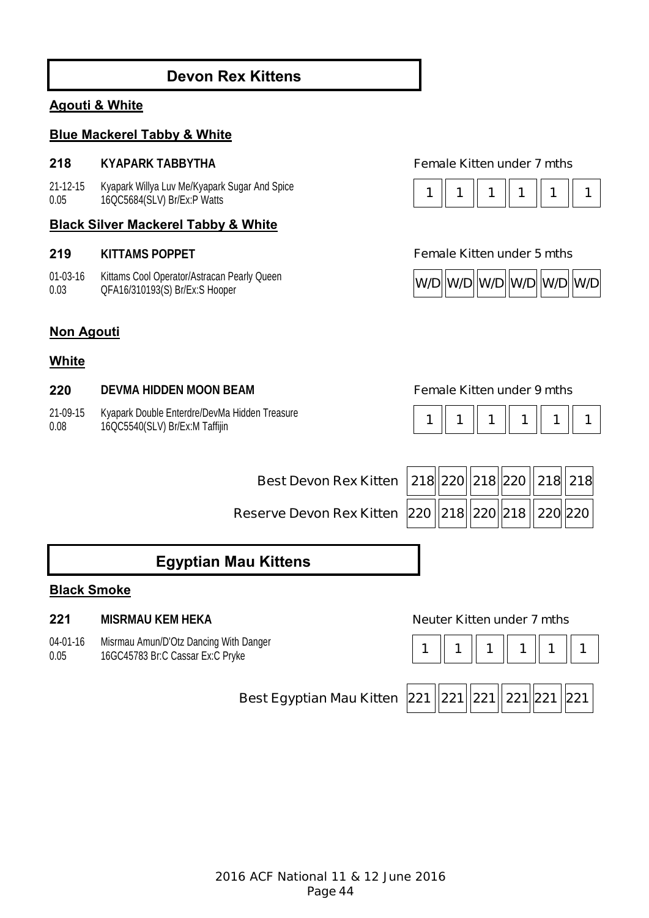## Devon Rex Kittens

### Agouti & White

### Blue Mackerel Tabby & White

**218** **KYAPARK TABBYTHA** — Female Kitten under 7 mths

21-12-15 Kyapark Willya Luv Me/Kyapark Sugar And Spice
0.05 16QC5684(SLV) Br/Ex:P Watts

| 1 | 1 | 1 | 1 | 1 | 1 |
|---|---|---|---|---|---|

### Black Silver Mackerel Tabby & White

**219** **KITTAMS POPPET** — Female Kitten under 5 mths

01-03-16 Kittams Cool Operator/Astracan Pearly Queen
0.03 QFA16/310193(S) Br/Ex:S Hooper

| W/D | W/D | W/D | W/D | W/D | W/D |
|---|---|---|---|---|---|

### Non Agouti

### White

**220** **DEVMA HIDDEN MOON BEAM** — Female Kitten under 9 mths

21-09-15 Kyapark Double Enterdre/DevMa Hidden Treasure
0.08 16QC5540(SLV) Br/Ex:M Taffijin

| 1 | 1 | 1 | 1 | 1 | 1 |
|---|---|---|---|---|---|

| | | | | | | |
|---|---|---|---|---|---|---|
| Best Devon Rex Kitten | 218 | 220 | 218 | 220 | 218 | 218 |
| Reserve Devon Rex Kitten | 220 | 218 | 220 | 218 | 220 | 220 |

## Egyptian Mau Kittens

### Black Smoke

**221** **MISRMAU KEM HEKA** — Neuter Kitten under 7 mths

04-01-16 Misrmau Amun/D'Otz Dancing With Danger
0.05 16GC45783 Br:C Cassar Ex:C Pryke

| 1 | 1 | 1 | 1 | 1 | 1 |
|---|---|---|---|---|---|

| | | | | | | |
|---|---|---|---|---|---|---|
| Best Egyptian Mau Kitten | 221 | 221 | 221 | 221 | 221 | 221 |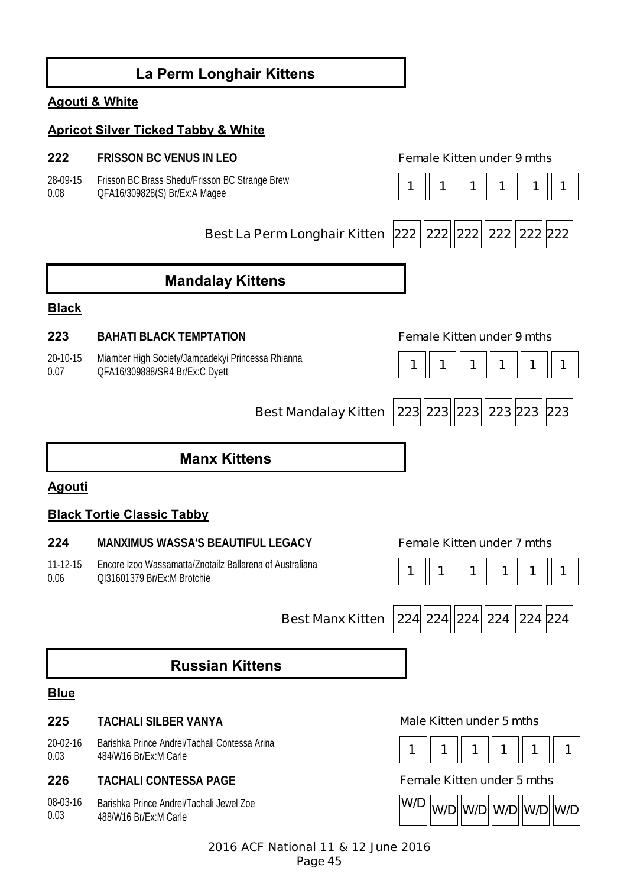## La Perm Longhair Kittens

**Agouti & White**

**Apricot Silver Ticked Tabby & White**

**222** **FRISSON BC VENUS IN LEO** — Female Kitten under 9 mths

28-09-15 Frisson BC Brass Shedu/Frisson BC Strange Brew
0.08 QFA16/309828(S) Br/Ex:A Magee

| 1 | 1 | 1 | 1 | 1 | 1 |
|---|---|---|---|---|---|

| Best La Perm Longhair Kitten | 222 | 222 | 222 | 222 | 222 | 222 |
|---|---|---|---|---|---|---|

## Mandalay Kittens

**Black**

**223** **BAHATI BLACK TEMPTATION** — Female Kitten under 9 mths

20-10-15 Miamber High Society/Jampadekyi Princessa Rhianna
0.07 QFA16/309888/SR4 Br/Ex:C Dyett

| 1 | 1 | 1 | 1 | 1 | 1 |
|---|---|---|---|---|---|

| Best Mandalay Kitten | 223 | 223 | 223 | 223 | 223 | 223 |
|---|---|---|---|---|---|---|

## Manx Kittens

**Agouti**

**Black Tortie Classic Tabby**

**224** **MANXIMUS WASSA'S BEAUTIFUL LEGACY** — Female Kitten under 7 mths

11-12-15 Encore Izoo Wassamatta/Znotailz Ballarena of Australiana
0.06 QI31601379 Br/Ex:M Brotchie

| 1 | 1 | 1 | 1 | 1 | 1 |
|---|---|---|---|---|---|

| Best Manx Kitten | 224 | 224 | 224 | 224 | 224 | 224 |
|---|---|---|---|---|---|---|

## Russian Kittens

**Blue**

**225** **TACHALI SILBER VANYA** — Male Kitten under 5 mths

20-02-16 Barishka Prince Andrei/Tachali Contessa Arina
0.03 484/W16 Br/Ex:M Carle

| 1 | 1 | 1 | 1 | 1 | 1 |
|---|---|---|---|---|---|

**226** **TACHALI CONTESSA PAGE** — Female Kitten under 5 mths

08-03-16 Barishka Prince Andrei/Tachali Jewel Zoe
0.03 488/W16 Br/Ex:M Carle

| W/D | W/D | W/D | W/D | W/D | W/D |
|---|---|---|---|---|---|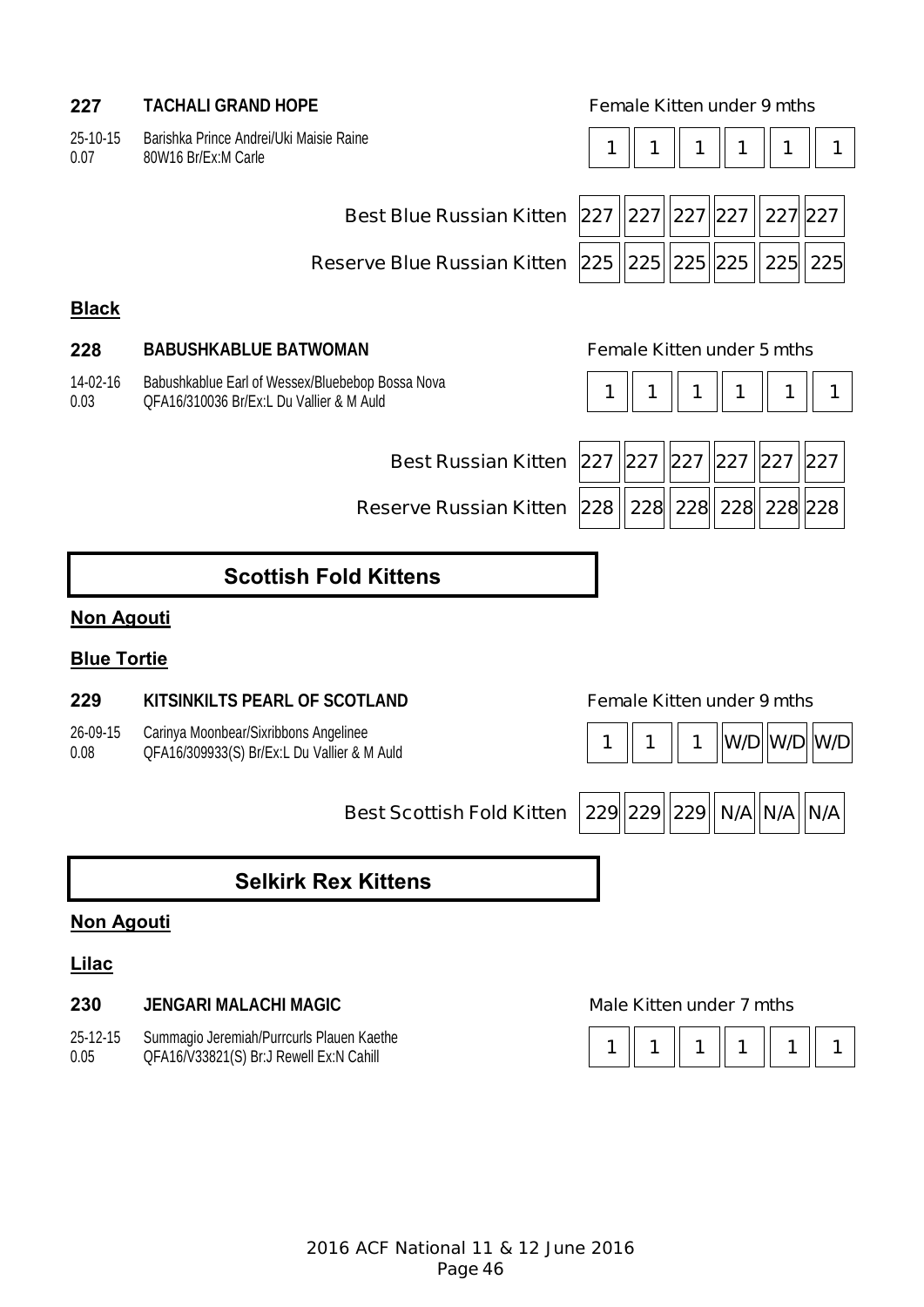**227** **TACHALI GRAND HOPE** Female Kitten under 9 mths

25-10-15 Barishka Prince Andrei/Uki Maisie Raine
0.07 80W16 Br/Ex:M Carle

| 1 | 1 | 1 | 1 | 1 | 1 |
|---|---|---|---|---|---|

| | | | | | | |
|---|---|---|---|---|---|---|
| Best Blue Russian Kitten | 227 | 227 | 227 | 227 | 227 | 227 |
| Reserve Blue Russian Kitten | 225 | 225 | 225 | 225 | 225 | 225 |

**Black**

**228** **BABUSHKABLUE BATWOMAN** Female Kitten under 5 mths

14-02-16 Babushkablue Earl of Wessex/Bluebebop Bossa Nova
0.03 QFA16/310036 Br/Ex:L Du Vallier & M Auld

| 1 | 1 | 1 | 1 | 1 | 1 |
|---|---|---|---|---|---|

| | | | | | | |
|---|---|---|---|---|---|---|
| Best Russian Kitten | 227 | 227 | 227 | 227 | 227 | 227 |
| Reserve Russian Kitten | 228 | 228 | 228 | 228 | 228 | 228 |

## Scottish Fold Kittens

**Non Agouti**

**Blue Tortie**

**229** **KITSINKILTS PEARL OF SCOTLAND** Female Kitten under 9 mths

26-09-15 Carinya Moonbear/Sixribbons Angelinee
0.08 QFA16/309933(S) Br/Ex:L Du Vallier & M Auld

| 1 | 1 | 1 | W/D | W/D | W/D |
|---|---|---|---|---|---|

| | | | | | | |
|---|---|---|---|---|---|---|
| Best Scottish Fold Kitten | 229 | 229 | 229 | N/A | N/A | N/A |

## Selkirk Rex Kittens

**Non Agouti**

**Lilac**

**230** **JENGARI MALACHI MAGIC** Male Kitten under 7 mths

25-12-15 Summagio Jeremiah/Purrcurls Plauen Kaethe
0.05 QFA16/V33821(S) Br:J Rewell Ex:N Cahill

| 1 | 1 | 1 | 1 | 1 | 1 |
|---|---|---|---|---|---|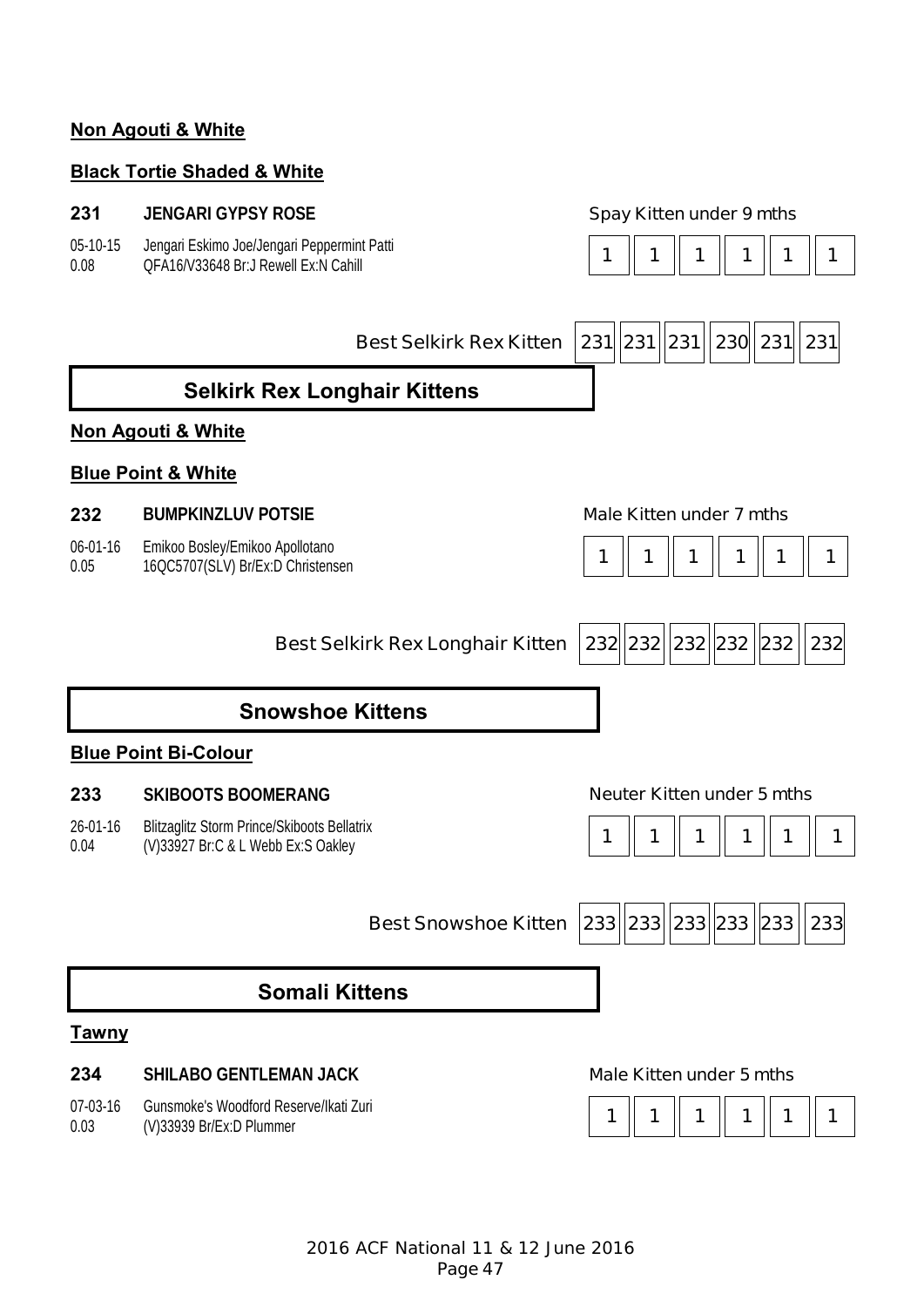**Non Agouti & White**

**Black Tortie Shaded & White**

**231** **JENGARI GYPSY ROSE** Spay Kitten under 9 mths

05-10-15 Jengari Eskimo Joe/Jengari Peppermint Patti
0.08 QFA16/V33648 Br:J Rewell Ex:N Cahill

| 1 | 1 | 1 | 1 | 1 | 1 |
|---|---|---|---|---|---|

| Best Selkirk Rex Kitten | 231 | 231 | 231 | 230 | 231 | 231 |
|---|---|---|---|---|---|---|

## Selkirk Rex Longhair Kittens

**Non Agouti & White**

**Blue Point & White**

**232** **BUMPKINZLUV POTSIE** Male Kitten under 7 mths

06-01-16 Emikoo Bosley/Emikoo Apollotano
0.05 16QC5707(SLV) Br/Ex:D Christensen

| 1 | 1 | 1 | 1 | 1 | 1 |
|---|---|---|---|---|---|

| Best Selkirk Rex Longhair Kitten | 232 | 232 | 232 | 232 | 232 | 232 |
|---|---|---|---|---|---|---|

## Snowshoe Kittens

**Blue Point Bi-Colour**

**233** **SKIBOOTS BOOMERANG** Neuter Kitten under 5 mths

26-01-16 Blitzaglitz Storm Prince/Skiboots Bellatrix
0.04 (V)33927 Br:C & L Webb Ex:S Oakley

| 1 | 1 | 1 | 1 | 1 | 1 |
|---|---|---|---|---|---|

| Best Snowshoe Kitten | 233 | 233 | 233 | 233 | 233 | 233 |
|---|---|---|---|---|---|---|

## Somali Kittens

**Tawny**

**234** **SHILABO GENTLEMAN JACK** Male Kitten under 5 mths

07-03-16 Gunsmoke's Woodford Reserve/Ikati Zuri
0.03 (V)33939 Br/Ex:D Plummer

| 1 | 1 | 1 | 1 | 1 | 1 |
|---|---|---|---|---|---|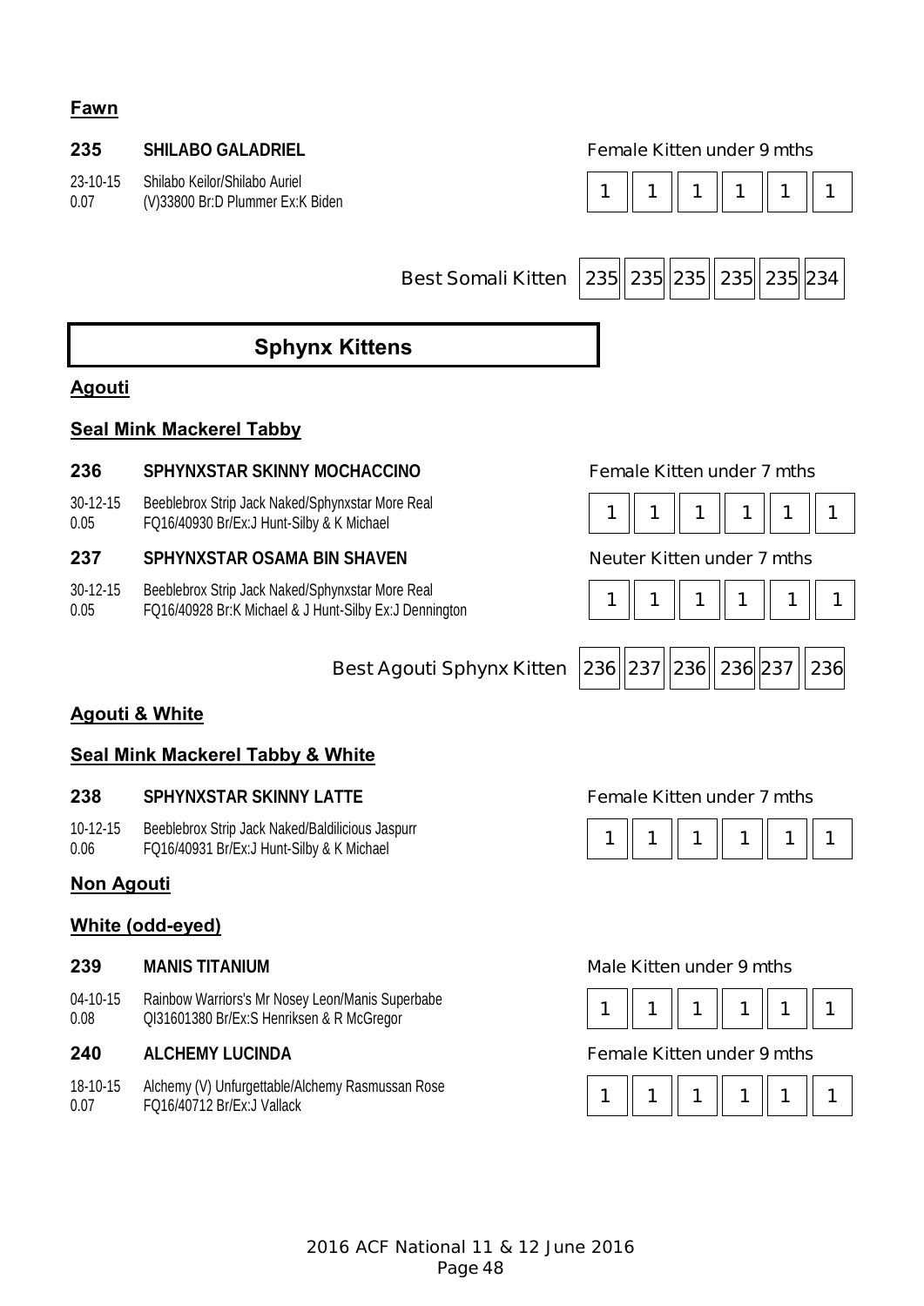**Fawn**

**235** **SHILABO GALADRIEL** Female Kitten under 9 mths

23-10-15 Shilabo Keilor/Shilabo Auriel
0.07 (V)33800 Br:D Plummer Ex:K Biden

| 1 | 1 | 1 | 1 | 1 | 1 |
|---|---|---|---|---|---|

| Best Somali Kitten | 235 | 235 | 235 | 235 | 235 | 234 |
|---|---|---|---|---|---|---|

# Sphynx Kittens

## Agouti

### Seal Mink Mackerel Tabby

**236** **SPHYNXSTAR SKINNY MOCHACCINO** Female Kitten under 7 mths

30-12-15 Beeblebrox Strip Jack Naked/Sphynxstar More Real
0.05 FQ16/40930 Br/Ex:J Hunt-Silby & K Michael

| 1 | 1 | 1 | 1 | 1 | 1 |
|---|---|---|---|---|---|

**237** **SPHYNXSTAR OSAMA BIN SHAVEN** Neuter Kitten under 7 mths

30-12-15 Beeblebrox Strip Jack Naked/Sphynxstar More Real
0.05 FQ16/40928 Br:K Michael & J Hunt-Silby Ex:J Dennington

| 1 | 1 | 1 | 1 | 1 | 1 |
|---|---|---|---|---|---|

| Best Agouti Sphynx Kitten | 236 | 237 | 236 | 236 | 237 | 236 |
|---|---|---|---|---|---|---|

## Agouti & White

### Seal Mink Mackerel Tabby & White

**238** **SPHYNXSTAR SKINNY LATTE** Female Kitten under 7 mths

10-12-15 Beeblebrox Strip Jack Naked/Baldilicious Jaspurr
0.06 FQ16/40931 Br/Ex:J Hunt-Silby & K Michael

| 1 | 1 | 1 | 1 | 1 | 1 |
|---|---|---|---|---|---|

## Non Agouti

### White (odd-eyed)

**239** **MANIS TITANIUM** Male Kitten under 9 mths

04-10-15 Rainbow Warriors's Mr Nosey Leon/Manis Superbabe
0.08 QI31601380 Br/Ex:S Henriksen & R McGregor

| 1 | 1 | 1 | 1 | 1 | 1 |
|---|---|---|---|---|---|

**240** **ALCHEMY LUCINDA** Female Kitten under 9 mths

18-10-15 Alchemy (V) Unfurgettable/Alchemy Rasmussan Rose
0.07 FQ16/40712 Br/Ex:J Vallack

| 1 | 1 | 1 | 1 | 1 | 1 |
|---|---|---|---|---|---|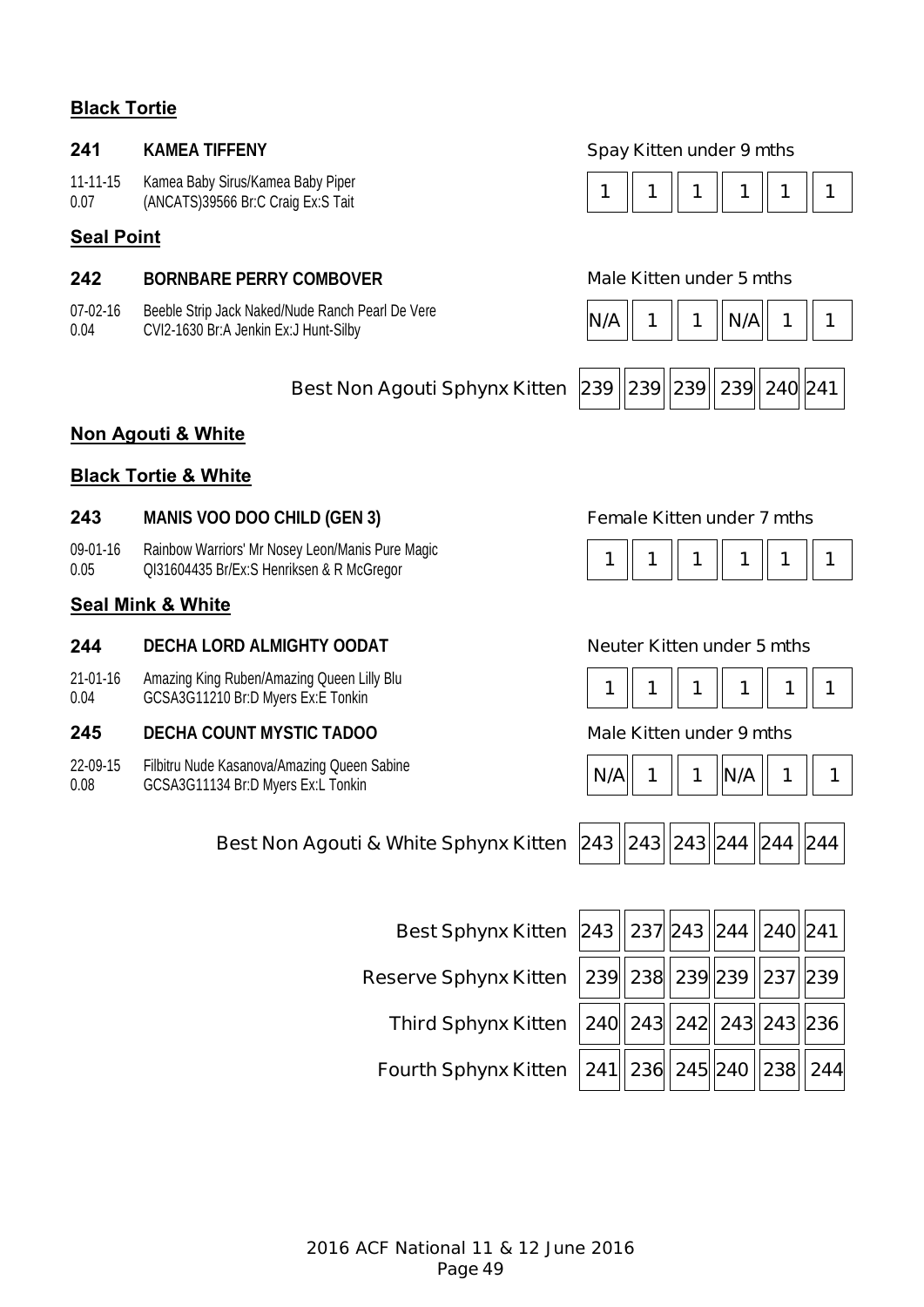**Black Tortie**

**241** **KAMEA TIFFENY** Spay Kitten under 9 mths

11-11-15 Kamea Baby Sirus/Kamea Baby Piper
0.07 (ANCATS)39566 Br:C Craig Ex:S Tait

| 1 | 1 | 1 | 1 | 1 | 1 |
|---|---|---|---|---|---|

**Seal Point**

**242** **BORNBARE PERRY COMBOVER** Male Kitten under 5 mths

07-02-16 Beeble Strip Jack Naked/Nude Ranch Pearl De Vere
0.04 CVI2-1630 Br:A Jenkin Ex:J Hunt-Silby

| N/A | 1 | 1 | N/A | 1 | 1 |
|---|---|---|---|---|---|

| Best Non Agouti Sphynx Kitten | 239 | 239 | 239 | 239 | 240 | 241 |
|---|---|---|---|---|---|---|

**Non Agouti & White**

**Black Tortie & White**

**243** **MANIS VOO DOO CHILD (GEN 3)** Female Kitten under 7 mths

09-01-16 Rainbow Warriors' Mr Nosey Leon/Manis Pure Magic
0.05 QI31604435 Br/Ex:S Henriksen & R McGregor

| 1 | 1 | 1 | 1 | 1 | 1 |
|---|---|---|---|---|---|

**Seal Mink & White**

**244** **DECHA LORD ALMIGHTY OODAT** Neuter Kitten under 5 mths

21-01-16 Amazing King Ruben/Amazing Queen Lilly Blu
0.04 GCSA3G11210 Br:D Myers Ex:E Tonkin

| 1 | 1 | 1 | 1 | 1 | 1 |
|---|---|---|---|---|---|

**245** **DECHA COUNT MYSTIC TADOO** Male Kitten under 9 mths

22-09-15 Filbitru Nude Kasanova/Amazing Queen Sabine
0.08 GCSA3G11134 Br:D Myers Ex:L Tonkin

| N/A | 1 | 1 | N/A | 1 | 1 |
|---|---|---|---|---|---|

| Best Non Agouti & White Sphynx Kitten | 243 | 243 | 243 | 244 | 244 | 244 |
|---|---|---|---|---|---|---|

| | | | | | | |
|---|---|---|---|---|---|---|
| Best Sphynx Kitten | 243 | 237 | 243 | 244 | 240 | 241 |
| Reserve Sphynx Kitten | 239 | 238 | 239 | 239 | 237 | 239 |
| Third Sphynx Kitten | 240 | 243 | 242 | 243 | 243 | 236 |
| Fourth Sphynx Kitten | 241 | 236 | 245 | 240 | 238 | 244 |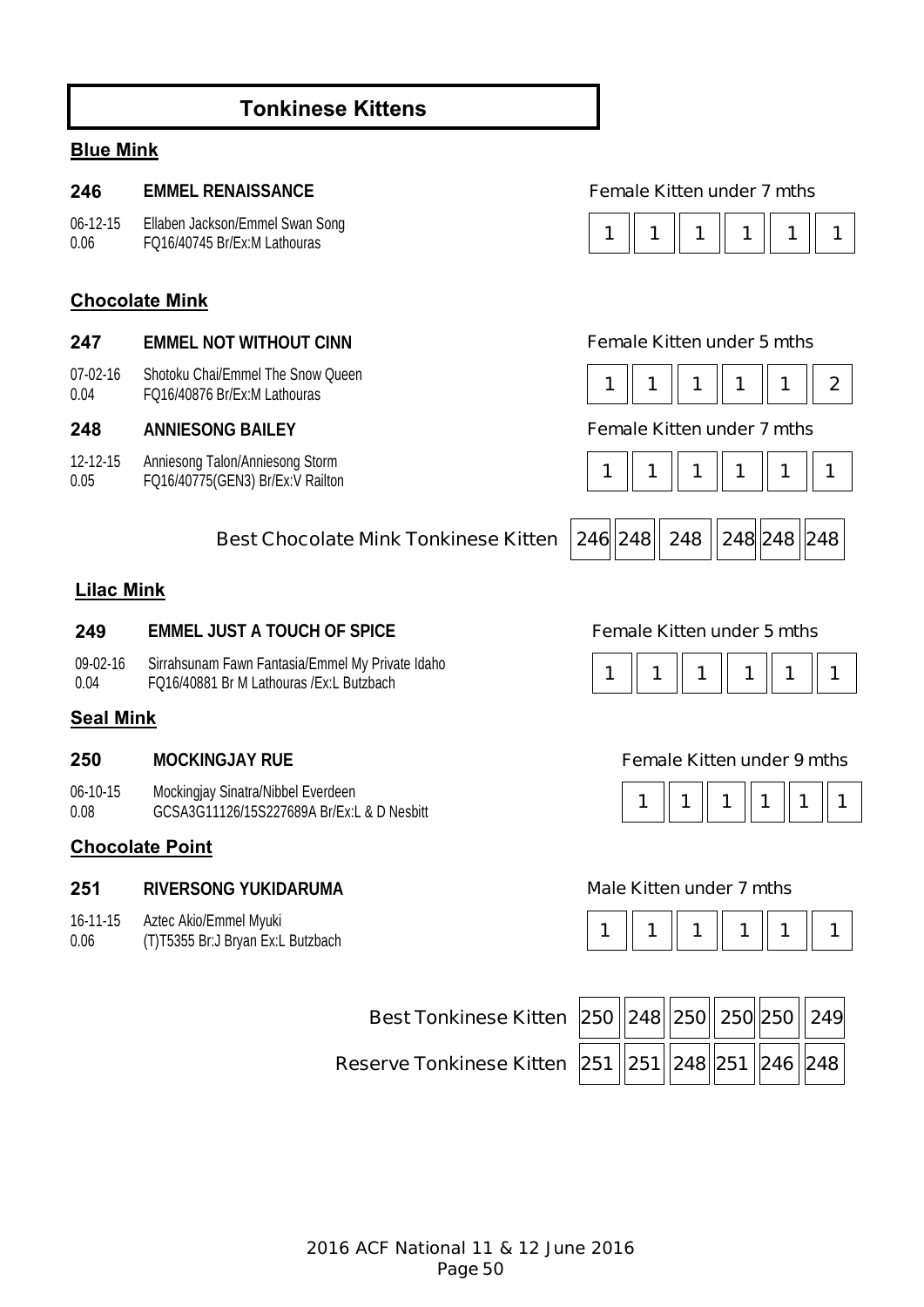## Tonkinese Kittens

### Blue Mink

**246 EMMEL RENAISSANCE** — Female Kitten under 7 mths

06-12-15 Ellaben Jackson/Emmel Swan Song
0.06 FQ16/40745 Br/Ex:M Lathouras

| 1 | 1 | 1 | 1 | 1 | 1 |
|---|---|---|---|---|---|

### Chocolate Mink

**247 EMMEL NOT WITHOUT CINN** — Female Kitten under 5 mths

07-02-16 Shotoku Chai/Emmel The Snow Queen
0.04 FQ16/40876 Br/Ex:M Lathouras

| 1 | 1 | 1 | 1 | 1 | 2 |
|---|---|---|---|---|---|

**248 ANNIESONG BAILEY** — Female Kitten under 7 mths

12-12-15 Anniesong Talon/Anniesong Storm
0.05 FQ16/40775(GEN3) Br/Ex:V Railton

| 1 | 1 | 1 | 1 | 1 | 1 |
|---|---|---|---|---|---|

| Best Chocolate Mink Tonkinese Kitten | 246 | 248 | 248 | 248 | 248 | 248 |
|---|---|---|---|---|---|---|

### Lilac Mink

**249 EMMEL JUST A TOUCH OF SPICE** — Female Kitten under 5 mths

09-02-16 Sirrahsunam Fawn Fantasia/Emmel My Private Idaho
0.04 FQ16/40881 Br M Lathouras /Ex:L Butzbach

| 1 | 1 | 1 | 1 | 1 | 1 |
|---|---|---|---|---|---|

### Seal Mink

**250 MOCKINGJAY RUE** — Female Kitten under 9 mths

06-10-15 Mockingjay Sinatra/Nibbel Everdeen
0.08 GCSA3G11126/15S227689A Br/Ex:L & D Nesbitt

| 1 | 1 | 1 | 1 | 1 | 1 |
|---|---|---|---|---|---|

### Chocolate Point

**251 RIVERSONG YUKIDARUMA** — Male Kitten under 7 mths

16-11-15 Aztec Akio/Emmel Myuki
0.06 (T)T5355 Br:J Bryan Ex:L Butzbach

| 1 | 1 | 1 | 1 | 1 | 1 |
|---|---|---|---|---|---|

| | | | | | | |
|---|---|---|---|---|---|---|
| Best Tonkinese Kitten | 250 | 248 | 250 | 250 | 250 | 249 |
| Reserve Tonkinese Kitten | 251 | 251 | 248 | 251 | 246 | 248 |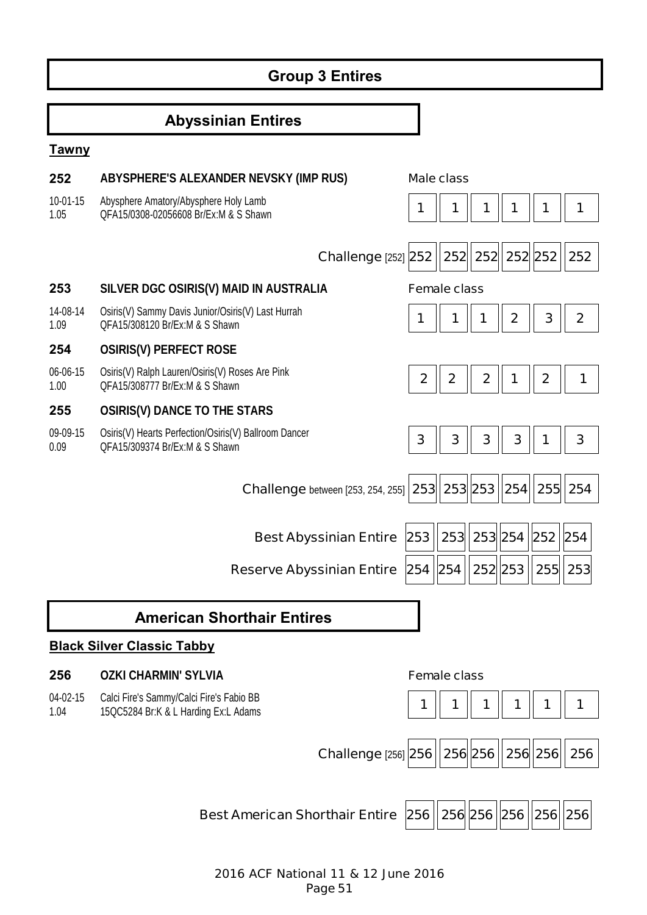# Group 3 Entires

## Abyssinian Entires

### Tawny

**252** **ABYSPHERE'S ALEXANDER NEVSKY (IMP RUS)**

10-01-15 Abysphere Amatory/Abysphere Holy Lamb
1.05 QFA15/0308-02056608 Br/Ex:M & S Shawn

Male class

| | | | | | | |
|---|---|---|---|---|---|---|
| Male class | 1 | 1 | 1 | 1 | 1 | 1 |
| Challenge [252] | 252 | 252 | 252 | 252 | 252 | 252 |

**253** **SILVER DGC OSIRIS(V) MAID IN AUSTRALIA**

14-08-14 Osiris(V) Sammy Davis Junior/Osiris(V) Last Hurrah
1.09 QFA15/308120 Br/Ex:M & S Shawn

**254** **OSIRIS(V) PERFECT ROSE**

06-06-15 Osiris(V) Ralph Lauren/Osiris(V) Roses Are Pink
1.00 QFA15/308777 Br/Ex:M & S Shawn

**255** **OSIRIS(V) DANCE TO THE STARS**

09-09-15 Osiris(V) Hearts Perfection/Osiris(V) Ballroom Dancer
0.09 QFA15/309374 Br/Ex:M & S Shawn

Female class

| | | | | | | |
|---|---|---|---|---|---|---|
| 253 | 1 | 1 | 1 | 2 | 3 | 2 |
| 254 | 2 | 2 | 2 | 1 | 2 | 1 |
| 255 | 3 | 3 | 3 | 3 | 1 | 3 |
| Challenge between [253, 254, 255] | 253 | 253 | 253 | 254 | 255 | 254 |

| | | | | | | |
|---|---|---|---|---|---|---|
| Best Abyssinian Entire | 253 | 253 | 253 | 254 | 252 | 254 |
| Reserve Abyssinian Entire | 254 | 254 | 252 | 253 | 255 | 253 |

## American Shorthair Entires

### Black Silver Classic Tabby

**256** **OZKI CHARMIN' SYLVIA**

04-02-15 Calci Fire's Sammy/Calci Fire's Fabio BB
1.04 15QC5284 Br:K & L Harding Ex:L Adams

| | | | | | | |
|---|---|---|---|---|---|---|
| Female class | 1 | 1 | 1 | 1 | 1 | 1 |
| Challenge [256] | 256 | 256 | 256 | 256 | 256 | 256 |

| | | | | | | |
|---|---|---|---|---|---|---|
| Best American Shorthair Entire | 256 | 256 | 256 | 256 | 256 | 256 |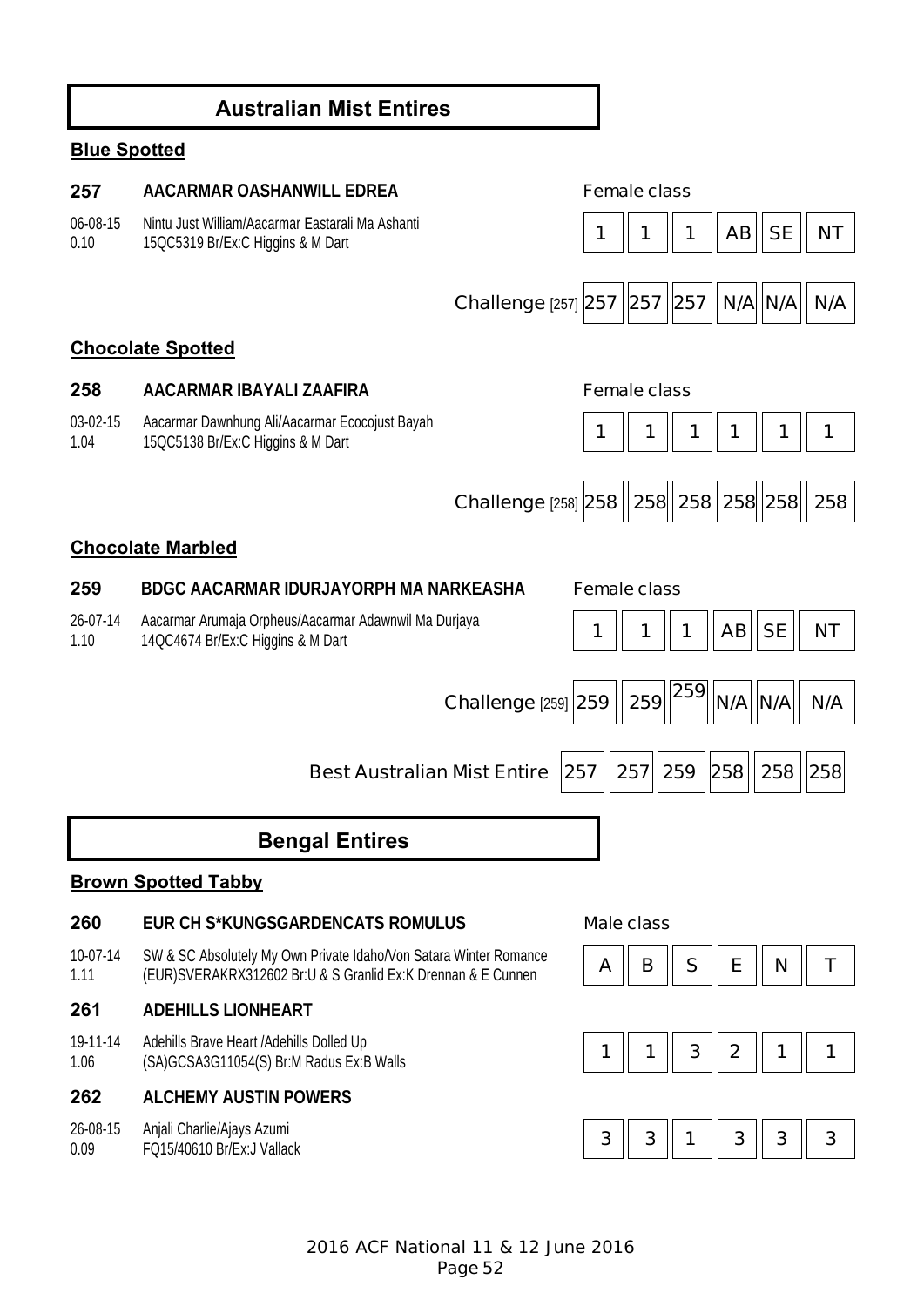## Australian Mist Entires

### Blue Spotted

**257** **AACARMAR OASHANWILL EDREA** — Female class

06-08-15 Nintu Just William/Aacarmar Eastarali Ma Ashanti
0.10 15QC5319 Br/Ex:C Higgins & M Dart

| 1 | 1 | 1 | AB | SE | NT |
|---|---|---|---|---|---|

| Challenge [257] | 257 | 257 | 257 | N/A | N/A | N/A |
|---|---|---|---|---|---|---|

### Chocolate Spotted

**258** **AACARMAR IBAYALI ZAAFIRA** — Female class

03-02-15 Aacarmar Dawnhung Ali/Aacarmar Ecocojust Bayah
1.04 15QC5138 Br/Ex:C Higgins & M Dart

| 1 | 1 | 1 | 1 | 1 | 1 |
|---|---|---|---|---|---|

| Challenge [258] | 258 | 258 | 258 | 258 | 258 | 258 |
|---|---|---|---|---|---|---|

### Chocolate Marbled

**259** **BDGC AACARMAR IDURJAYORPH MA NARKEASHA** — Female class

26-07-14 Aacarmar Arumaja Orpheus/Aacarmar Adawnwil Ma Durjaya
1.10 14QC4674 Br/Ex:C Higgins & M Dart

| 1 | 1 | 1 | AB | SE | NT |
|---|---|---|---|---|---|

| Challenge [259] | 259 | 259 | 259 | N/A | N/A | N/A |
|---|---|---|---|---|---|---|

| Best Australian Mist Entire | 257 | 257 | 259 | 258 | 258 | 258 |
|---|---|---|---|---|---|---|

## Bengal Entires

### Brown Spotted Tabby

**260** **EUR CH S*KUNGSGARDENCATS ROMULUS** — Male class

10-07-14 SW & SC Absolutely My Own Private Idaho/Von Satara Winter Romance
1.11 (EUR)SVERAKRX312602 Br:U & S Granlid Ex:K Drennan & E Cunnen

| A | B | S | E | N | T |
|---|---|---|---|---|---|

**261** **ADEHILLS LIONHEART**

19-11-14 Adehills Brave Heart /Adehills Dolled Up
1.06 (SA)GCSA3G11054(S) Br:M Radus Ex:B Walls

| 1 | 1 | 3 | 2 | 1 | 1 |
|---|---|---|---|---|---|

**262** **ALCHEMY AUSTIN POWERS**

26-08-15 Anjali Charlie/Ajays Azumi
0.09 FQ15/40610 Br/Ex:J Vallack

| 3 | 3 | 1 | 3 | 3 | 3 |
|---|---|---|---|---|---|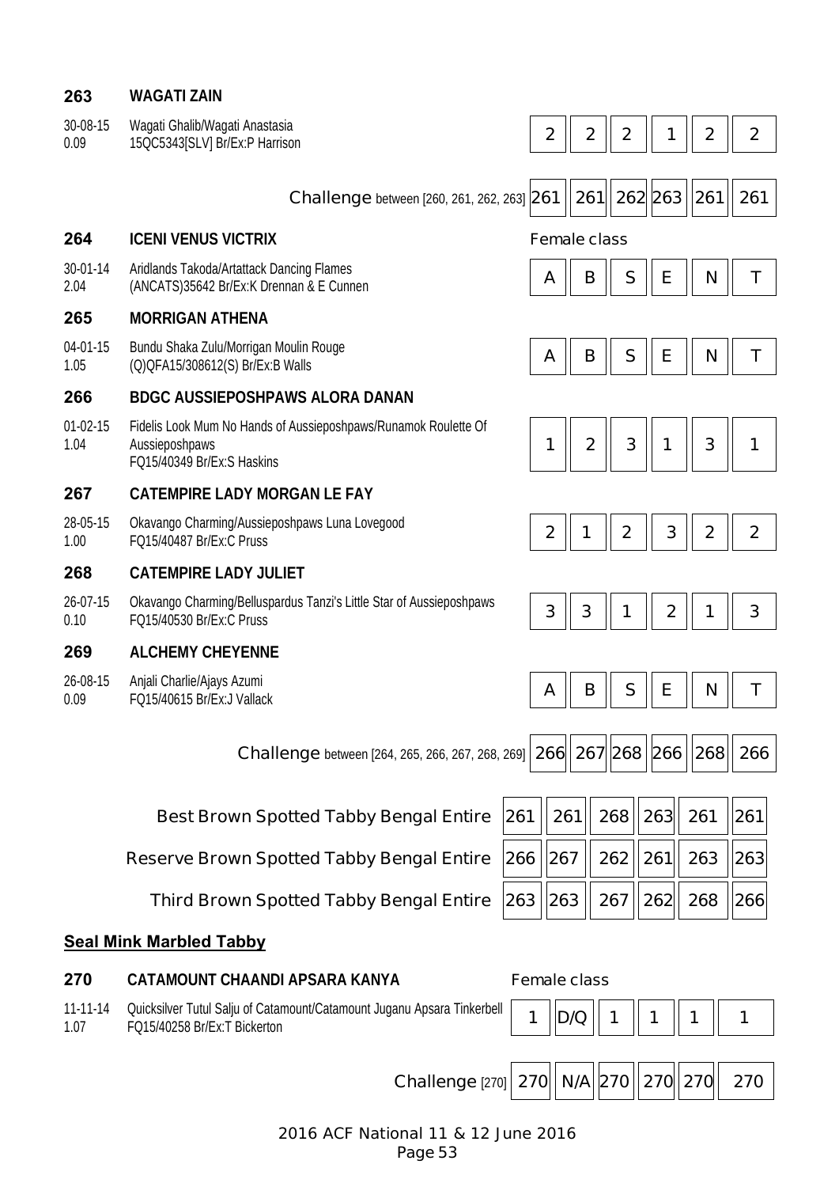**263** **WAGATI ZAIN**

30-08-15 Wagati Ghalib/Wagati Anastasia
0.09 15QC5343[SLV] Br/Ex:P Harrison

| 2 | 2 | 2 | 1 | 2 | 2 |
|---|---|---|---|---|---|

| Challenge between [260, 261, 262, 263] | 261 | 261 | 262 | 263 | 261 | 261 |
|---|---|---|---|---|---|---|

**264** **ICENI VENUS VICTRIX**

Female class

30-01-14 Aridlands Takoda/Artattack Dancing Flames
2.04 (ANCATS)35642 Br/Ex:K Drennan & E Cunnen

| A | B | S | E | N | T |
|---|---|---|---|---|---|

**265** **MORRIGAN ATHENA**

04-01-15 Bundu Shaka Zulu/Morrigan Moulin Rouge
1.05 (Q)QFA15/308612(S) Br/Ex:B Walls

| A | B | S | E | N | T |
|---|---|---|---|---|---|

**266** **BDGC AUSSIEPOSHPAWS ALORA DANAN**

01-02-15 Fidelis Look Mum No Hands of Aussieposhpaws/Runamok Roulette Of Aussieposhpaws
1.04 FQ15/40349 Br/Ex:S Haskins

| 1 | 2 | 3 | 1 | 3 | 1 |
|---|---|---|---|---|---|

**267** **CATEMPIRE LADY MORGAN LE FAY**

28-05-15 Okavango Charming/Aussieposhpaws Luna Lovegood
1.00 FQ15/40487 Br/Ex:C Pruss

| 2 | 1 | 2 | 3 | 2 | 2 |
|---|---|---|---|---|---|

**268** **CATEMPIRE LADY JULIET**

26-07-15 Okavango Charming/Belluspardus Tanzi's Little Star of Aussieposhpaws
0.10 FQ15/40530 Br/Ex:C Pruss

| 3 | 3 | 1 | 2 | 1 | 3 |
|---|---|---|---|---|---|

**269** **ALCHEMY CHEYENNE**

26-08-15 Anjali Charlie/Ajays Azumi
0.09 FQ15/40615 Br/Ex:J Vallack

| A | B | S | E | N | T |
|---|---|---|---|---|---|

| Challenge between [264, 265, 266, 267, 268, 269] | 266 | 267 | 268 | 266 | 268 | 266 |
|---|---|---|---|---|---|---|

| | | | | | | |
|---|---|---|---|---|---|---|
| Best Brown Spotted Tabby Bengal Entire | 261 | 261 | 268 | 263 | 261 | 261 |
| Reserve Brown Spotted Tabby Bengal Entire | 266 | 267 | 262 | 261 | 263 | 263 |
| Third Brown Spotted Tabby Bengal Entire | 263 | 263 | 267 | 262 | 268 | 266 |

## Seal Mink Marbled Tabby

**270** **CATAMOUNT CHAANDI APSARA KANYA**

Female class

11-11-14 Quicksilver Tutul Salju of Catamount/Catamount Juganu Apsara Tinkerbell
1.07 FQ15/40258 Br/Ex:T Bickerton

| 1 | D/Q | 1 | 1 | 1 | 1 |
|---|---|---|---|---|---|

| Challenge [270] | 270 | N/A | 270 | 270 | 270 | 270 |
|---|---|---|---|---|---|---|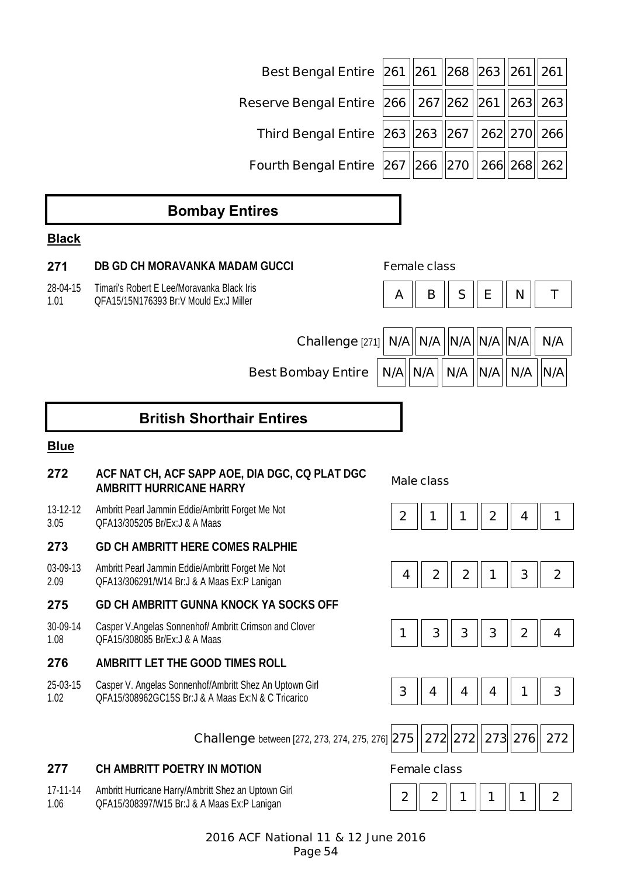| | | | | | | |
|---|---|---|---|---|---|---|
| Best Bengal Entire | 261 | 261 | 268 | 263 | 261 | 261 |
| Reserve Bengal Entire | 266 | 267 | 262 | 261 | 263 | 263 |
| Third Bengal Entire | 263 | 263 | 267 | 262 | 270 | 266 |
| Fourth Bengal Entire | 267 | 266 | 270 | 266 | 268 | 262 |

## Bombay Entires

**Black**

**271** **DB GD CH MORAVANKA MADAM GUCCI** — Female class

28-04-15 Timari's Robert E Lee/Moravanka Black Iris
1.01 QFA15/15N176393 Br:V Mould Ex:J Miller

| A | B | S | E | N | T |
|---|---|---|---|---|---|

| | | | | | | |
|---|---|---|---|---|---|---|
| Challenge [271] | N/A | N/A | N/A | N/A | N/A | N/A |
| Best Bombay Entire | N/A | N/A | N/A | N/A | N/A | N/A |

## British Shorthair Entires

**Blue**

**272** **ACF NAT CH, ACF SAPP AOE, DIA DGC, CQ PLAT DGC AMBRITT HURRICANE HARRY** — Male class

13-12-12 Ambritt Pearl Jammin Eddie/Ambritt Forget Me Not
3.05 QFA13/305205 Br/Ex:J & A Maas

| 2 | 1 | 1 | 2 | 4 | 1 |
|---|---|---|---|---|---|

**273** **GD CH AMBRITT HERE COMES RALPHIE**

03-09-13 Ambritt Pearl Jammin Eddie/Ambritt Forget Me Not
2.09 QFA13/306291/W14 Br:J & A Maas Ex:P Lanigan

| 4 | 2 | 2 | 1 | 3 | 2 |
|---|---|---|---|---|---|

**275** **GD CH AMBRITT GUNNA KNOCK YA SOCKS OFF**

30-09-14 Casper V.Angelas Sonnenhof/ Ambritt Crimson and Clover
1.08 QFA15/308085 Br/Ex:J & A Maas

| 1 | 3 | 3 | 3 | 2 | 4 |
|---|---|---|---|---|---|

**276** **AMBRITT LET THE GOOD TIMES ROLL**

25-03-15 Casper V. Angelas Sonnenhof/Ambritt Shez An Uptown Girl
1.02 QFA15/308962GC15S Br:J & A Maas Ex:N & C Tricarico

| 3 | 4 | 4 | 4 | 1 | 3 |
|---|---|---|---|---|---|

| | | | | | | |
|---|---|---|---|---|---|---|
| Challenge between [272, 273, 274, 275, 276] | 275 | 272 | 272 | 273 | 276 | 272 |

**277** **CH AMBRITT POETRY IN MOTION** — Female class

17-11-14 Ambritt Hurricane Harry/Ambritt Shez an Uptown Girl
1.06 QFA15/308397/W15 Br:J & A Maas Ex:P Lanigan

| 2 | 2 | 1 | 1 | 1 | 2 |
|---|---|---|---|---|---|

2016 ACF National 11 & 12 June 2016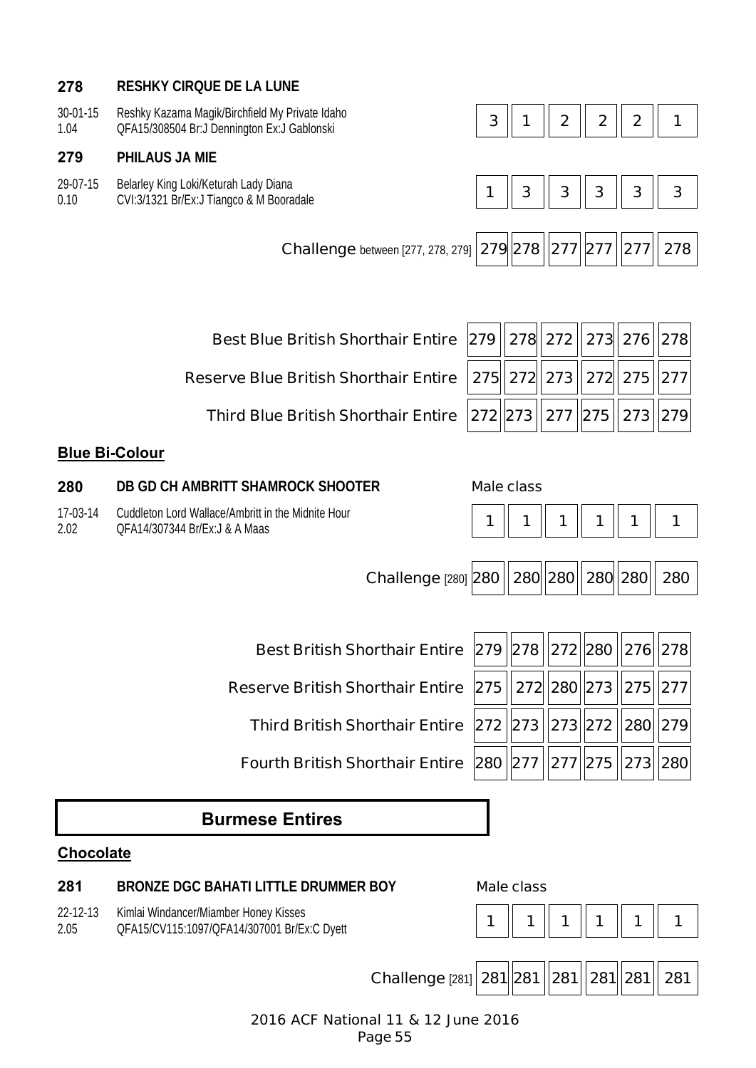**278** **RESHKY CIRQUE DE LA LUNE**

30-01-15 Reshky Kazama Magik/Birchfield My Private Idaho
1.04 QFA15/308504 Br:J Dennington Ex:J Gablonski

| 3 | 1 | 2 | 2 | 2 | 1 |
|---|---|---|---|---|---|

**279** **PHILAUS JA MIE**

29-07-15 Belarley King Loki/Keturah Lady Diana
0.10 CVI:3/1321 Br/Ex:J Tiangco & M Booradale

| 1 | 3 | 3 | 3 | 3 | 3 |
|---|---|---|---|---|---|

| Challenge between [277, 278, 279] | 279 | 278 | 277 | 277 | 277 | 278 |
|---|---|---|---|---|---|---|

| | | | | | | |
|---|---|---|---|---|---|---|
| Best Blue British Shorthair Entire | 279 | 278 | 272 | 273 | 276 | 278 |
| Reserve Blue British Shorthair Entire | 275 | 272 | 273 | 272 | 275 | 277 |
| Third Blue British Shorthair Entire | 272 | 273 | 277 | 275 | 273 | 279 |

## Blue Bi-Colour

**280** **DB GD CH AMBRITT SHAMROCK SHOOTER** Male class

17-03-14 Cuddleton Lord Wallace/Ambritt in the Midnite Hour
2.02 QFA14/307344 Br/Ex:J & A Maas

| 1 | 1 | 1 | 1 | 1 | 1 |
|---|---|---|---|---|---|

| Challenge [280] | 280 | 280 | 280 | 280 | 280 | 280 |
|---|---|---|---|---|---|---|

| | | | | | | |
|---|---|---|---|---|---|---|
| Best British Shorthair Entire | 279 | 278 | 272 | 280 | 276 | 278 |
| Reserve British Shorthair Entire | 275 | 272 | 280 | 273 | 275 | 277 |
| Third British Shorthair Entire | 272 | 273 | 273 | 272 | 280 | 279 |
| Fourth British Shorthair Entire | 280 | 277 | 277 | 275 | 273 | 280 |

# Burmese Entires

## Chocolate

**281** **BRONZE DGC BAHATI LITTLE DRUMMER BOY** Male class

22-12-13 Kimlai Windancer/Miamber Honey Kisses
2.05 QFA15/CV115:1097/QFA14/307001 Br/Ex:C Dyett

| 1 | 1 | 1 | 1 | 1 | 1 |
|---|---|---|---|---|---|

| Challenge [281] | 281 | 281 | 281 | 281 | 281 | 281 |
|---|---|---|---|---|---|---|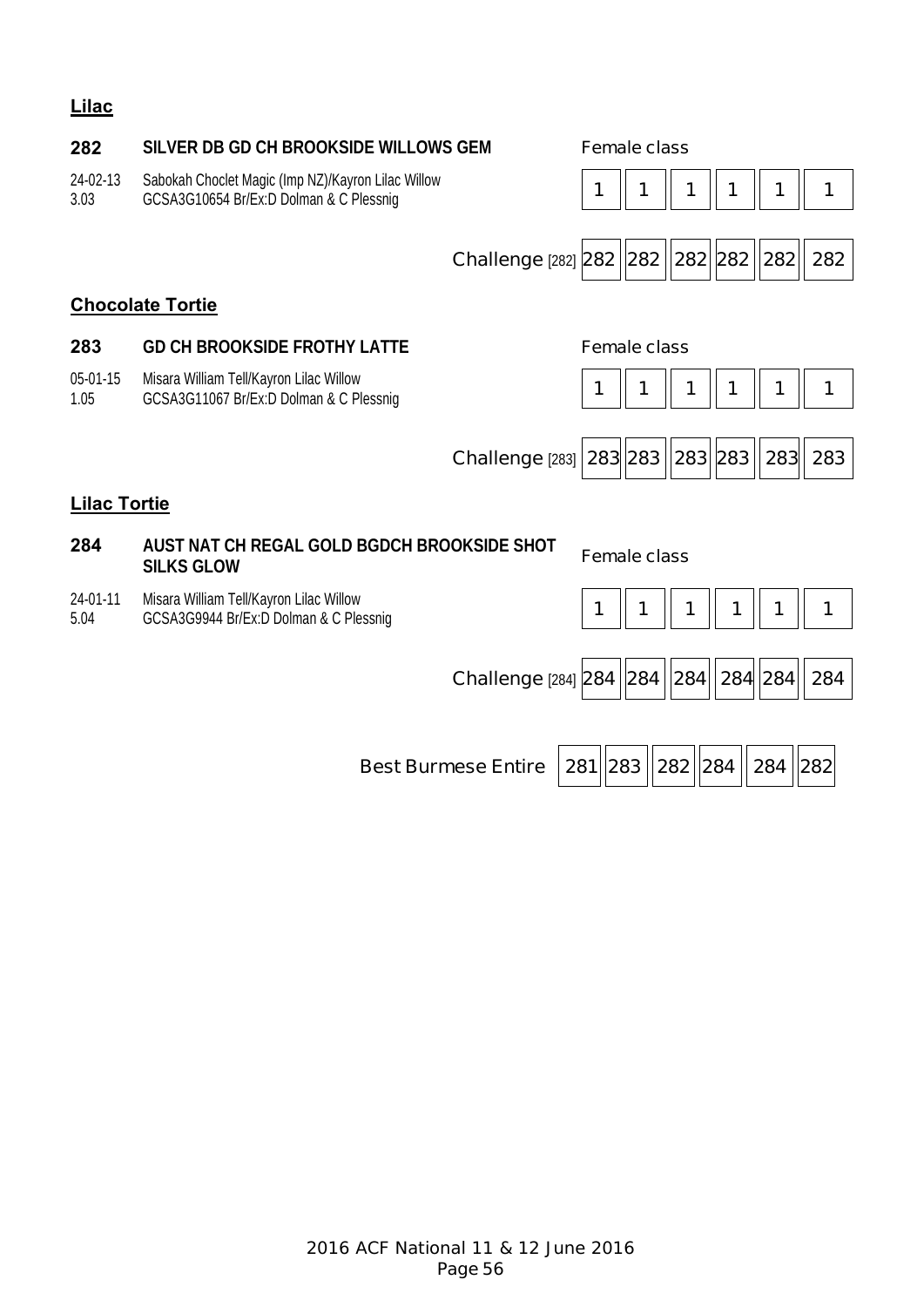## Lilac

**282** **SILVER DB GD CH BROOKSIDE WILLOWS GEM** Female class

24-02-13 Sabokah Choclet Magic (Imp NZ)/Kayron Lilac Willow
3.03 GCSA3G10654 Br/Ex:D Dolman & C Plessnig

| | | | | | | |
|---|---|---|---|---|---|---|
| Female class | 1 | 1 | 1 | 1 | 1 | 1 |
| Challenge [282] | 282 | 282 | 282 | 282 | 282 | 282 |

## Chocolate Tortie

**283** **GD CH BROOKSIDE FROTHY LATTE** Female class

05-01-15 Misara William Tell/Kayron Lilac Willow
1.05 GCSA3G11067 Br/Ex:D Dolman & C Plessnig

| | | | | | | |
|---|---|---|---|---|---|---|
| Female class | 1 | 1 | 1 | 1 | 1 | 1 |
| Challenge [283] | 283 | 283 | 283 | 283 | 283 | 283 |

## Lilac Tortie

**284** **AUST NAT CH REGAL GOLD BGDCH BROOKSIDE SHOT SILKS GLOW** Female class

24-01-11 Misara William Tell/Kayron Lilac Willow
5.04 GCSA3G9944 Br/Ex:D Dolman & C Plessnig

| | | | | | | |
|---|---|---|---|---|---|---|
| Female class | 1 | 1 | 1 | 1 | 1 | 1 |
| Challenge [284] | 284 | 284 | 284 | 284 | 284 | 284 |

| | | | | | | |
|---|---|---|---|---|---|---|
| Best Burmese Entire | 281 | 283 | 282 | 284 | 284 | 282 |

2016 ACF National 11 & 12 June 2016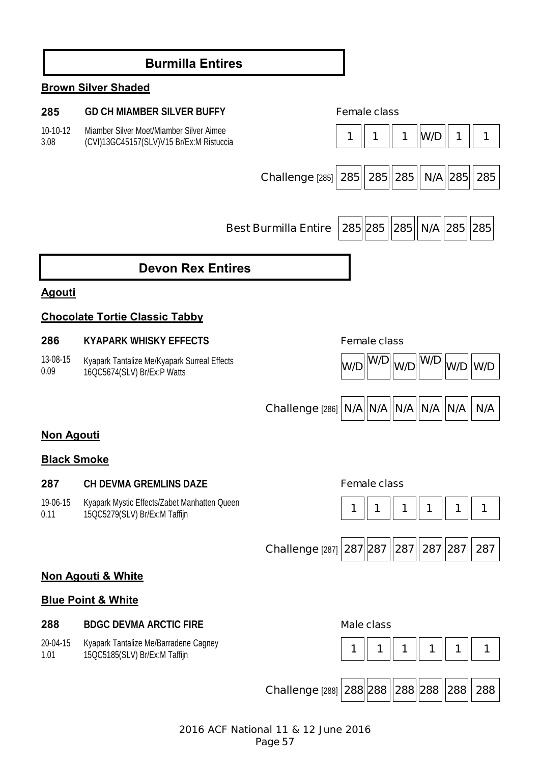# Burmilla Entires

### Brown Silver Shaded

**285** **GD CH MIAMBER SILVER BUFFY** — Female class

10-10-12 Miamber Silver Moet/Miamber Silver Aimee
3.08 (CVI)13GC45157(SLV)V15 Br/Ex:M Ristuccia

| | | | | | | |
|---|---|---|---|---|---|---|
| Female class | 1 | 1 | 1 | W/D | 1 | 1 |
| Challenge [285] | 285 | 285 | 285 | N/A | 285 | 285 |
| Best Burmilla Entire | 285 | 285 | 285 | N/A | 285 | 285 |

# Devon Rex Entires

### Agouti

### Chocolate Tortie Classic Tabby

**286** **KYAPARK WHISKY EFFECTS** — Female class

13-08-15 Kyapark Tantalize Me/Kyapark Surreal Effects
0.09 16QC5674(SLV) Br/Ex:P Watts

| | | | | | | |
|---|---|---|---|---|---|---|
| Female class | W/D | W/D | W/D | W/D | W/D | W/D |
| Challenge [286] | N/A | N/A | N/A | N/A | N/A | N/A |

### Non Agouti

### Black Smoke

**287** **CH DEVMA GREMLINS DAZE** — Female class

19-06-15 Kyapark Mystic Effects/Zabet Manhatten Queen
0.11 15QC5279(SLV) Br/Ex:M Taffijn

| | | | | | | |
|---|---|---|---|---|---|---|
| Female class | 1 | 1 | 1 | 1 | 1 | 1 |
| Challenge [287] | 287 | 287 | 287 | 287 | 287 | 287 |

### Non Agouti & White

### Blue Point & White

**288** **BDGC DEVMA ARCTIC FIRE** — Male class

20-04-15 Kyapark Tantalize Me/Barradene Cagney
1.01 15QC5185(SLV) Br/Ex:M Taffijn

| | | | | | | |
|---|---|---|---|---|---|---|
| Male class | 1 | 1 | 1 | 1 | 1 | 1 |
| Challenge [288] | 288 | 288 | 288 | 288 | 288 | 288 |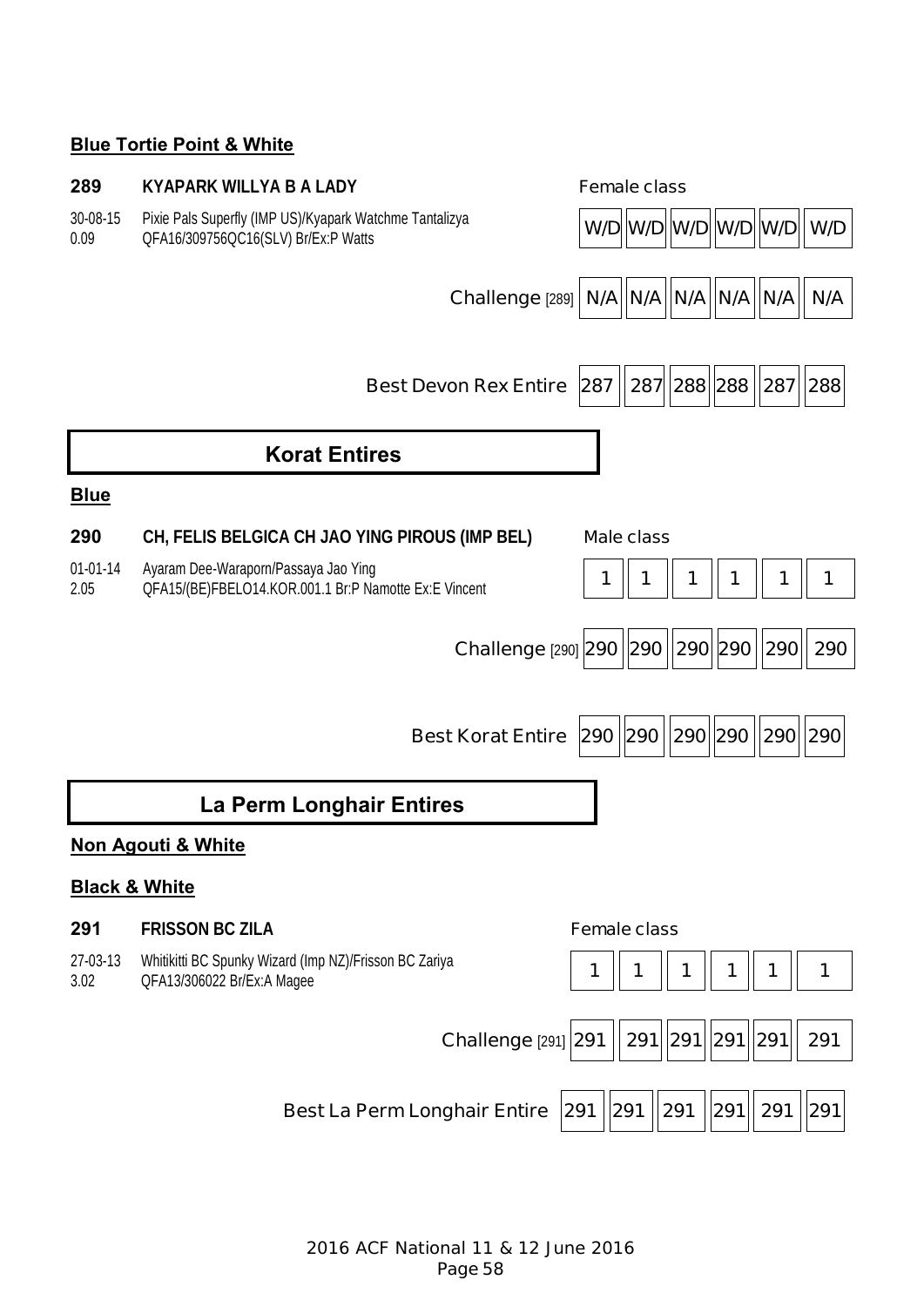**Blue Tortie Point & White**

**289** **KYAPARK WILLYA B A LADY** Female class

30-08-15 Pixie Pals Superfly (IMP US)/Kyapark Watchme Tantalizya
0.09 QFA16/309756QC16(SLV) Br/Ex:P Watts

| | | | | | | |
|---|---|---|---|---|---|---|
| Female class | W/D | W/D | W/D | W/D | W/D | W/D |
| Challenge [289] | N/A | N/A | N/A | N/A | N/A | N/A |
| Best Devon Rex Entire | 287 | 287 | 288 | 288 | 287 | 288 |

## Korat Entires

**Blue**

**290** **CH, FELIS BELGICA CH JAO YING PIROUS (IMP BEL)** Male class

01-01-14 Ayaram Dee-Waraporn/Passaya Jao Ying
2.05 QFA15/(BE)FBELO14.KOR.001.1 Br:P Namotte Ex:E Vincent

| | | | | | | |
|---|---|---|---|---|---|---|
| Male class | 1 | 1 | 1 | 1 | 1 | 1 |
| Challenge [290] | 290 | 290 | 290 | 290 | 290 | 290 |
| Best Korat Entire | 290 | 290 | 290 | 290 | 290 | 290 |

## La Perm Longhair Entires

**Non Agouti & White**

**Black & White**

**291** **FRISSON BC ZILA** Female class

27-03-13 Whitikitti BC Spunky Wizard (Imp NZ)/Frisson BC Zariya
3.02 QFA13/306022 Br/Ex:A Magee

| | | | | | | |
|---|---|---|---|---|---|---|
| Female class | 1 | 1 | 1 | 1 | 1 | 1 |
| Challenge [291] | 291 | 291 | 291 | 291 | 291 | 291 |
| Best La Perm Longhair Entire | 291 | 291 | 291 | 291 | 291 | 291 |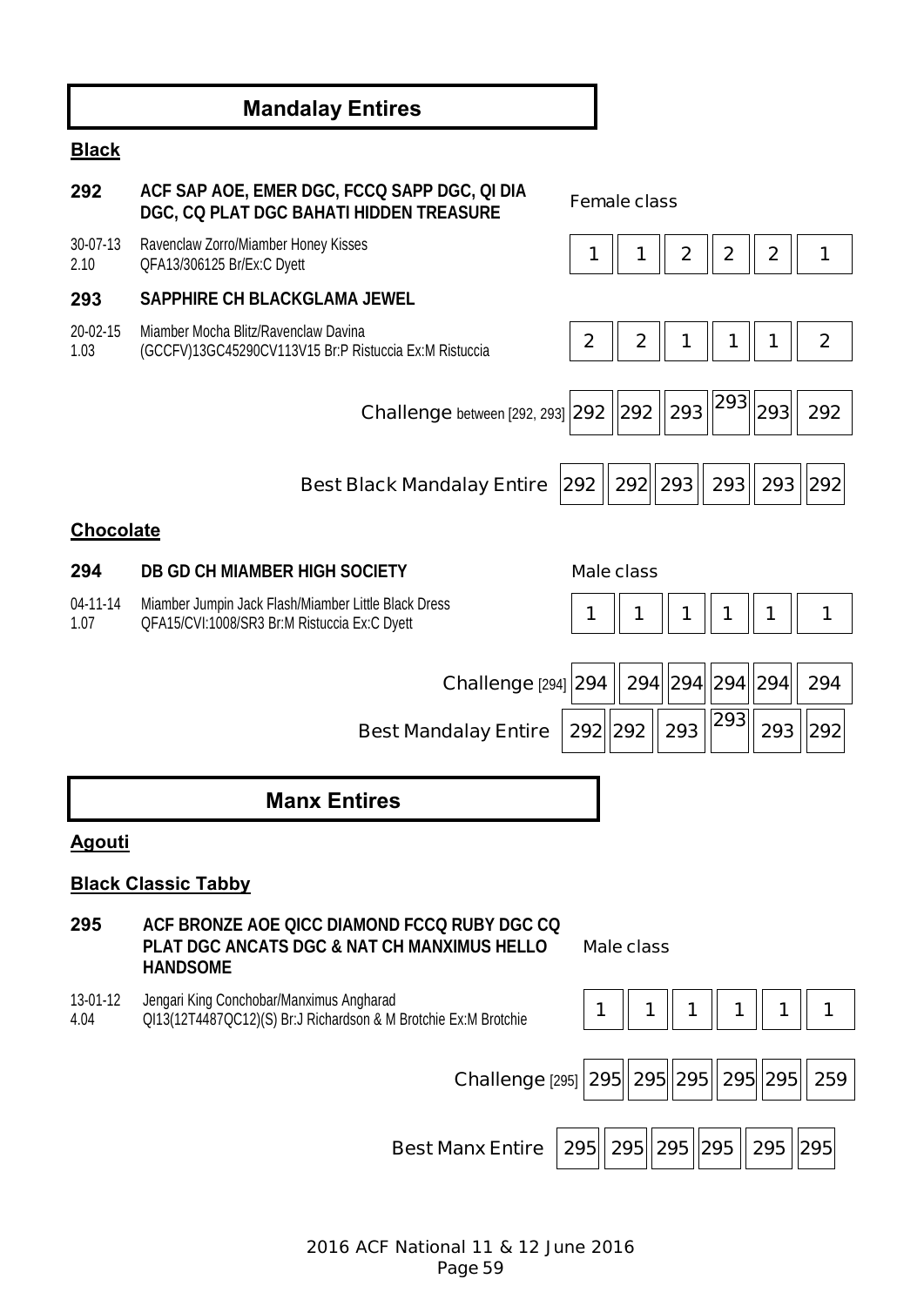## Mandalay Entires

**Black**

**292** **ACF SAP AOE, EMER DGC, FCCQ SAPP DGC, QI DIA DGC, CQ PLAT DGC BAHATI HIDDEN TREASURE**

30-07-13 Ravenclaw Zorro/Miamber Honey Kisses
2.10 QFA13/306125 Br/Ex:C Dyett

**293** **SAPPHIRE CH BLACKGLAMA JEWEL**

20-02-15 Miamber Mocha Blitz/Ravenclaw Davina
1.03 (GCCFV)13GC45290CV113V15 Br:P Ristuccia Ex:M Ristuccia

| Female class | | | | | | |
|---|---|---|---|---|---|---|
| 292 | 1 | 1 | 2 | 2 | 2 | 1 |
| 293 | 2 | 2 | 1 | 1 | 1 | 2 |
| Challenge between [292, 293] | 292 | 292 | 293 | 293 | 293 | 292 |
| Best Black Mandalay Entire | 292 | 292 | 293 | 293 | 293 | 292 |

**Chocolate**

**294** **DB GD CH MIAMBER HIGH SOCIETY**

04-11-14 Miamber Jumpin Jack Flash/Miamber Little Black Dress
1.07 QFA15/CVI:1008/SR3 Br:M Ristuccia Ex:C Dyett

| Male class | | | | | | |
|---|---|---|---|---|---|---|
| 294 | 1 | 1 | 1 | 1 | 1 | 1 |
| Challenge [294] | 294 | 294 | 294 | 294 | 294 | 294 |
| Best Mandalay Entire | 292 | 292 | 293 | 293 | 293 | 292 |

## Manx Entires

**Agouti**

**Black Classic Tabby**

**295** **ACF BRONZE AOE QICC DIAMOND FCCQ RUBY DGC CQ PLAT DGC ANCATS DGC & NAT CH MANXIMUS HELLO HANDSOME**

13-01-12 Jengari King Conchobar/Manximus Angharad
4.04 QI13(12T4487QC12)(S) Br:J Richardson & M Brotchie Ex:M Brotchie

| Male class | | | | | | |
|---|---|---|---|---|---|---|
| 295 | 1 | 1 | 1 | 1 | 1 | 1 |
| Challenge [295] | 295 | 295 | 295 | 295 | 295 | 259 |
| Best Manx Entire | 295 | 295 | 295 | 295 | 295 | 295 |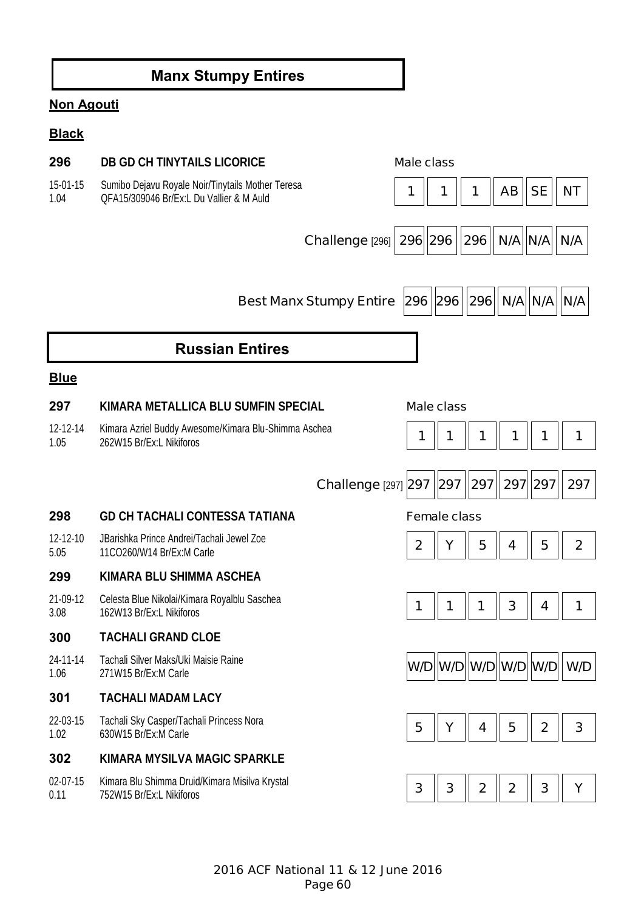# Manx Stumpy Entires

**Non Agouti**

**Black**

**296** **DB GD CH TINYTAILS LICORICE** — Male class

15-01-15 Sumibo Dejavu Royale Noir/Tinytails Mother Teresa
1.04 QFA15/309046 Br/Ex:L Du Vallier & M Auld

| 1 | 1 | 1 | AB | SE | NT |
|---|---|---|---|---|---|

| Challenge [296] | 296 | 296 | 296 | N/A | N/A | N/A |
|---|---|---|---|---|---|---|
| Best Manx Stumpy Entire | 296 | 296 | 296 | N/A | N/A | N/A |

# Russian Entires

**Blue**

**297** **KIMARA METALLICA BLU SUMFIN SPECIAL** — Male class

12-12-14 Kimara Azriel Buddy Awesome/Kimara Blu-Shimma Aschea
1.05 262W15 Br/Ex:L Nikiforos

| 1 | 1 | 1 | 1 | 1 | 1 |
|---|---|---|---|---|---|

| Challenge [297] | 297 | 297 | 297 | 297 | 297 | 297 |
|---|---|---|---|---|---|---|

**298** **GD CH TACHALI CONTESSA TATIANA** — Female class

12-12-10 JBarishka Prince Andrei/Tachali Jewel Zoe
5.05 11CO260/W14 Br/Ex:M Carle

| 2 | Y | 5 | 4 | 5 | 2 |
|---|---|---|---|---|---|

**299** **KIMARA BLU SHIMMA ASCHEA**

21-09-12 Celesta Blue Nikolai/Kimara Royalblu Saschea
3.08 162W13 Br/Ex:L Nikiforos

| 1 | 1 | 1 | 3 | 4 | 1 |
|---|---|---|---|---|---|

**300** **TACHALI GRAND CLOE**

24-11-14 Tachali Silver Maks/Uki Maisie Raine
1.06 271W15 Br/Ex:M Carle

| W/D | W/D | W/D | W/D | W/D | W/D |
|---|---|---|---|---|---|

**301** **TACHALI MADAM LACY**

22-03-15 Tachali Sky Casper/Tachali Princess Nora
1.02 630W15 Br/Ex:M Carle

| 5 | Y | 4 | 5 | 2 | 3 |
|---|---|---|---|---|---|

**302** **KIMARA MYSILVA MAGIC SPARKLE**

02-07-15 Kimara Blu Shimma Druid/Kimara Misilva Krystal
0.11 752W15 Br/Ex:L Nikiforos

| 3 | 3 | 2 | 2 | 3 | Y |
|---|---|---|---|---|---|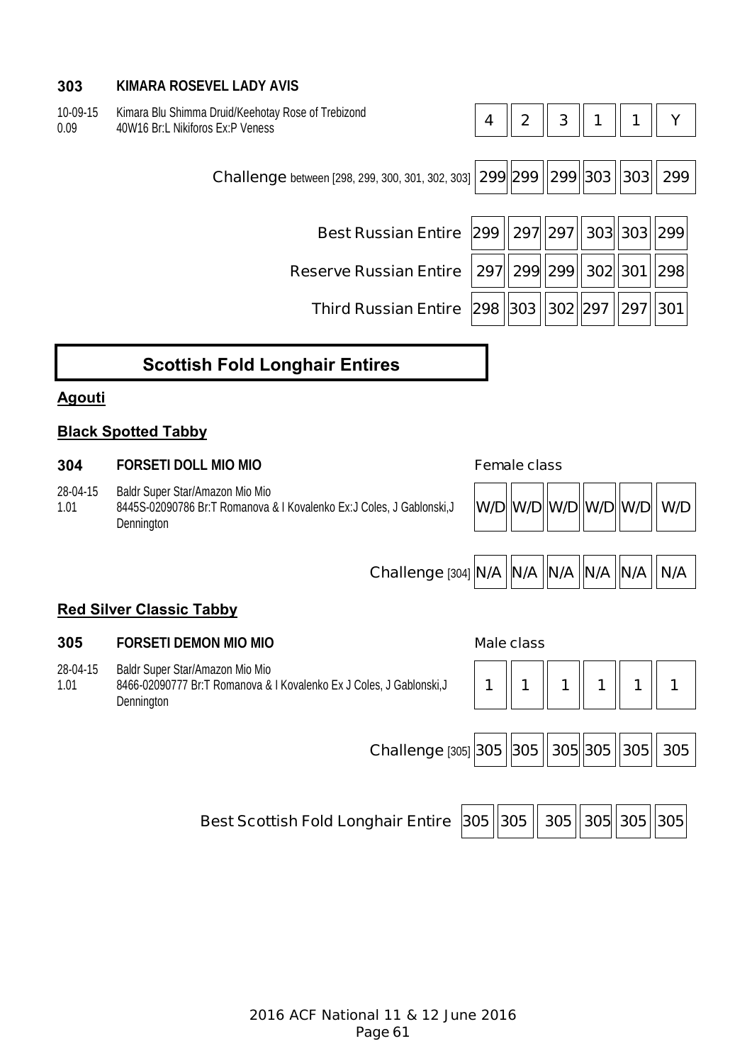**303 KIMARA ROSEVEL LADY AVIS**

10-09-15 Kimara Blu Shimma Druid/Keehotay Rose of Trebizond
0.09 40W16 Br:L Nikiforos Ex:P Veness

| | | | | | | |
|---|---|---|---|---|---|---|
| | 4 | 2 | 3 | 1 | 1 | Y |
| Challenge between [298, 299, 300, 301, 302, 303] | 299 | 299 | 299 | 303 | 303 | 299 |
| Best Russian Entire | 299 | 297 | 297 | 303 | 303 | 299 |
| Reserve Russian Entire | 297 | 299 | 299 | 302 | 301 | 298 |
| Third Russian Entire | 298 | 303 | 302 | 297 | 297 | 301 |

# Scottish Fold Longhair Entires

## Agouti

### Black Spotted Tabby

**304 FORSETI DOLL MIO MIO** Female class

28-04-15 Baldr Super Star/Amazon Mio Mio
1.01 8445S-02090786 Br:T Romanova & I Kovalenko Ex:J Coles, J Gablonski,J Dennington

| | | | | | | |
|---|---|---|---|---|---|---|
| | W/D | W/D | W/D | W/D | W/D | W/D |
| Challenge [304] | N/A | N/A | N/A | N/A | N/A | N/A |

### Red Silver Classic Tabby

**305 FORSETI DEMON MIO MIO** Male class

28-04-15 Baldr Super Star/Amazon Mio Mio
1.01 8466-02090777 Br:T Romanova & I Kovalenko Ex J Coles, J Gablonski,J Dennington

| | | | | | | |
|---|---|---|---|---|---|---|
| | 1 | 1 | 1 | 1 | 1 | 1 |
| Challenge [305] | 305 | 305 | 305 | 305 | 305 | 305 |

| | | | | | | |
|---|---|---|---|---|---|---|
| Best Scottish Fold Longhair Entire | 305 | 305 | 305 | 305 | 305 | 305 |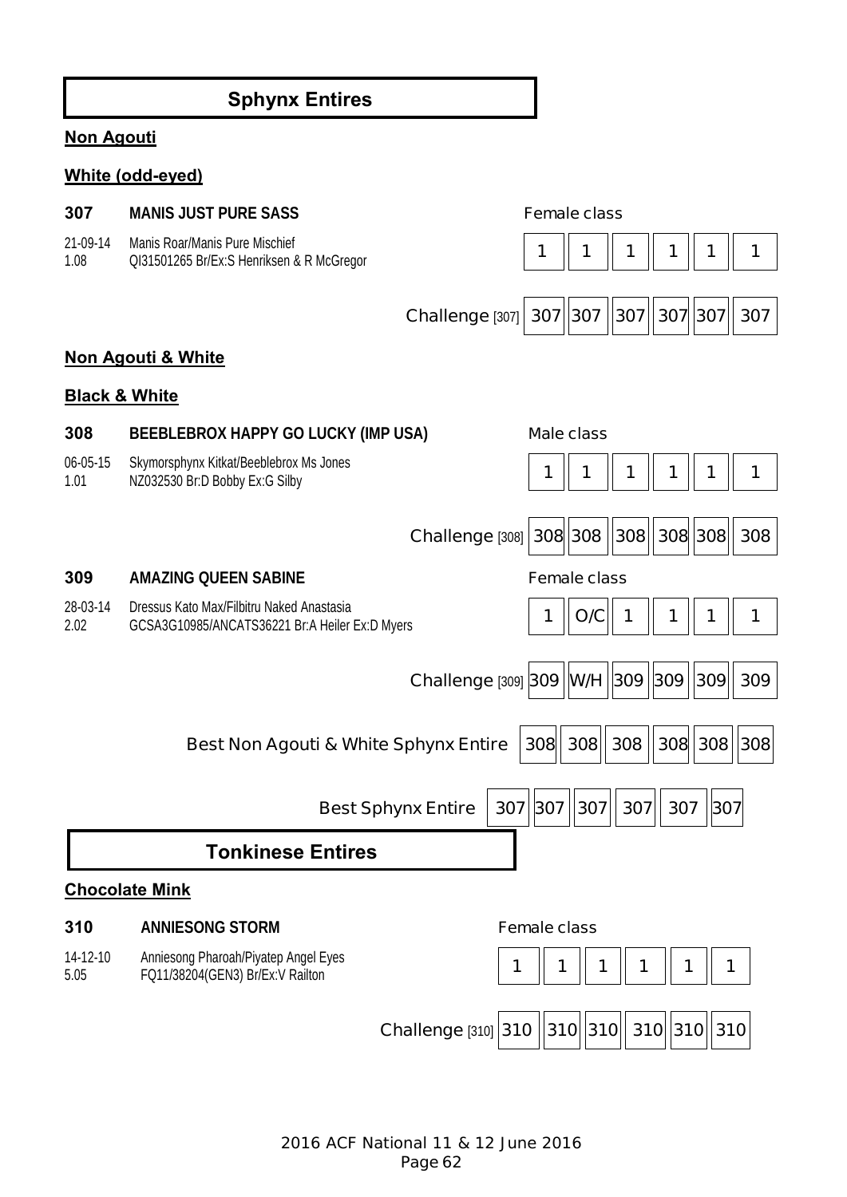## Sphynx Entires

### Non Agouti

#### White (odd-eyed)

**307 MANIS JUST PURE SASS** — Female class

21-09-14 Manis Roar/Manis Pure Mischief
1.08 QI31501265 Br/Ex:S Henriksen & R McGregor

| | | | | | | |
|---|---|---|---|---|---|---|
| | 1 | 1 | 1 | 1 | 1 | 1 |
| Challenge [307] | 307 | 307 | 307 | 307 | 307 | 307 |

### Non Agouti & White

#### Black & White

**308 BEEBLEBROX HAPPY GO LUCKY (IMP USA)** — Male class

06-05-15 Skymorsphynx Kitkat/Beeblebrox Ms Jones
1.01 NZ032530 Br:D Bobby Ex:G Silby

| | | | | | | |
|---|---|---|---|---|---|---|
| | 1 | 1 | 1 | 1 | 1 | 1 |
| Challenge [308] | 308 | 308 | 308 | 308 | 308 | 308 |

**309 AMAZING QUEEN SABINE** — Female class

28-03-14 Dressus Kato Max/Filbitru Naked Anastasia
2.02 GCSA3G10985/ANCATS36221 Br:A Heiler Ex:D Myers

| | | | | | | |
|---|---|---|---|---|---|---|
| | 1 | O/C | 1 | 1 | 1 | 1 |
| Challenge [309] | 309 | W/H | 309 | 309 | 309 | 309 |

| | | | | | | |
|---|---|---|---|---|---|---|
| Best Non Agouti & White Sphynx Entire | 308 | 308 | 308 | 308 | 308 | 308 |
| Best Sphynx Entire | 307 | 307 | 307 | 307 | 307 | 307 |

## Tonkinese Entires

#### Chocolate Mink

**310 ANNIESONG STORM** — Female class

14-12-10 Anniesong Pharoah/Piyatep Angel Eyes
5.05 FQ11/38204(GEN3) Br/Ex:V Railton

| | | | | | | |
|---|---|---|---|---|---|---|
| | 1 | 1 | 1 | 1 | 1 | 1 |
| Challenge [310] | 310 | 310 | 310 | 310 | 310 | 310 |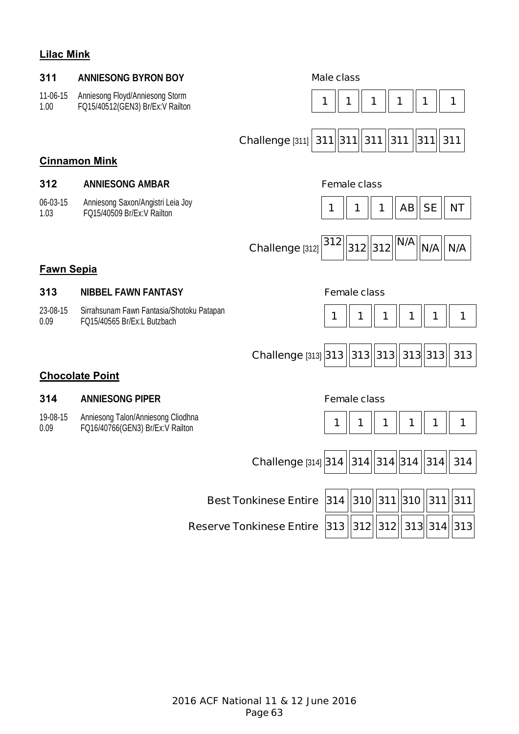**Lilac Mink**

**311 ANNIESONG BYRON BOY**

11-06-15 Anniesong Floyd/Anniesong Storm
1.00 FQ15/40512(GEN3) Br/Ex:V Railton

| Male class | 1 | 1 | 1 | 1 | 1 | 1 |
|---|---|---|---|---|---|---|
| Challenge [311] | 311 | 311 | 311 | 311 | 311 | 311 |

**Cinnamon Mink**

**312 ANNIESONG AMBAR**

06-03-15 Anniesong Saxon/Angistri Leia Joy
1.03 FQ15/40509 Br/Ex:V Railton

| Female class | 1 | 1 | 1 | AB | SE | NT |
|---|---|---|---|---|---|---|
| Challenge [312] | 312 | 312 | 312 | N/A | N/A | N/A |

**Fawn Sepia**

**313 NIBBEL FAWN FANTASY**

23-08-15 Sirrahsunam Fawn Fantasia/Shotoku Patapan
0.09 FQ15/40565 Br/Ex:L Butzbach

| Female class | 1 | 1 | 1 | 1 | 1 | 1 |
|---|---|---|---|---|---|---|
| Challenge [313] | 313 | 313 | 313 | 313 | 313 | 313 |

**Chocolate Point**

**314 ANNIESONG PIPER**

19-08-15 Anniesong Talon/Anniesong Cliodhna
0.09 FQ16/40766(GEN3) Br/Ex:V Railton

| Female class | 1 | 1 | 1 | 1 | 1 | 1 |
|---|---|---|---|---|---|---|
| Challenge [314] | 314 | 314 | 314 | 314 | 314 | 314 |

| | | | | | | |
|---|---|---|---|---|---|---|
| Best Tonkinese Entire | 314 | 310 | 311 | 310 | 311 | 311 |
| Reserve Tonkinese Entire | 313 | 312 | 312 | 313 | 314 | 313 |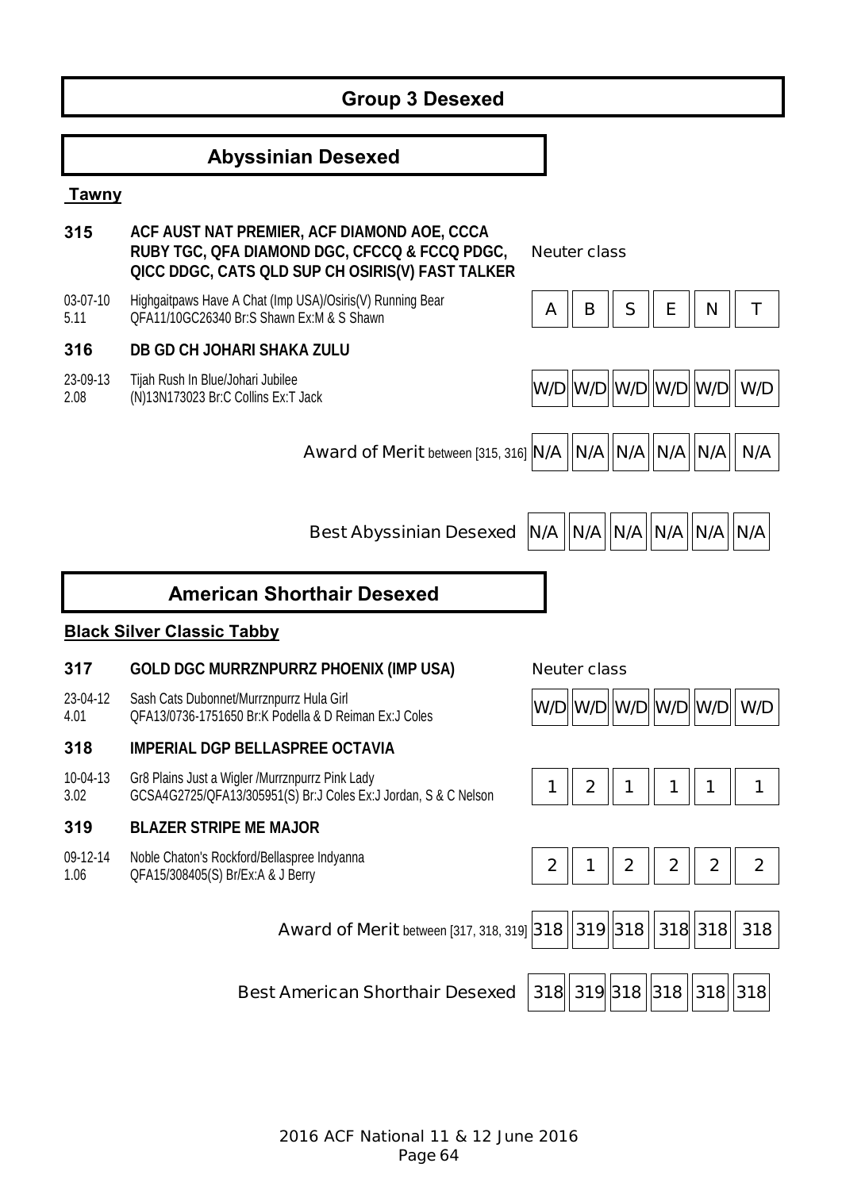# Group 3 Desexed

## Abyssinian Desexed

**Tawny**

**315** **ACF AUST NAT PREMIER, ACF DIAMOND AOE, CCCA RUBY TGC, QFA DIAMOND DGC, CFCCQ & FCCQ PDGC, QICC DDGC, CATS QLD SUP CH OSIRIS(V) FAST TALKER** — Neuter class

03-07-10 5.11 — Highgaitpaws Have A Chat (Imp USA)/Osiris(V) Running Bear — QFA11/10GC26340 Br:S Shawn Ex:M & S Shawn

| A | B | S | E | N | T |
|---|---|---|---|---|---|

**316** **DB GD CH JOHARI SHAKA ZULU**

23-09-13 2.08 — Tijah Rush In Blue/Johari Jubilee — (N)13N173023 Br:C Collins Ex:T Jack

| W/D | W/D | W/D | W/D | W/D | W/D |
|---|---|---|---|---|---|

| | | | | | | |
|---|---|---|---|---|---|---|
| Award of Merit between [315, 316] | N/A | N/A | N/A | N/A | N/A | N/A |
| Best Abyssinian Desexed | N/A | N/A | N/A | N/A | N/A | N/A |

## American Shorthair Desexed

**Black Silver Classic Tabby**

**317** **GOLD DGC MURRZNPURRZ PHOENIX (IMP USA)** — Neuter class

23-04-12 4.01 — Sash Cats Dubonnet/Murrznpurrz Hula Girl — QFA13/0736-1751650 Br:K Podella & D Reiman Ex:J Coles

| W/D | W/D | W/D | W/D | W/D | W/D |
|---|---|---|---|---|---|

**318** **IMPERIAL DGP BELLASPREE OCTAVIA**

10-04-13 3.02 — Gr8 Plains Just a Wigler /Murrznpurrz Pink Lady — GCSA4G2725/QFA13/305951(S) Br:J Coles Ex:J Jordan, S & C Nelson

| 1 | 2 | 1 | 1 | 1 | 1 |
|---|---|---|---|---|---|

**319** **BLAZER STRIPE ME MAJOR**

09-12-14 1.06 — Noble Chaton's Rockford/Bellaspree Indyanna — QFA15/308405(S) Br/Ex:A & J Berry

| 2 | 1 | 2 | 2 | 2 | 2 |
|---|---|---|---|---|---|

| | | | | | | |
|---|---|---|---|---|---|---|
| Award of Merit between [317, 318, 319] | 318 | 319 | 318 | 318 | 318 | 318 |
| Best American Shorthair Desexed | 318 | 319 | 318 | 318 | 318 | 318 |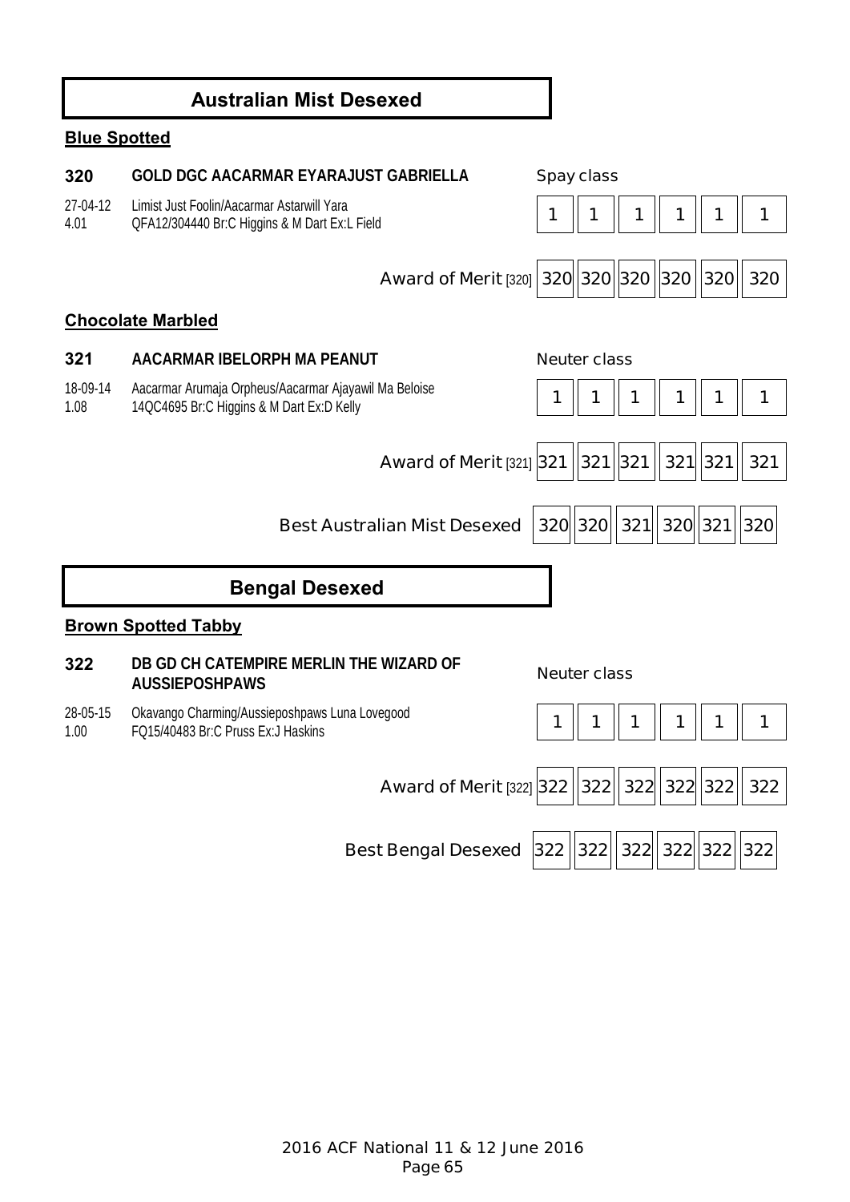## Australian Mist Desexed

**Blue Spotted**

**320** **GOLD DGC AACARMAR EYARAJUST GABRIELLA**

27-04-12 Limist Just Foolin/Aacarmar Astarwill Yara
4.01 QFA12/304440 Br:C Higgins & M Dart Ex:L Field

Spay class

| 1 | 1 | 1 | 1 | 1 | 1 |
|---|---|---|---|---|---|

| Award of Merit [320] | 320 | 320 | 320 | 320 | 320 | 320 |
|---|---|---|---|---|---|---|

**Chocolate Marbled**

**321** **AACARMAR IBELORPH MA PEANUT**

18-09-14 Aacarmar Arumaja Orpheus/Aacarmar Ajayawil Ma Beloise
1.08 14QC4695 Br:C Higgins & M Dart Ex:D Kelly

Neuter class

| 1 | 1 | 1 | 1 | 1 | 1 |
|---|---|---|---|---|---|

| Award of Merit [321] | 321 | 321 | 321 | 321 | 321 | 321 |
|---|---|---|---|---|---|---|

| Best Australian Mist Desexed | 320 | 320 | 321 | 320 | 321 | 320 |
|---|---|---|---|---|---|---|

## Bengal Desexed

**Brown Spotted Tabby**

**322** **DB GD CH CATEMPIRE MERLIN THE WIZARD OF AUSSIEPOSHPAWS**

28-05-15 Okavango Charming/Aussieposhpaws Luna Lovegood
1.00 FQ15/40483 Br:C Pruss Ex:J Haskins

Neuter class

| 1 | 1 | 1 | 1 | 1 | 1 |
|---|---|---|---|---|---|

| Award of Merit [322] | 322 | 322 | 322 | 322 | 322 | 322 |
|---|---|---|---|---|---|---|

| Best Bengal Desexed | 322 | 322 | 322 | 322 | 322 | 322 |
|---|---|---|---|---|---|---|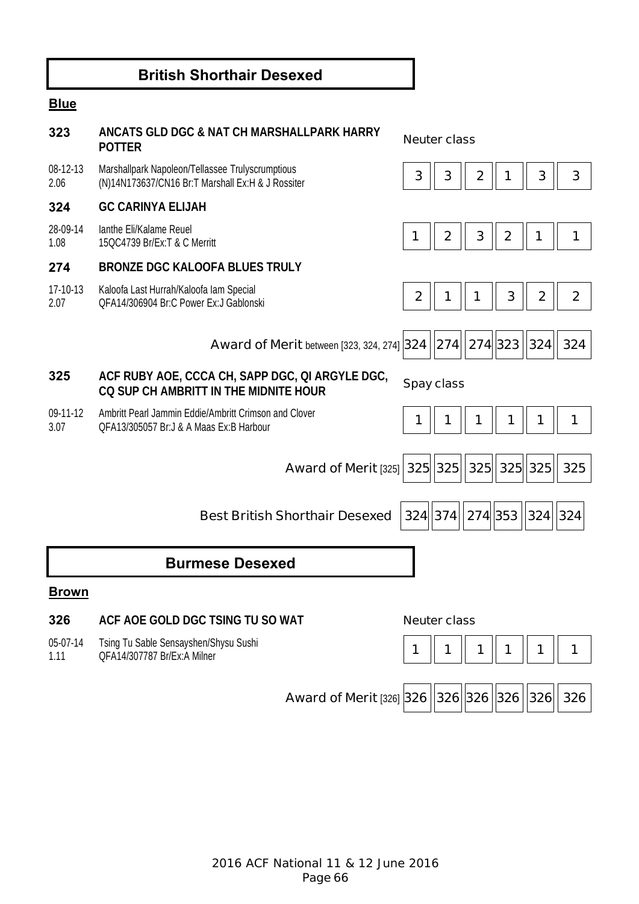## British Shorthair Desexed

**Blue**

**323** **ANCATS GLD DGC & NAT CH MARSHALLPARK HARRY POTTER**

Neuter class

08-12-13 2.06 Marshallpark Napoleon/Tellassee Trulyscrumptious (N)14N173637/CN16 Br:T Marshall Ex:H & J Rossiter

| 3 | 3 | 2 | 1 | 3 | 3 |
|---|---|---|---|---|---|

**324** **GC CARINYA ELIJAH**

28-09-14 1.08 Ianthe Eli/Kalame Reuel 15QC4739 Br/Ex:T & C Merritt

| 1 | 2 | 3 | 2 | 1 | 1 |
|---|---|---|---|---|---|

**274** **BRONZE DGC KALOOFA BLUES TRULY**

17-10-13 2.07 Kaloofa Last Hurrah/Kaloofa Iam Special QFA14/306904 Br:C Power Ex:J Gablonski

| 2 | 1 | 1 | 3 | 2 | 2 |
|---|---|---|---|---|---|

| Award of Merit between [323, 324, 274] | 324 | 274 | 274 | 323 | 324 | 324 |
|---|---|---|---|---|---|---|

**325** **ACF RUBY AOE, CCCA CH, SAPP DGC, QI ARGYLE DGC, CQ SUP CH AMBRITT IN THE MIDNITE HOUR**

Spay class

09-11-12 3.07 Ambritt Pearl Jammin Eddie/Ambritt Crimson and Clover QFA13/305057 Br:J & A Maas Ex:B Harbour

| 1 | 1 | 1 | 1 | 1 | 1 |
|---|---|---|---|---|---|

| Award of Merit [325] | 325 | 325 | 325 | 325 | 325 | 325 |
|---|---|---|---|---|---|---|

| Best British Shorthair Desexed | 324 | 374 | 274 | 353 | 324 | 324 |
|---|---|---|---|---|---|---|

## Burmese Desexed

**Brown**

**326** **ACF AOE GOLD DGC TSING TU SO WAT**

Neuter class

05-07-14 1.11 Tsing Tu Sable Sensayshen/Shysu Sushi QFA14/307787 Br/Ex:A Milner

| 1 | 1 | 1 | 1 | 1 | 1 |
|---|---|---|---|---|---|

| Award of Merit [326] | 326 | 326 | 326 | 326 | 326 | 326 |
|---|---|---|---|---|---|---|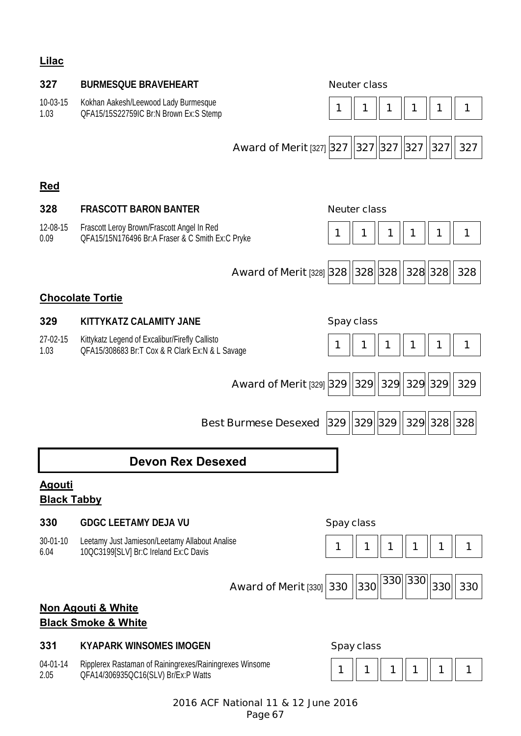**Lilac**

**327** **BURMESQUE BRAVEHEART**

10-03-15 Kokhan Aakesh/Leewood Lady Burmesque
1.03 QFA15/15S22759IC Br:N Brown Ex:S Stemp

Neuter class

| 1 | 1 | 1 | 1 | 1 | 1 |
|---|---|---|---|---|---|

| Award of Merit [327] | 327 | 327 | 327 | 327 | 327 | 327 |
|---|---|---|---|---|---|---|

**Red**

**328** **FRASCOTT BARON BANTER**

12-08-15 Frascott Leroy Brown/Frascott Angel In Red
0.09 QFA15/15N176496 Br:A Fraser & C Smith Ex:C Pryke

Neuter class

| 1 | 1 | 1 | 1 | 1 | 1 |
|---|---|---|---|---|---|

| Award of Merit [328] | 328 | 328 | 328 | 328 | 328 | 328 |
|---|---|---|---|---|---|---|

**Chocolate Tortie**

**329** **KITTYKATZ CALAMITY JANE**

27-02-15 Kittykatz Legend of Excalibur/Firefly Callisto
1.03 QFA15/308683 Br:T Cox & R Clark Ex:N & L Savage

Spay class

| 1 | 1 | 1 | 1 | 1 | 1 |
|---|---|---|---|---|---|

| Award of Merit [329] | 329 | 329 | 329 | 329 | 329 | 329 |
|---|---|---|---|---|---|---|

| Best Burmese Desexed | 329 | 329 | 329 | 329 | 328 | 328 |
|---|---|---|---|---|---|---|

## Devon Rex Desexed

**Agouti**
**Black Tabby**

**330** **GDGC LEETAMY DEJA VU**

30-01-10 Leetamy Just Jamieson/Leetamy Allabout Analise
6.04 10QC3199[SLV] Br:C Ireland Ex:C Davis

Spay class

| 1 | 1 | 1 | 1 | 1 | 1 |
|---|---|---|---|---|---|

| Award of Merit [330] | 330 | 330 | 330 | 330 | 330 | 330 |
|---|---|---|---|---|---|---|

**Non Agouti & White**
**Black Smoke & White**

**331** **KYAPARK WINSOMES IMOGEN**

04-01-14 Ripplerex Rastaman of Rainingrexes/Rainingrexes Winsome
2.05 QFA14/306935QC16(SLV) Br/Ex:P Watts

Spay class

| 1 | 1 | 1 | 1 | 1 | 1 |
|---|---|---|---|---|---|

2016 ACF National 11 & 12 June 2016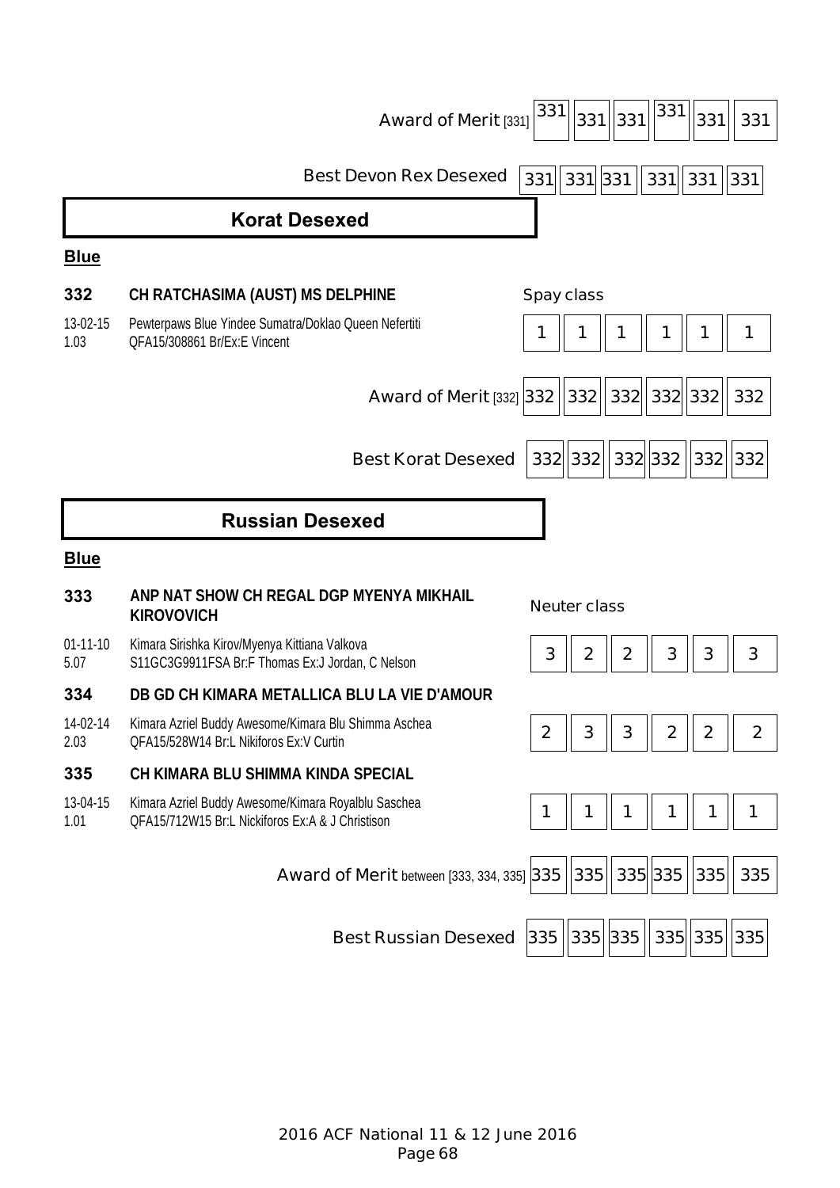| Award of Merit [331] | 331 | 331 | 331 | 331 | 331 | 331 |
|---|---|---|---|---|---|---|
| Best Devon Rex Desexed | 331 | 331 | 331 | 331 | 331 | 331 |

## Korat Desexed

**Blue**

**332** **CH RATCHASIMA (AUST) MS DELPHINE**

13-02-15 1.03 Pewterpaws Blue Yindee Sumatra/Doklao Queen Nefertiti QFA15/308861 Br/Ex:E Vincent

Spay class

| | | | | | | |
|---|---|---|---|---|---|---|
| 332 | 1 | 1 | 1 | 1 | 1 | 1 |
| Award of Merit [332] | 332 | 332 | 332 | 332 | 332 | 332 |
| Best Korat Desexed | 332 | 332 | 332 | 332 | 332 | 332 |

## Russian Desexed

**Blue**

**333** **ANP NAT SHOW CH REGAL DGP MYENYA MIKHAIL KIROVOVICH**

01-11-10 5.07 Kimara Sirishka Kirov/Myenya Kittiana Valkova S11GC3G9911FSA Br:F Thomas Ex:J Jordan, C Nelson

**334** **DB GD CH KIMARA METALLICA BLU LA VIE D'AMOUR**

14-02-14 2.03 Kimara Azriel Buddy Awesome/Kimara Blu Shimma Aschea QFA15/528W14 Br:L Nikiforos Ex:V Curtin

**335** **CH KIMARA BLU SHIMMA KINDA SPECIAL**

13-04-15 1.01 Kimara Azriel Buddy Awesome/Kimara Royalblu Saschea QFA15/712W15 Br:L Nikiforos Ex:A & J Christison

Neuter class

| | | | | | | |
|---|---|---|---|---|---|---|
| 333 | 3 | 2 | 2 | 3 | 3 | 3 |
| 334 | 2 | 3 | 3 | 2 | 2 | 2 |
| 335 | 1 | 1 | 1 | 1 | 1 | 1 |
| Award of Merit between [333, 334, 335] | 335 | 335 | 335 | 335 | 335 | 335 |
| Best Russian Desexed | 335 | 335 | 335 | 335 | 335 | 335 |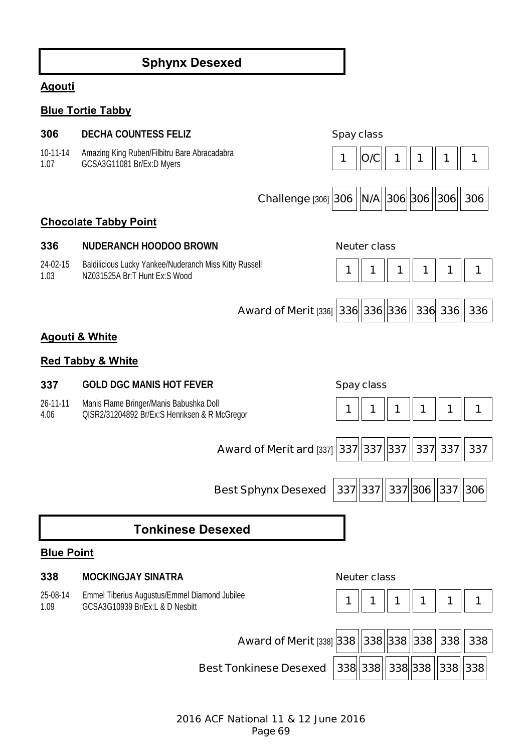## Sphynx Desexed

**Agouti**

**Blue Tortie Tabby**

**306** **DECHA COUNTESS FELIZ** — Spay class

10-11-14 Amazing King Ruben/Filbitru Bare Abracadabra
1.07 GCSA3G11081 Br/Ex:D Myers

| 1 | O/C | 1 | 1 | 1 | 1 |
|---|---|---|---|---|---|

| Challenge [306] | 306 | N/A | 306 | 306 | 306 | 306 |
|---|---|---|---|---|---|---|

**Chocolate Tabby Point**

**336** **NUDERANCH HOODOO BROWN** — Neuter class

24-02-15 Baldilicious Lucky Yankee/Nuderanch Miss Kitty Russell
1.03 NZ031525A Br:T Hunt Ex:S Wood

| 1 | 1 | 1 | 1 | 1 | 1 |
|---|---|---|---|---|---|

| Award of Merit [336] | 336 | 336 | 336 | 336 | 336 | 336 |
|---|---|---|---|---|---|---|

**Agouti & White**

**Red Tabby & White**

**337** **GOLD DGC MANIS HOT FEVER** — Spay class

26-11-11 Manis Flame Bringer/Manis Babushka Doll
4.06 QISR2/31204892 Br/Ex:S Henriksen & R McGregor

| 1 | 1 | 1 | 1 | 1 | 1 |
|---|---|---|---|---|---|

| Award of Merit ard [337] | 337 | 337 | 337 | 337 | 337 | 337 |
|---|---|---|---|---|---|---|

| Best Sphynx Desexed | 337 | 337 | 337 | 306 | 337 | 306 |
|---|---|---|---|---|---|---|

## Tonkinese Desexed

**Blue Point**

**338** **MOCKINGJAY SINATRA** — Neuter class

25-08-14 Emmel Tiberius Augustus/Emmel Diamond Jubilee
1.09 GCSA3G10939 Br/Ex:L & D Nesbitt

| 1 | 1 | 1 | 1 | 1 | 1 |
|---|---|---|---|---|---|

| Award of Merit [338] | 338 | 338 | 338 | 338 | 338 | 338 |
|---|---|---|---|---|---|---|
| Best Tonkinese Desexed | 338 | 338 | 338 | 338 | 338 | 338 |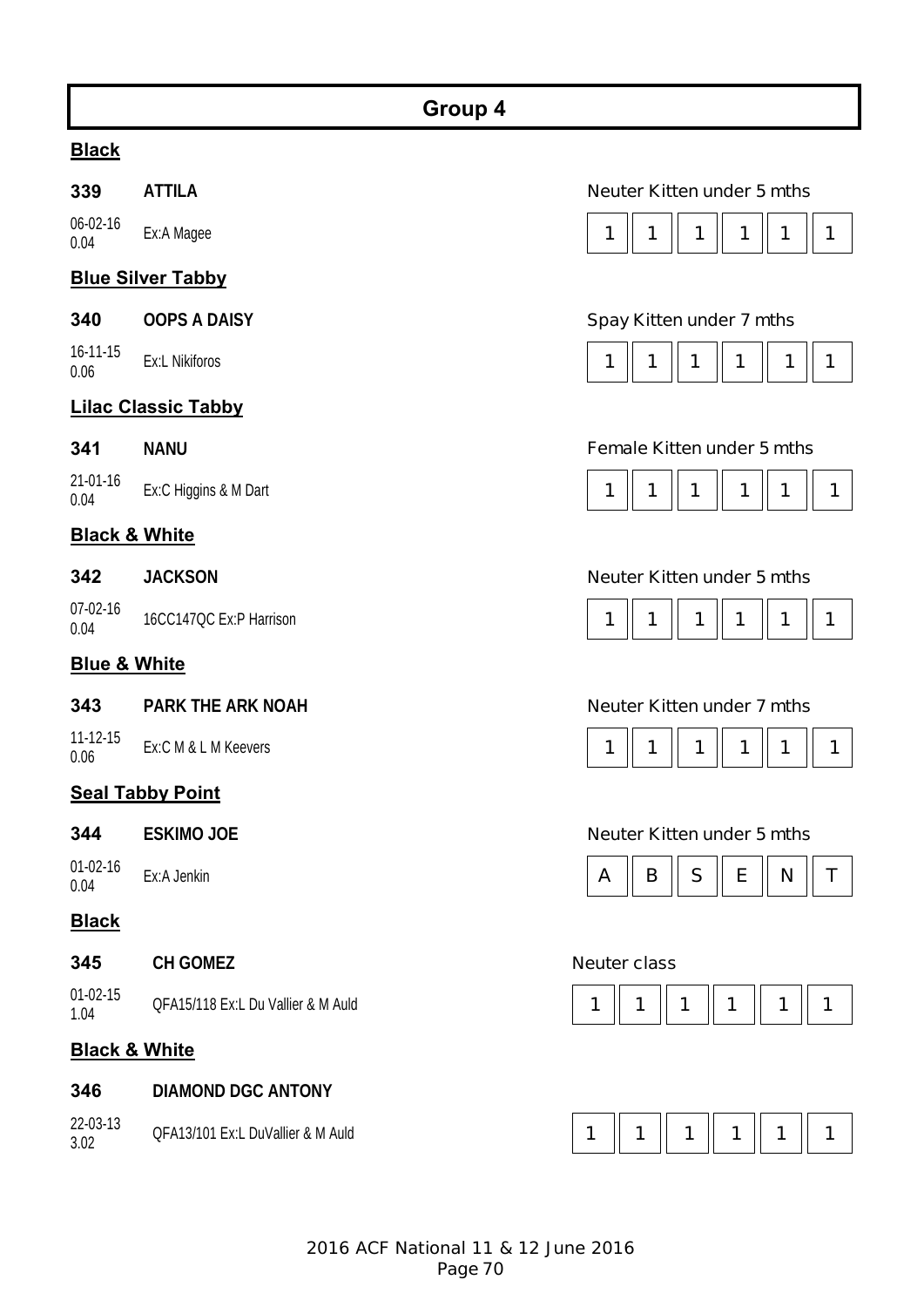# Group 4

**Black**

**339** **ATTILA** — Neuter Kitten under 5 mths

06-02-16
0.04 Ex:A Magee

| 1 | 1 | 1 | 1 | 1 | 1 |
|---|---|---|---|---|---|

**Blue Silver Tabby**

**340** **OOPS A DAISY** — Spay Kitten under 7 mths

16-11-15
0.06 Ex:L Nikiforos

| 1 | 1 | 1 | 1 | 1 | 1 |
|---|---|---|---|---|---|

**Lilac Classic Tabby**

**341** **NANU** — Female Kitten under 5 mths

21-01-16
0.04 Ex:C Higgins & M Dart

| 1 | 1 | 1 | 1 | 1 | 1 |
|---|---|---|---|---|---|

**Black & White**

**342** **JACKSON** — Neuter Kitten under 5 mths

07-02-16
0.04 16CC147QC Ex:P Harrison

| 1 | 1 | 1 | 1 | 1 | 1 |
|---|---|---|---|---|---|

**Blue & White**

**343** **PARK THE ARK NOAH** — Neuter Kitten under 7 mths

11-12-15
0.06 Ex:C M & L M Keevers

| 1 | 1 | 1 | 1 | 1 | 1 |
|---|---|---|---|---|---|

**Seal Tabby Point**

**344** **ESKIMO JOE** — Neuter Kitten under 5 mths

01-02-16
0.04 Ex:A Jenkin

| A | B | S | E | N | T |
|---|---|---|---|---|---|

**Black**

**345** **CH GOMEZ** — Neuter class

01-02-15
1.04 QFA15/118 Ex:L Du Vallier & M Auld

| 1 | 1 | 1 | 1 | 1 | 1 |
|---|---|---|---|---|---|

**Black & White**

**346** **DIAMOND DGC ANTONY**

22-03-13
3.02 QFA13/101 Ex:L DuVallier & M Auld

| 1 | 1 | 1 | 1 | 1 | 1 |
|---|---|---|---|---|---|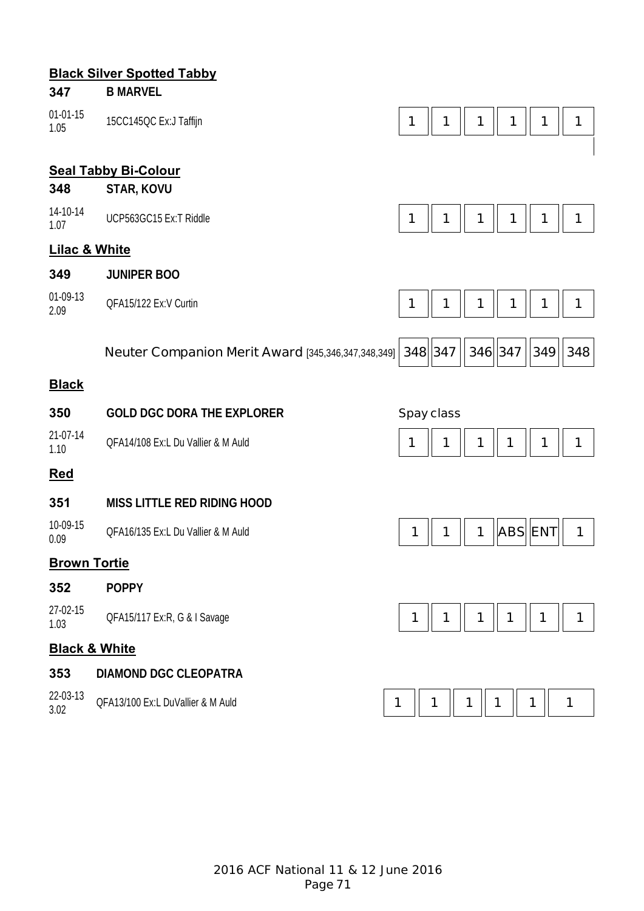**Black Silver Spotted Tabby**

| | | | | | | | |
|---|---|---|---|---|---|---|---|
| **347** | **B MARVEL** | | | | | | |
| 01-01-15 1.05 | 15CC145QC Ex:J Taffijn | 1 | 1 | 1 | 1 | 1 | 1 |

**Seal Tabby Bi-Colour**

| | | | | | | | |
|---|---|---|---|---|---|---|---|
| **348** | **STAR, KOVU** | | | | | | |
| 14-10-14 1.07 | UCP563GC15 Ex:T Riddle | 1 | 1 | 1 | 1 | 1 | 1 |

**Lilac & White**

| | | | | | | | |
|---|---|---|---|---|---|---|---|
| **349** | **JUNIPER BOO** | | | | | | |
| 01-09-13 2.09 | QFA15/122 Ex:V Curtin | 1 | 1 | 1 | 1 | 1 | 1 |

Neuter Companion Merit Award [345,346,347,348,349]

| | | | | | |
|---|---|---|---|---|---|
| 348 | 347 | 346 | 347 | 349 | 348 |

**Black**

| | | | | | | | |
|---|---|---|---|---|---|---|---|
| **350** | **GOLD DGC DORA THE EXPLORER** | Spay class | | | | | |
| 21-07-14 1.10 | QFA14/108 Ex:L Du Vallier & M Auld | 1 | 1 | 1 | 1 | 1 | 1 |

**Red**

| | | | | | | | |
|---|---|---|---|---|---|---|---|
| **351** | **MISS LITTLE RED RIDING HOOD** | | | | | | |
| 10-09-15 0.09 | QFA16/135 Ex:L Du Vallier & M Auld | 1 | 1 | 1 | ABS | ENT | 1 |

**Brown Tortie**

| | | | | | | | |
|---|---|---|---|---|---|---|---|
| **352** | **POPPY** | | | | | | |
| 27-02-15 1.03 | QFA15/117 Ex:R, G & I Savage | 1 | 1 | 1 | 1 | 1 | 1 |

**Black & White**

| | | | | | | | |
|---|---|---|---|---|---|---|---|
| **353** | **DIAMOND DGC CLEOPATRA** | | | | | | |
| 22-03-13 3.02 | QFA13/100 Ex:L DuVallier & M Auld | 1 | 1 | 1 | 1 | 1 | 1 |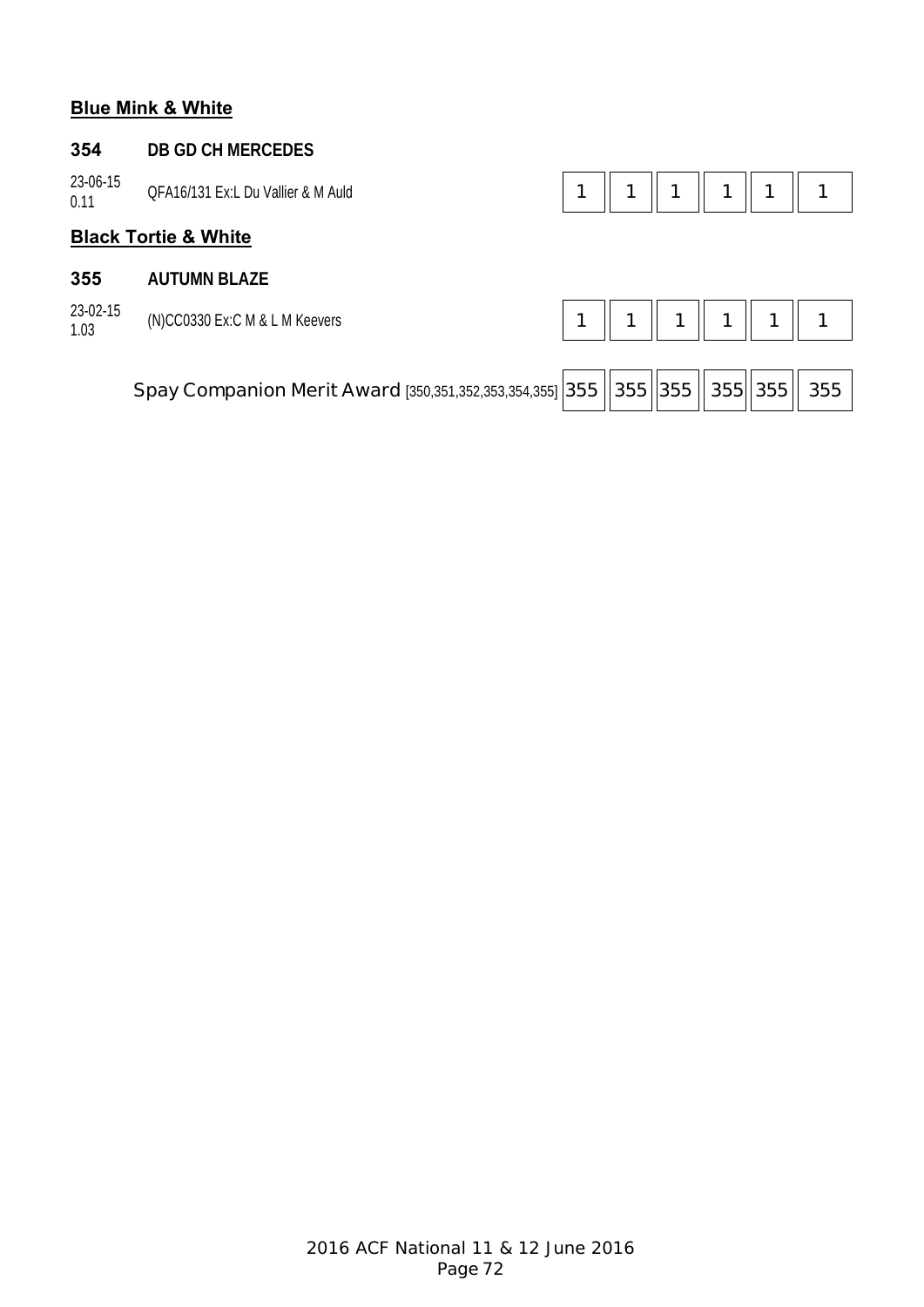## Blue Mink & White

**354** **DB GD CH MERCEDES**

| | | | | | | | |
|---|---|---|---|---|---|---|---|
| 23-06-15 0.11 | QFA16/131 Ex:L Du Vallier & M Auld | 1 | 1 | 1 | 1 | 1 | 1 |

## Black Tortie & White

**355** **AUTUMN BLAZE**

| | | | | | | | |
|---|---|---|---|---|---|---|---|
| 23-02-15 1.03 | (N)CC0330 Ex:C M & L M Keevers | 1 | 1 | 1 | 1 | 1 | 1 |

| | | | | | | |
|---|---|---|---|---|---|---|
| Spay Companion Merit Award [350,351,352,353,354,355] | 355 | 355 | 355 | 355 | 355 | 355 |